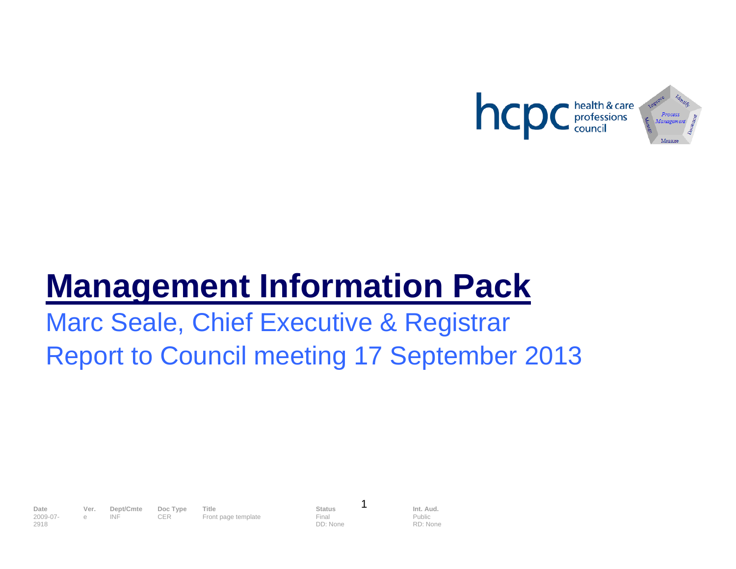# Management Information Pack

Marc Seale, Chief Executive & Registrar

Report to Council meeting 17 September 2013

| Date | Ver. | Dept/Cmte | Doc Type | Title | Status | Int. Aud. |
|---|---|---|---|---|---|---|
| 2009-07-2918 | e | INF | CER | Front page template | Final<br>DD: None | Public<br>RD: None |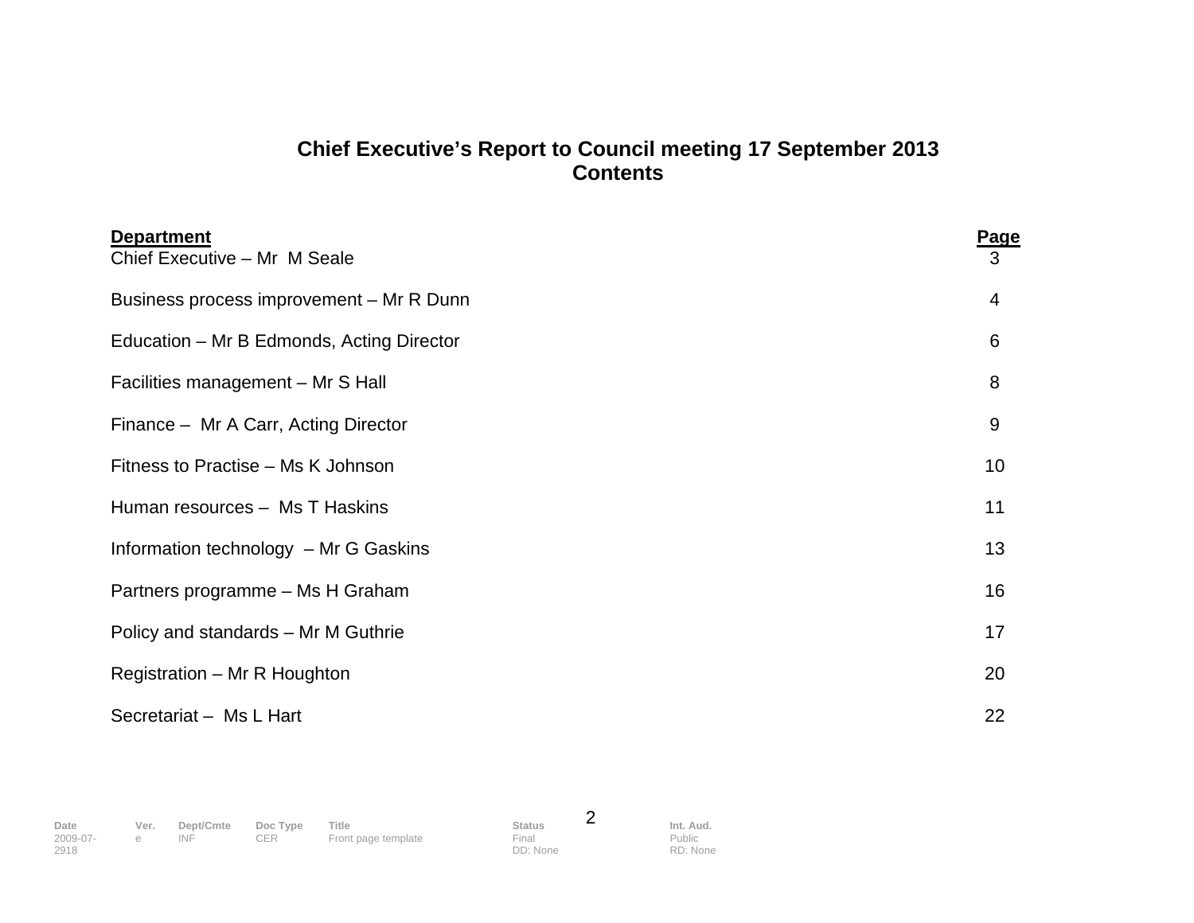# Chief Executive's Report to Council meeting 17 September 2013
## Contents

| Department | Page |
|---|---|
| Chief Executive – Mr M Seale | 3 |
| Business process improvement – Mr R Dunn | 4 |
| Education – Mr B Edmonds, Acting Director | 6 |
| Facilities management – Mr S Hall | 8 |
| Finance – Mr A Carr, Acting Director | 9 |
| Fitness to Practise – Ms K Johnson | 10 |
| Human resources – Ms T Haskins | 11 |
| Information technology – Mr G Gaskins | 13 |
| Partners programme – Ms H Graham | 16 |
| Policy and standards – Mr M Guthrie | 17 |
| Registration – Mr R Houghton | 20 |
| Secretariat – Ms L Hart | 22 |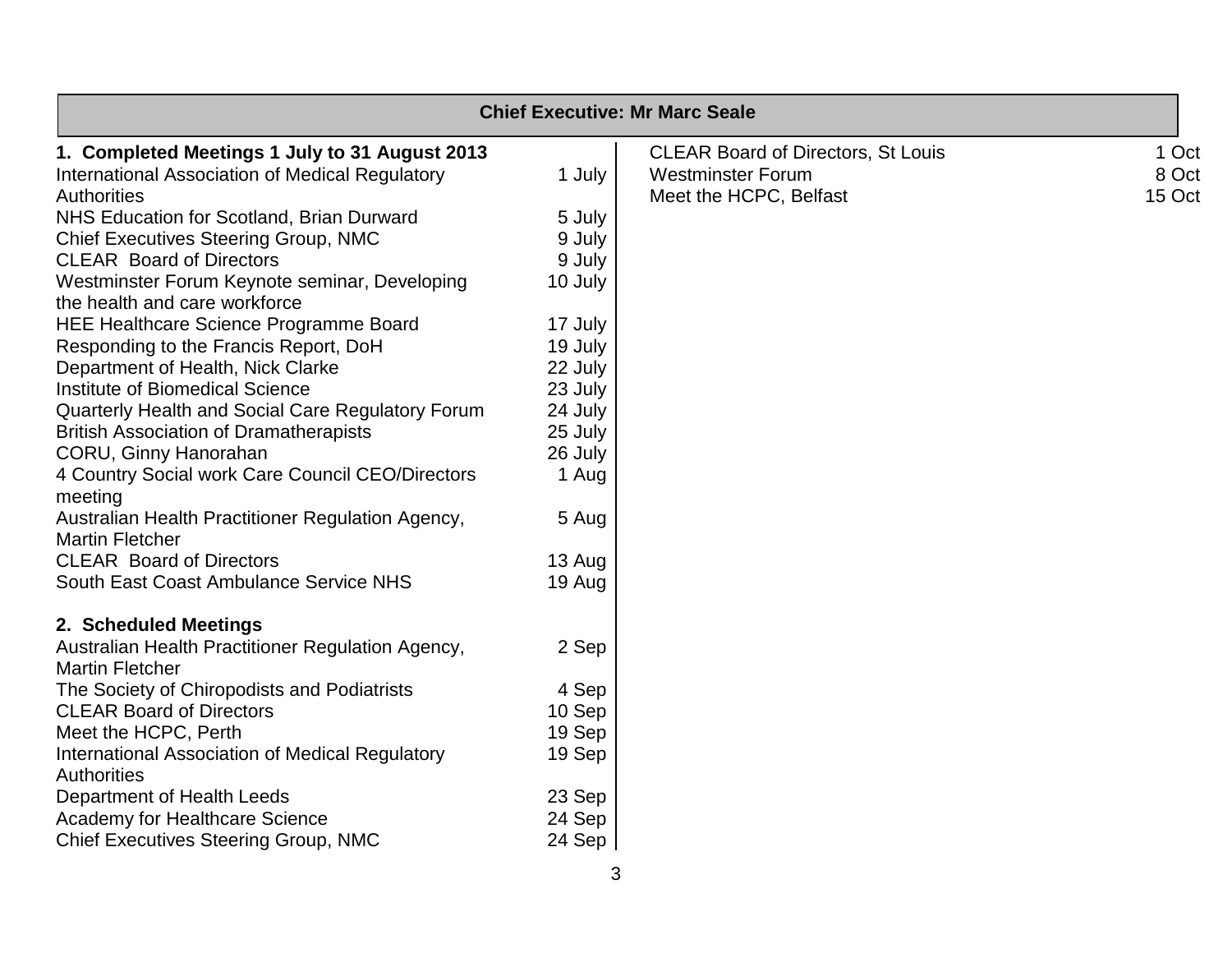## Chief Executive: Mr Marc Seale

| 1. Completed Meetings 1 July to 31 August 2013 | |
|---|---|
| International Association of Medical Regulatory Authorities | 1 July |
| NHS Education for Scotland, Brian Durward | 5 July |
| Chief Executives Steering Group, NMC | 9 July |
| CLEAR Board of Directors | 9 July |
| Westminster Forum Keynote seminar, Developing the health and care workforce | 10 July |
| HEE Healthcare Science Programme Board | 17 July |
| Responding to the Francis Report, DoH | 19 July |
| Department of Health, Nick Clarke | 22 July |
| Institute of Biomedical Science | 23 July |
| Quarterly Health and Social Care Regulatory Forum | 24 July |
| British Association of Dramatherapists | 25 July |
| CORU, Ginny Hanorahan | 26 July |
| 4 Country Social work Care Council CEO/Directors meeting | 1 Aug |
| Australian Health Practitioner Regulation Agency, Martin Fletcher | 5 Aug |
| CLEAR Board of Directors | 13 Aug |
| South East Coast Ambulance Service NHS | 19 Aug |

| 2. Scheduled Meetings | |
|---|---|
| Australian Health Practitioner Regulation Agency, Martin Fletcher | 2 Sep |
| The Society of Chiropodists and Podiatrists | 4 Sep |
| CLEAR Board of Directors | 10 Sep |
| Meet the HCPC, Perth | 19 Sep |
| International Association of Medical Regulatory Authorities | 19 Sep |
| Department of Health Leeds | 23 Sep |
| Academy for Healthcare Science | 24 Sep |
| Chief Executives Steering Group, NMC | 24 Sep |
| CLEAR Board of Directors, St Louis | 1 Oct |
| Westminster Forum | 8 Oct |
| Meet the HCPC, Belfast | 15 Oct |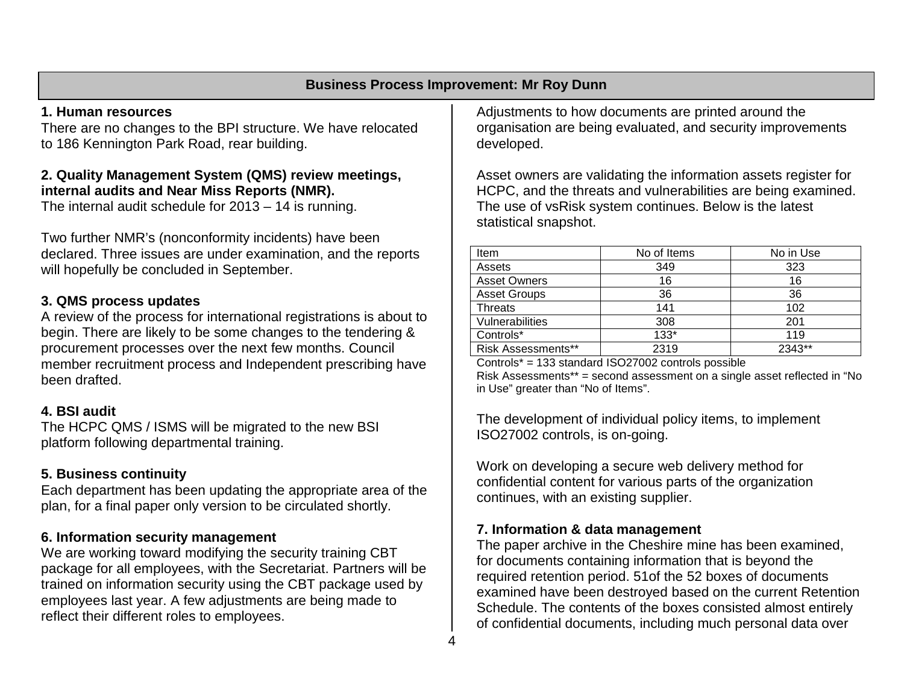## Business Process Improvement: Mr Roy Dunn

### 1. Human resources

There are no changes to the BPI structure. We have relocated to 186 Kennington Park Road, rear building.

### 2. Quality Management System (QMS) review meetings, internal audits and Near Miss Reports (NMR).

The internal audit schedule for 2013 – 14 is running.

Two further NMR's (nonconformity incidents) have been declared. Three issues are under examination, and the reports will hopefully be concluded in September.

### 3. QMS process updates

A review of the process for international registrations is about to begin. There are likely to be some changes to the tendering & procurement processes over the next few months. Council member recruitment process and Independent prescribing have been drafted.

### 4. BSI audit

The HCPC QMS / ISMS will be migrated to the new BSI platform following departmental training.

### 5. Business continuity

Each department has been updating the appropriate area of the plan, for a final paper only version to be circulated shortly.

### 6. Information security management

We are working toward modifying the security training CBT package for all employees, with the Secretariat. Partners will be trained on information security using the CBT package used by employees last year. A few adjustments are being made to reflect their different roles to employees.

Adjustments to how documents are printed around the organisation are being evaluated, and security improvements developed.

Asset owners are validating the information assets register for HCPC, and the threats and vulnerabilities are being examined. The use of vsRisk system continues. Below is the latest statistical snapshot.

| Item | No of Items | No in Use |
|---|---|---|
| Assets | 349 | 323 |
| Asset Owners | 16 | 16 |
| Asset Groups | 36 | 36 |
| Threats | 141 | 102 |
| Vulnerabilities | 308 | 201 |
| Controls* | 133* | 119 |
| Risk Assessments** | 2319 | 2343** |

Controls* = 133 standard ISO27002 controls possible

Risk Assessments** = second assessment on a single asset reflected in "No in Use" greater than "No of Items".

The development of individual policy items, to implement ISO27002 controls, is on-going.

Work on developing a secure web delivery method for confidential content for various parts of the organization continues, with an existing supplier.

### 7. Information & data management

The paper archive in the Cheshire mine has been examined, for documents containing information that is beyond the required retention period. 51of the 52 boxes of documents examined have been destroyed based on the current Retention Schedule. The contents of the boxes consisted almost entirely of confidential documents, including much personal data over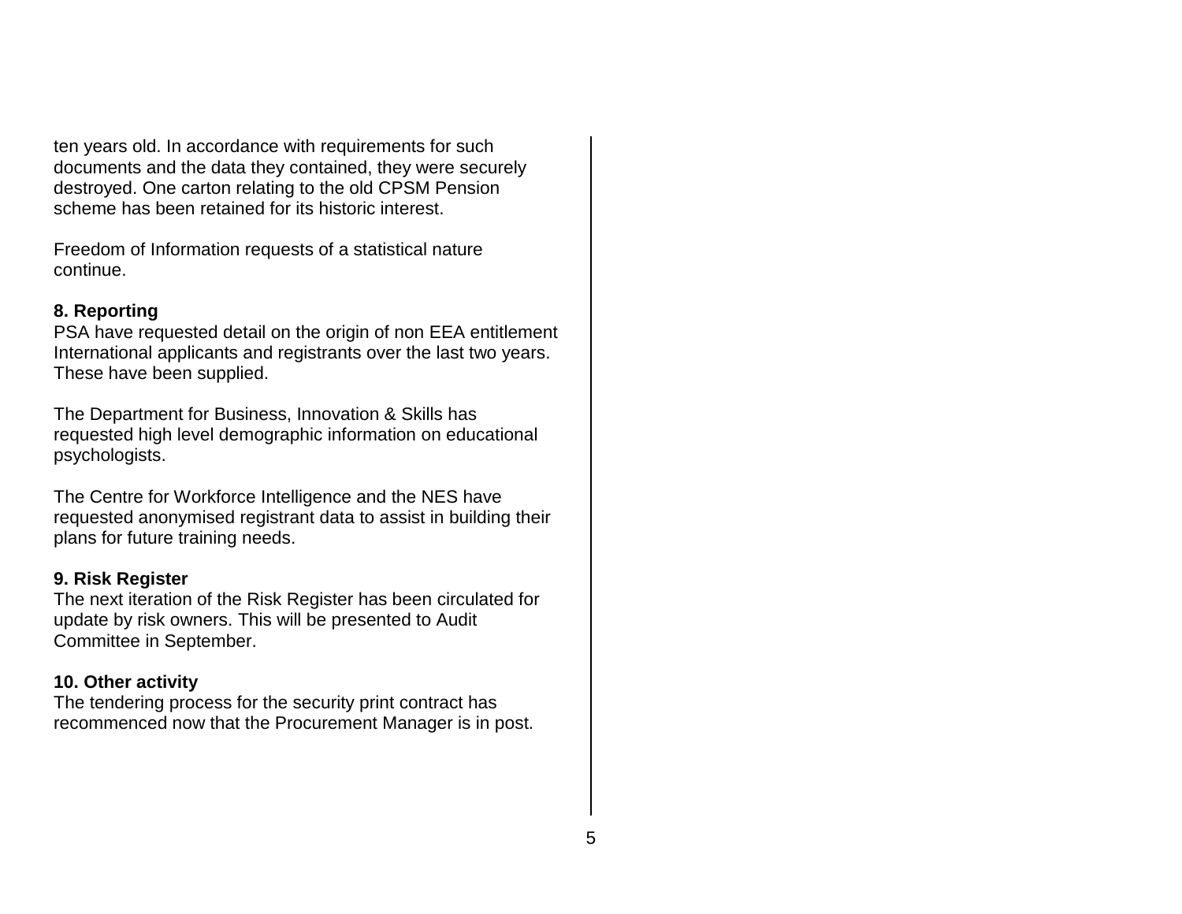ten years old. In accordance with requirements for such documents and the data they contained, they were securely destroyed. One carton relating to the old CPSM Pension scheme has been retained for its historic interest.

Freedom of Information requests of a statistical nature continue.

**8. Reporting**

PSA have requested detail on the origin of non EEA entitlement International applicants and registrants over the last two years. These have been supplied.

The Department for Business, Innovation & Skills has requested high level demographic information on educational psychologists.

The Centre for Workforce Intelligence and the NES have requested anonymised registrant data to assist in building their plans for future training needs.

**9. Risk Register**

The next iteration of the Risk Register has been circulated for update by risk owners. This will be presented to Audit Committee in September.

**10. Other activity**

The tendering process for the security print contract has recommenced now that the Procurement Manager is in post.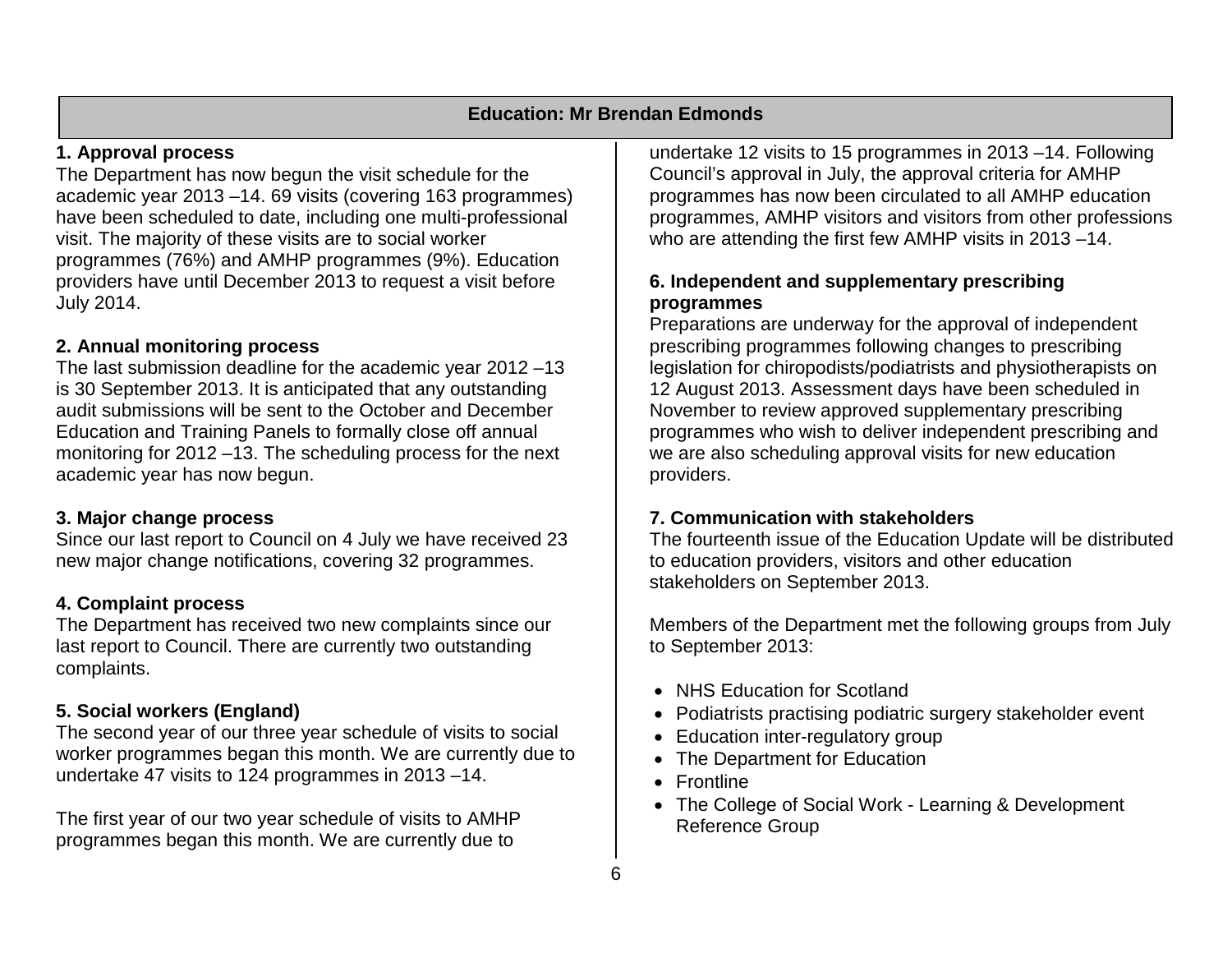## Education: Mr Brendan Edmonds

### 1. Approval process

The Department has now begun the visit schedule for the academic year 2013 –14. 69 visits (covering 163 programmes) have been scheduled to date, including one multi-professional visit. The majority of these visits are to social worker programmes (76%) and AMHP programmes (9%). Education providers have until December 2013 to request a visit before July 2014.

### 2. Annual monitoring process

The last submission deadline for the academic year 2012 –13 is 30 September 2013. It is anticipated that any outstanding audit submissions will be sent to the October and December Education and Training Panels to formally close off annual monitoring for 2012 –13. The scheduling process for the next academic year has now begun.

### 3. Major change process

Since our last report to Council on 4 July we have received 23 new major change notifications, covering 32 programmes.

### 4. Complaint process

The Department has received two new complaints since our last report to Council. There are currently two outstanding complaints.

### 5. Social workers (England)

The second year of our three year schedule of visits to social worker programmes began this month. We are currently due to undertake 47 visits to 124 programmes in 2013 –14.

The first year of our two year schedule of visits to AMHP programmes began this month. We are currently due to undertake 12 visits to 15 programmes in 2013 –14. Following Council's approval in July, the approval criteria for AMHP programmes has now been circulated to all AMHP education programmes, AMHP visitors and visitors from other professions who are attending the first few AMHP visits in 2013 –14.

### 6. Independent and supplementary prescribing programmes

Preparations are underway for the approval of independent prescribing programmes following changes to prescribing legislation for chiropodists/podiatrists and physiotherapists on 12 August 2013. Assessment days have been scheduled in November to review approved supplementary prescribing programmes who wish to deliver independent prescribing and we are also scheduling approval visits for new education providers.

### 7. Communication with stakeholders

The fourteenth issue of the Education Update will be distributed to education providers, visitors and other education stakeholders on September 2013.

Members of the Department met the following groups from July to September 2013:

- NHS Education for Scotland
- Podiatrists practising podiatric surgery stakeholder event
- Education inter-regulatory group
- The Department for Education
- Frontline
- The College of Social Work - Learning & Development Reference Group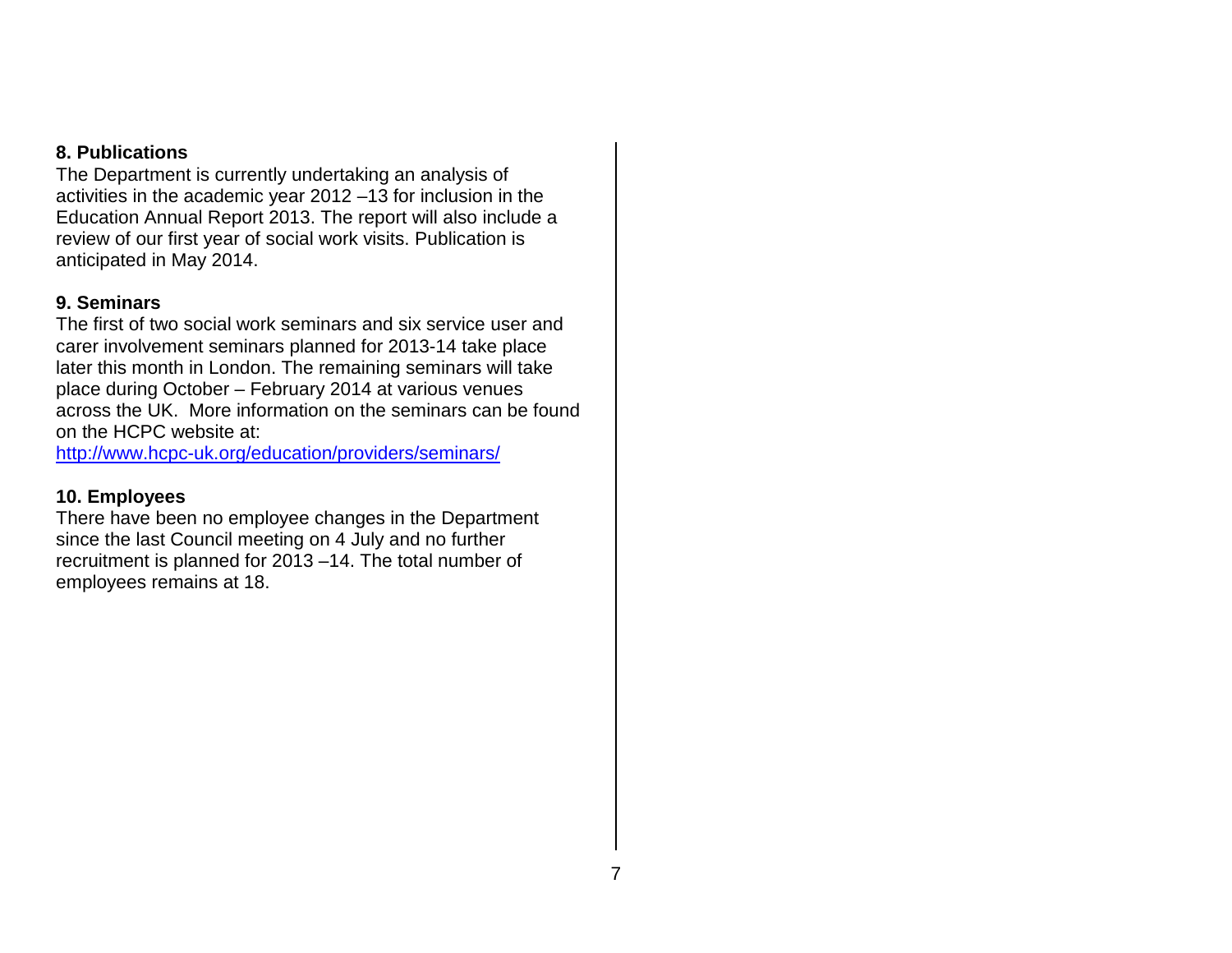**8. Publications**

The Department is currently undertaking an analysis of activities in the academic year 2012 –13 for inclusion in the Education Annual Report 2013. The report will also include a review of our first year of social work visits. Publication is anticipated in May 2014.

**9. Seminars**

The first of two social work seminars and six service user and carer involvement seminars planned for 2013-14 take place later this month in London. The remaining seminars will take place during October – February 2014 at various venues across the UK. More information on the seminars can be found on the HCPC website at:
http://www.hcpc-uk.org/education/providers/seminars/

**10. Employees**

There have been no employee changes in the Department since the last Council meeting on 4 July and no further recruitment is planned for 2013 –14. The total number of employees remains at 18.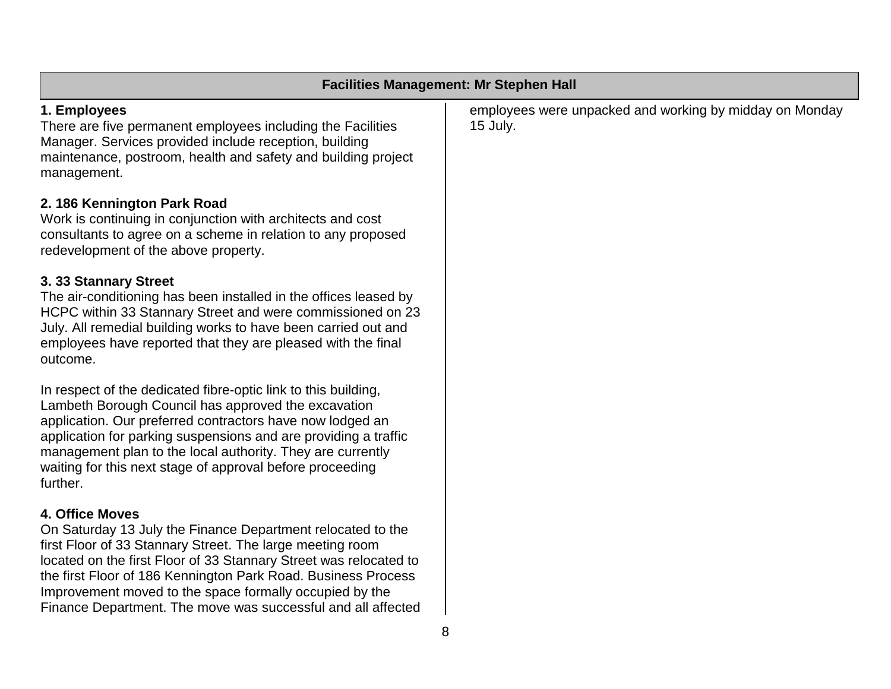## Facilities Management: Mr Stephen Hall

**1. Employees**

There are five permanent employees including the Facilities Manager. Services provided include reception, building maintenance, postroom, health and safety and building project management.

**2. 186 Kennington Park Road**

Work is continuing in conjunction with architects and cost consultants to agree on a scheme in relation to any proposed redevelopment of the above property.

**3. 33 Stannary Street**

The air-conditioning has been installed in the offices leased by HCPC within 33 Stannary Street and were commissioned on 23 July. All remedial building works to have been carried out and employees have reported that they are pleased with the final outcome.

In respect of the dedicated fibre-optic link to this building, Lambeth Borough Council has approved the excavation application. Our preferred contractors have now lodged an application for parking suspensions and are providing a traffic management plan to the local authority. They are currently waiting for this next stage of approval before proceeding further.

**4. Office Moves**

On Saturday 13 July the Finance Department relocated to the first Floor of 33 Stannary Street. The large meeting room located on the first Floor of 33 Stannary Street was relocated to the first Floor of 186 Kennington Park Road. Business Process Improvement moved to the space formally occupied by the Finance Department. The move was successful and all affected employees were unpacked and working by midday on Monday 15 July.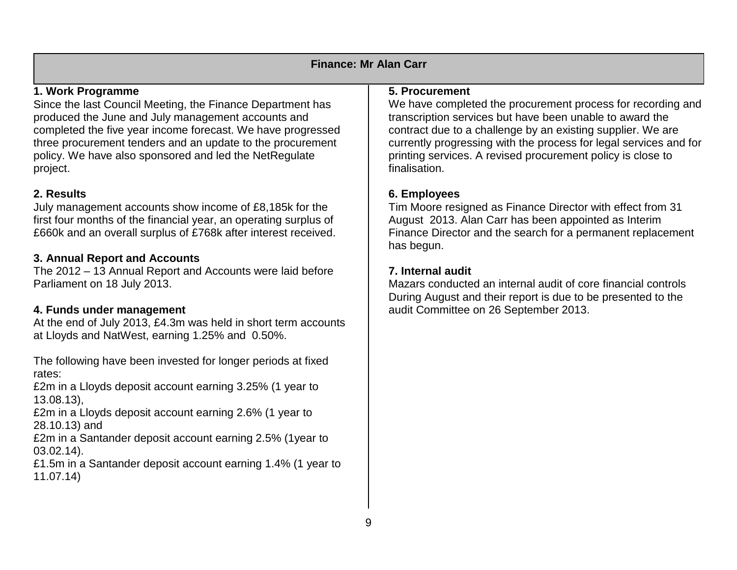## Finance: Mr Alan Carr

### 1. Work Programme

Since the last Council Meeting, the Finance Department has produced the June and July management accounts and completed the five year income forecast. We have progressed three procurement tenders and an update to the procurement policy. We have also sponsored and led the NetRegulate project.

### 2. Results

July management accounts show income of £8,185k for the first four months of the financial year, an operating surplus of £660k and an overall surplus of £768k after interest received.

### 3. Annual Report and Accounts

The 2012 – 13 Annual Report and Accounts were laid before Parliament on 18 July 2013.

### 4. Funds under management

At the end of July 2013, £4.3m was held in short term accounts at Lloyds and NatWest, earning 1.25% and 0.50%.

The following have been invested for longer periods at fixed rates:
£2m in a Lloyds deposit account earning 3.25% (1 year to 13.08.13),
£2m in a Lloyds deposit account earning 2.6% (1 year to 28.10.13) and
£2m in a Santander deposit account earning 2.5% (1year to 03.02.14).
£1.5m in a Santander deposit account earning 1.4% (1 year to 11.07.14)

### 5. Procurement

We have completed the procurement process for recording and transcription services but have been unable to award the contract due to a challenge by an existing supplier. We are currently progressing with the process for legal services and for printing services. A revised procurement policy is close to finalisation.

### 6. Employees

Tim Moore resigned as Finance Director with effect from 31 August 2013. Alan Carr has been appointed as Interim Finance Director and the search for a permanent replacement has begun.

### 7. Internal audit

Mazars conducted an internal audit of core financial controls During August and their report is due to be presented to the audit Committee on 26 September 2013.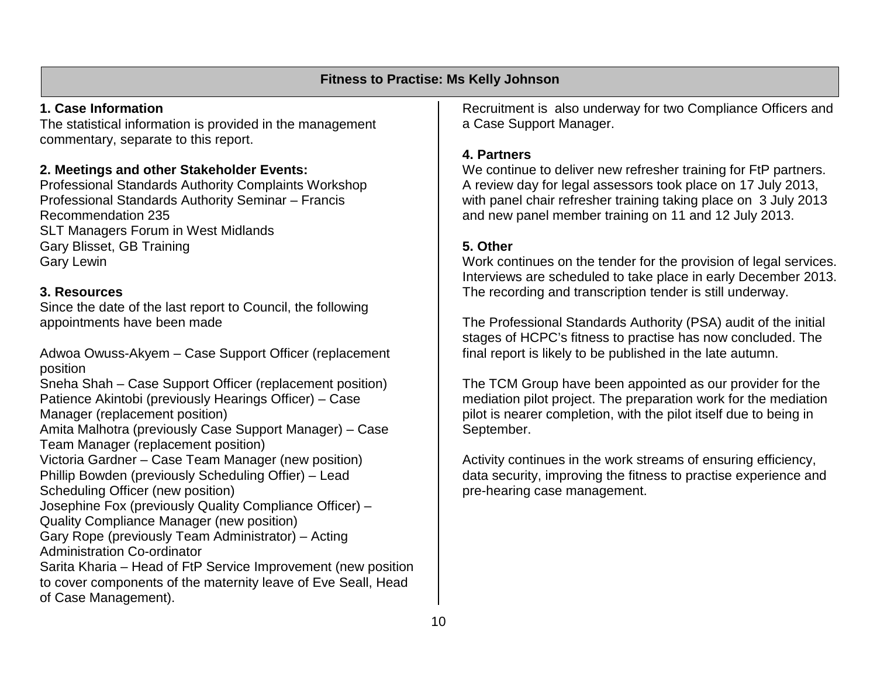## Fitness to Practise: Ms Kelly Johnson

**1. Case Information**

The statistical information is provided in the management commentary, separate to this report.

**2. Meetings and other Stakeholder Events:**

Professional Standards Authority Complaints Workshop
Professional Standards Authority Seminar – Francis Recommendation 235
SLT Managers Forum in West Midlands
Gary Blisset, GB Training
Gary Lewin

**3. Resources**

Since the date of the last report to Council, the following appointments have been made

Adwoa Owuss-Akyem – Case Support Officer (replacement position
Sneha Shah – Case Support Officer (replacement position)
Patience Akintobi (previously Hearings Officer) – Case Manager (replacement position)
Amita Malhotra (previously Case Support Manager) – Case Team Manager (replacement position)
Victoria Gardner – Case Team Manager (new position)
Phillip Bowden (previously Scheduling Offier) – Lead Scheduling Officer (new position)
Josephine Fox (previously Quality Compliance Officer) – Quality Compliance Manager (new position)
Gary Rope (previously Team Administrator) – Acting Administration Co-ordinator
Sarita Kharia – Head of FtP Service Improvement (new position to cover components of the maternity leave of Eve Seall, Head of Case Management).

Recruitment is also underway for two Compliance Officers and a Case Support Manager.

**4. Partners**

We continue to deliver new refresher training for FtP partners. A review day for legal assessors took place on 17 July 2013, with panel chair refresher training taking place on 3 July 2013 and new panel member training on 11 and 12 July 2013.

**5. Other**

Work continues on the tender for the provision of legal services. Interviews are scheduled to take place in early December 2013. The recording and transcription tender is still underway.

The Professional Standards Authority (PSA) audit of the initial stages of HCPC's fitness to practise has now concluded. The final report is likely to be published in the late autumn.

The TCM Group have been appointed as our provider for the mediation pilot project. The preparation work for the mediation pilot is nearer completion, with the pilot itself due to being in September.

Activity continues in the work streams of ensuring efficiency, data security, improving the fitness to practise experience and pre-hearing case management.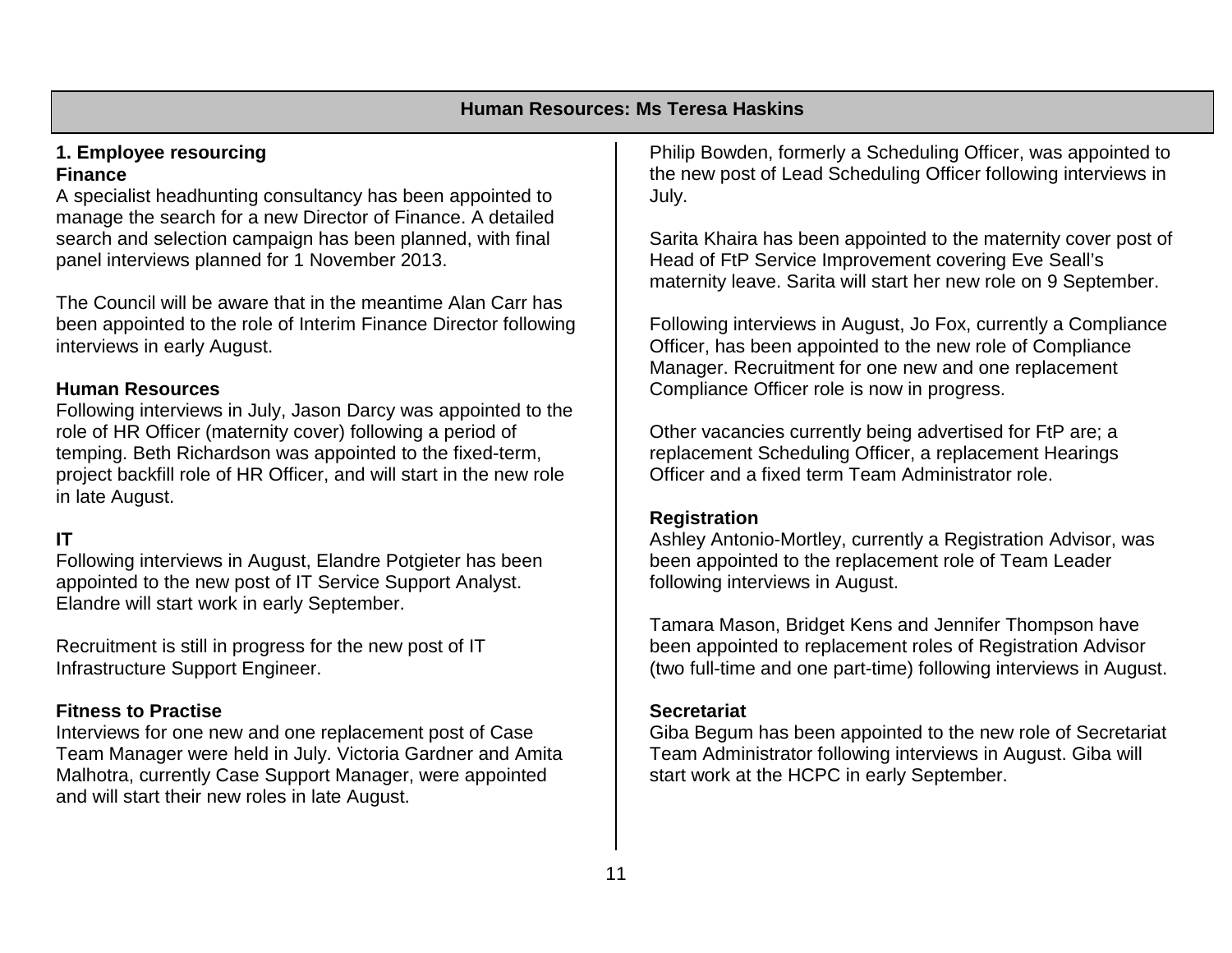## Human Resources: Ms Teresa Haskins

### 1. Employee resourcing

**Finance**

A specialist headhunting consultancy has been appointed to manage the search for a new Director of Finance. A detailed search and selection campaign has been planned, with final panel interviews planned for 1 November 2013.

The Council will be aware that in the meantime Alan Carr has been appointed to the role of Interim Finance Director following interviews in early August.

**Human Resources**

Following interviews in July, Jason Darcy was appointed to the role of HR Officer (maternity cover) following a period of temping. Beth Richardson was appointed to the fixed-term, project backfill role of HR Officer, and will start in the new role in late August.

**IT**

Following interviews in August, Elandre Potgieter has been appointed to the new post of IT Service Support Analyst. Elandre will start work in early September.

Recruitment is still in progress for the new post of IT Infrastructure Support Engineer.

**Fitness to Practise**

Interviews for one new and one replacement post of Case Team Manager were held in July. Victoria Gardner and Amita Malhotra, currently Case Support Manager, were appointed and will start their new roles in late August.

Philip Bowden, formerly a Scheduling Officer, was appointed to the new post of Lead Scheduling Officer following interviews in July.

Sarita Khaira has been appointed to the maternity cover post of Head of FtP Service Improvement covering Eve Seall's maternity leave. Sarita will start her new role on 9 September.

Following interviews in August, Jo Fox, currently a Compliance Officer, has been appointed to the new role of Compliance Manager. Recruitment for one new and one replacement Compliance Officer role is now in progress.

Other vacancies currently being advertised for FtP are; a replacement Scheduling Officer, a replacement Hearings Officer and a fixed term Team Administrator role.

**Registration**

Ashley Antonio-Mortley, currently a Registration Advisor, was been appointed to the replacement role of Team Leader following interviews in August.

Tamara Mason, Bridget Kens and Jennifer Thompson have been appointed to replacement roles of Registration Advisor (two full-time and one part-time) following interviews in August.

**Secretariat**

Giba Begum has been appointed to the new role of Secretariat Team Administrator following interviews in August. Giba will start work at the HCPC in early September.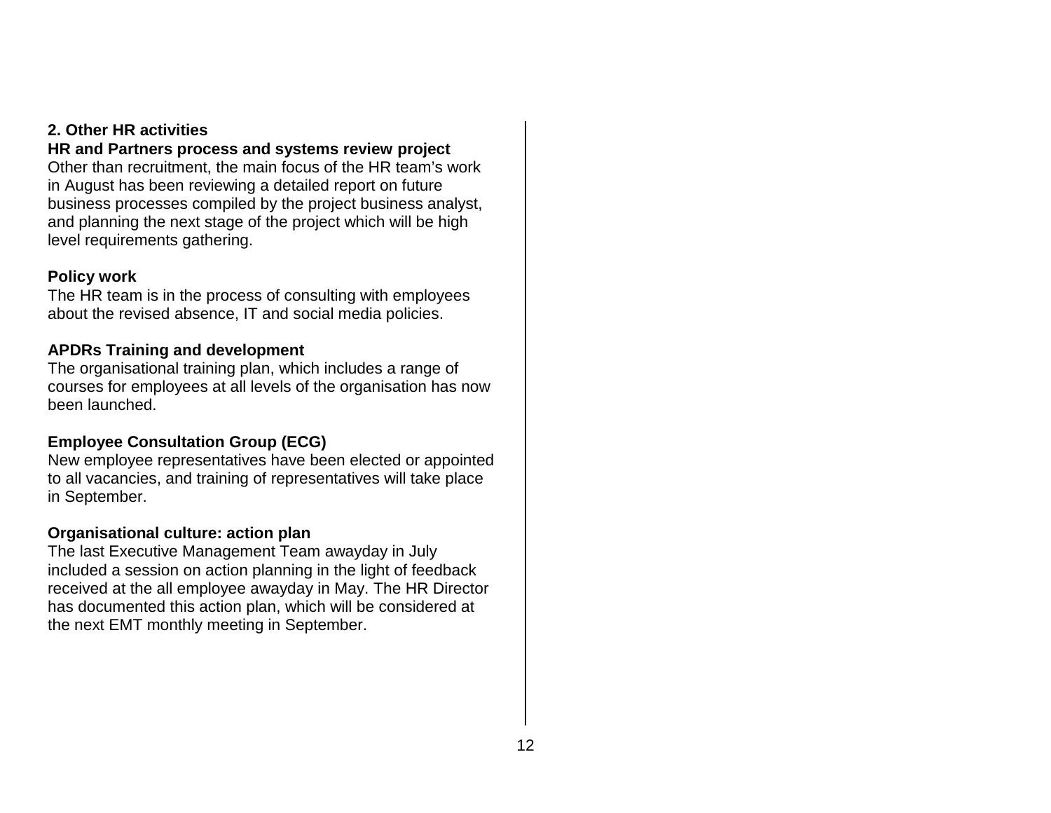## 2. Other HR activities

### HR and Partners process and systems review project

Other than recruitment, the main focus of the HR team's work in August has been reviewing a detailed report on future business processes compiled by the project business analyst, and planning the next stage of the project which will be high level requirements gathering.

### Policy work

The HR team is in the process of consulting with employees about the revised absence, IT and social media policies.

### APDRs Training and development

The organisational training plan, which includes a range of courses for employees at all levels of the organisation has now been launched.

### Employee Consultation Group (ECG)

New employee representatives have been elected or appointed to all vacancies, and training of representatives will take place in September.

### Organisational culture: action plan

The last Executive Management Team awayday in July included a session on action planning in the light of feedback received at the all employee awayday in May. The HR Director has documented this action plan, which will be considered at the next EMT monthly meeting in September.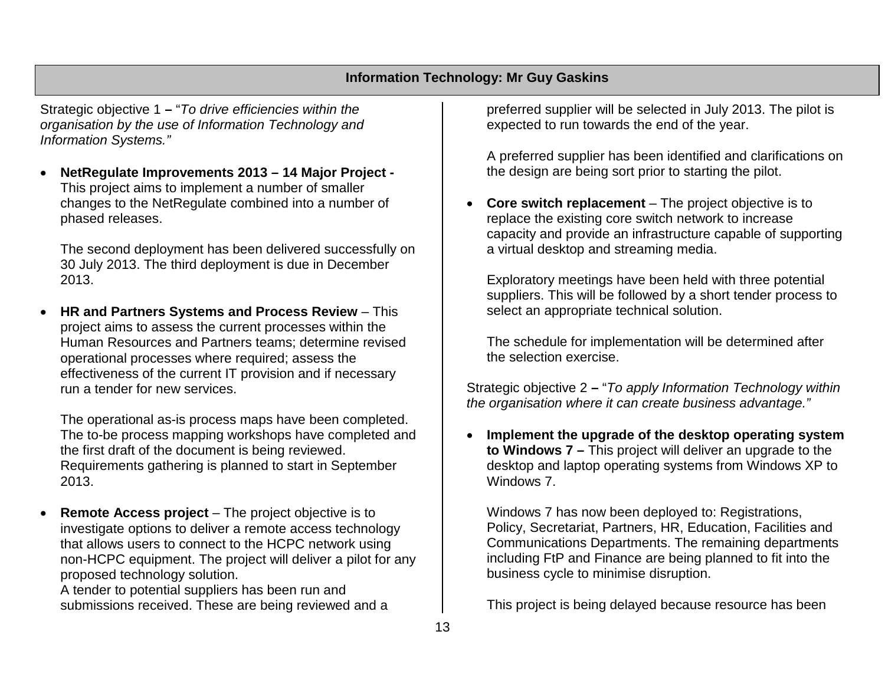## Information Technology: Mr Guy Gaskins

Strategic objective 1 **–** "*To drive efficiencies within the organisation by the use of Information Technology and Information Systems.*"

- **NetRegulate Improvements 2013 – 14 Major Project -** This project aims to implement a number of smaller changes to the NetRegulate combined into a number of phased releases.

  The second deployment has been delivered successfully on 30 July 2013. The third deployment is due in December 2013.

- **HR and Partners Systems and Process Review** – This project aims to assess the current processes within the Human Resources and Partners teams; determine revised operational processes where required; assess the effectiveness of the current IT provision and if necessary run a tender for new services.

  The operational as-is process maps have been completed. The to-be process mapping workshops have completed and the first draft of the document is being reviewed. Requirements gathering is planned to start in September 2013.

- **Remote Access project** – The project objective is to investigate options to deliver a remote access technology that allows users to connect to the HCPC network using non-HCPC equipment. The project will deliver a pilot for any proposed technology solution.
  A tender to potential suppliers has been run and submissions received. These are being reviewed and a preferred supplier will be selected in July 2013. The pilot is expected to run towards the end of the year.

  A preferred supplier has been identified and clarifications on the design are being sort prior to starting the pilot.

- **Core switch replacement** – The project objective is to replace the existing core switch network to increase capacity and provide an infrastructure capable of supporting a virtual desktop and streaming media.

  Exploratory meetings have been held with three potential suppliers. This will be followed by a short tender process to select an appropriate technical solution.

  The schedule for implementation will be determined after the selection exercise.

Strategic objective 2 **–** "*To apply Information Technology within the organisation where it can create business advantage.*"

- **Implement the upgrade of the desktop operating system to Windows 7 –** This project will deliver an upgrade to the desktop and laptop operating systems from Windows XP to Windows 7.

  Windows 7 has now been deployed to: Registrations, Policy, Secretariat, Partners, HR, Education, Facilities and Communications Departments. The remaining departments including FtP and Finance are being planned to fit into the business cycle to minimise disruption.

  This project is being delayed because resource has been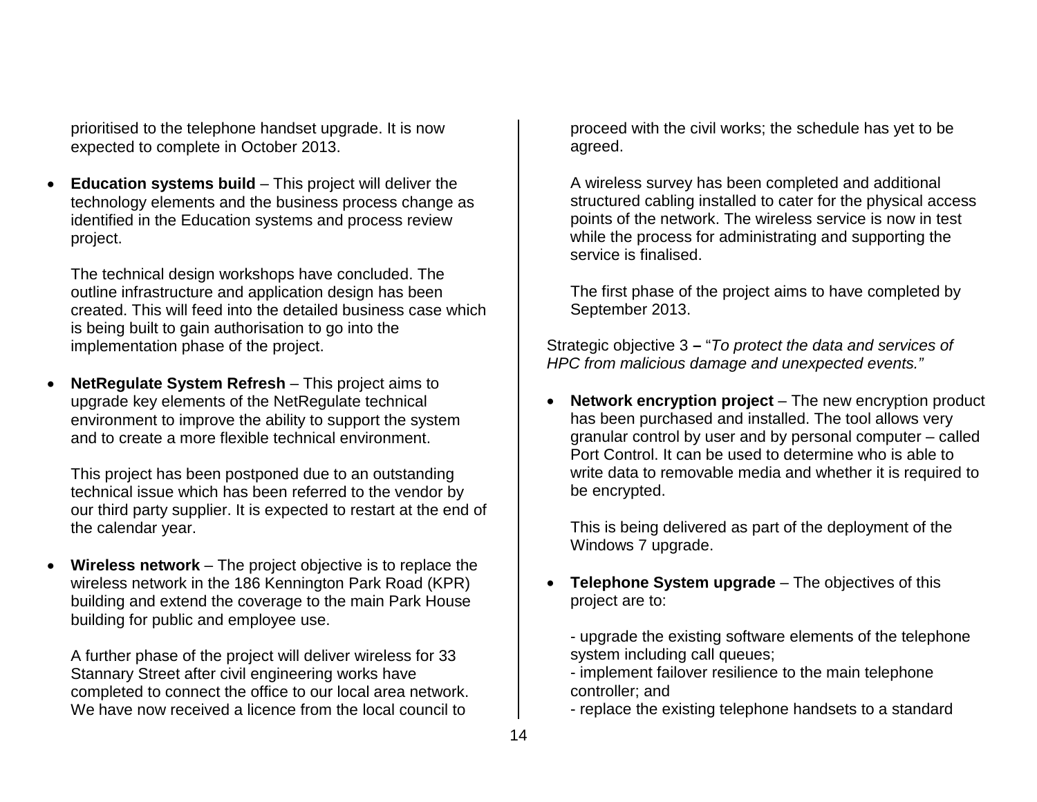prioritised to the telephone handset upgrade. It is now expected to complete in October 2013.

- **Education systems build** – This project will deliver the technology elements and the business process change as identified in the Education systems and process review project.

  The technical design workshops have concluded. The outline infrastructure and application design has been created. This will feed into the detailed business case which is being built to gain authorisation to go into the implementation phase of the project.

- **NetRegulate System Refresh** – This project aims to upgrade key elements of the NetRegulate technical environment to improve the ability to support the system and to create a more flexible technical environment.

  This project has been postponed due to an outstanding technical issue which has been referred to the vendor by our third party supplier. It is expected to restart at the end of the calendar year.

- **Wireless network** – The project objective is to replace the wireless network in the 186 Kennington Park Road (KPR) building and extend the coverage to the main Park House building for public and employee use.

  A further phase of the project will deliver wireless for 33 Stannary Street after civil engineering works have completed to connect the office to our local area network. We have now received a licence from the local council to proceed with the civil works; the schedule has yet to be agreed.

  A wireless survey has been completed and additional structured cabling installed to cater for the physical access points of the network. The wireless service is now in test while the process for administrating and supporting the service is finalised.

  The first phase of the project aims to have completed by September 2013.

Strategic objective 3 **–** "*To protect the data and services of HPC from malicious damage and unexpected events.*"

- **Network encryption project** – The new encryption product has been purchased and installed. The tool allows very granular control by user and by personal computer – called Port Control. It can be used to determine who is able to write data to removable media and whether it is required to be encrypted.

  This is being delivered as part of the deployment of the Windows 7 upgrade.

- **Telephone System upgrade** – The objectives of this project are to:

  - upgrade the existing software elements of the telephone system including call queues;
  - implement failover resilience to the main telephone controller; and
  - replace the existing telephone handsets to a standard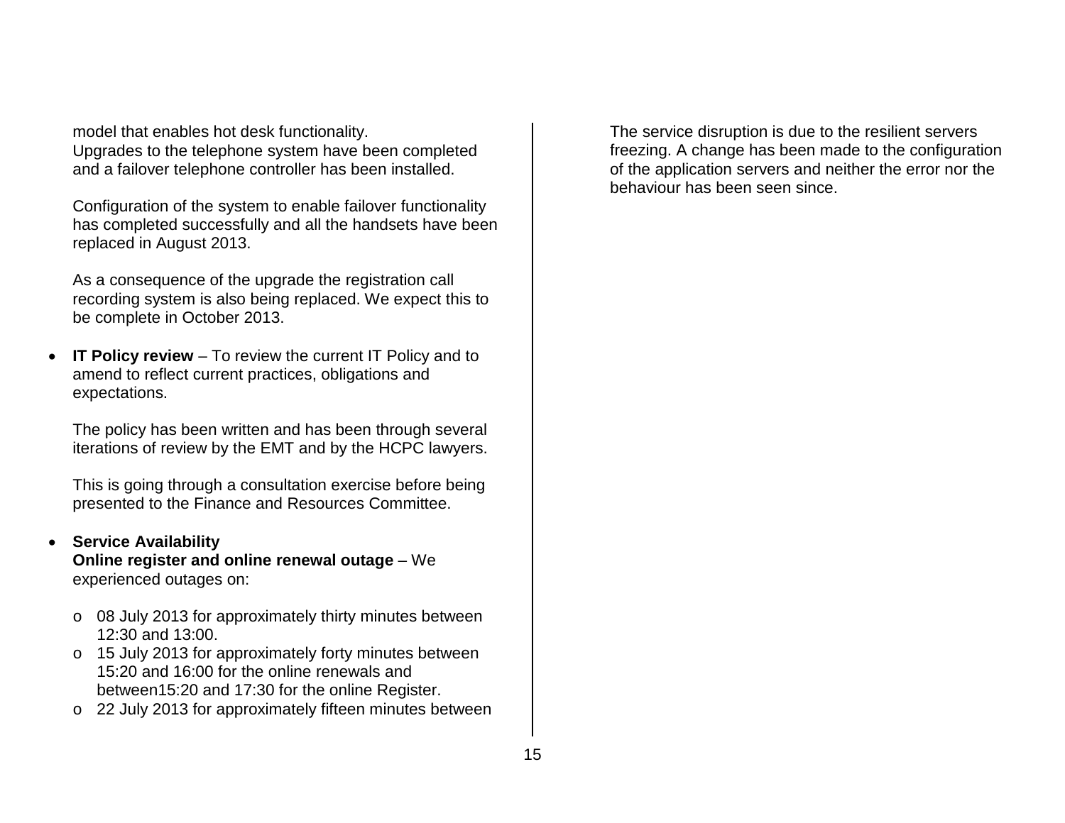model that enables hot desk functionality.
Upgrades to the telephone system have been completed and a failover telephone controller has been installed.

Configuration of the system to enable failover functionality has completed successfully and all the handsets have been replaced in August 2013.

As a consequence of the upgrade the registration call recording system is also being replaced. We expect this to be complete in October 2013.

- **IT Policy review** – To review the current IT Policy and to amend to reflect current practices, obligations and expectations.

  The policy has been written and has been through several iterations of review by the EMT and by the HCPC lawyers.

  This is going through a consultation exercise before being presented to the Finance and Resources Committee.

- **Service Availability**
  **Online register and online renewal outage** – We experienced outages on:

  - 08 July 2013 for approximately thirty minutes between 12:30 and 13:00.
  - 15 July 2013 for approximately forty minutes between 15:20 and 16:00 for the online renewals and between15:20 and 17:30 for the online Register.
  - 22 July 2013 for approximately fifteen minutes between

The service disruption is due to the resilient servers freezing. A change has been made to the configuration of the application servers and neither the error nor the behaviour has been seen since.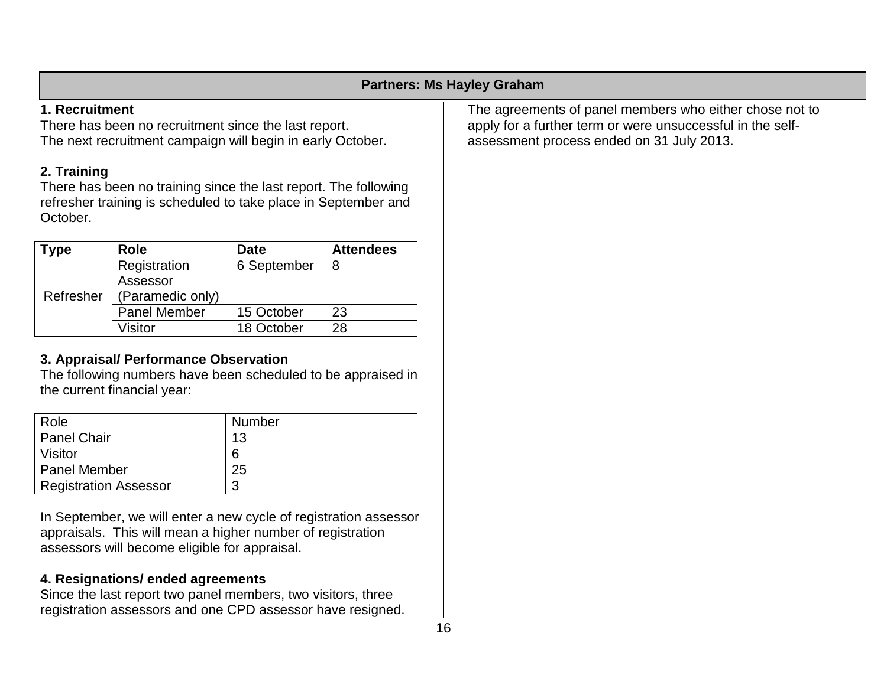## Partners: Ms Hayley Graham

### 1. Recruitment

There has been no recruitment since the last report.
The next recruitment campaign will begin in early October.

### 2. Training

There has been no training since the last report. The following refresher training is scheduled to take place in September and October.

| Type | Role | Date | Attendees |
|---|---|---|---|
| Refresher | Registration Assessor (Paramedic only) | 6 September | 8 |
| | Panel Member | 15 October | 23 |
| | Visitor | 18 October | 28 |

### 3. Appraisal/ Performance Observation

The following numbers have been scheduled to be appraised in the current financial year:

| Role | Number |
|---|---|
| Panel Chair | 13 |
| Visitor | 6 |
| Panel Member | 25 |
| Registration Assessor | 3 |

In September, we will enter a new cycle of registration assessor appraisals. This will mean a higher number of registration assessors will become eligible for appraisal.

### 4. Resignations/ ended agreements

Since the last report two panel members, two visitors, three registration assessors and one CPD assessor have resigned.

The agreements of panel members who either chose not to apply for a further term or were unsuccessful in the self-assessment process ended on 31 July 2013.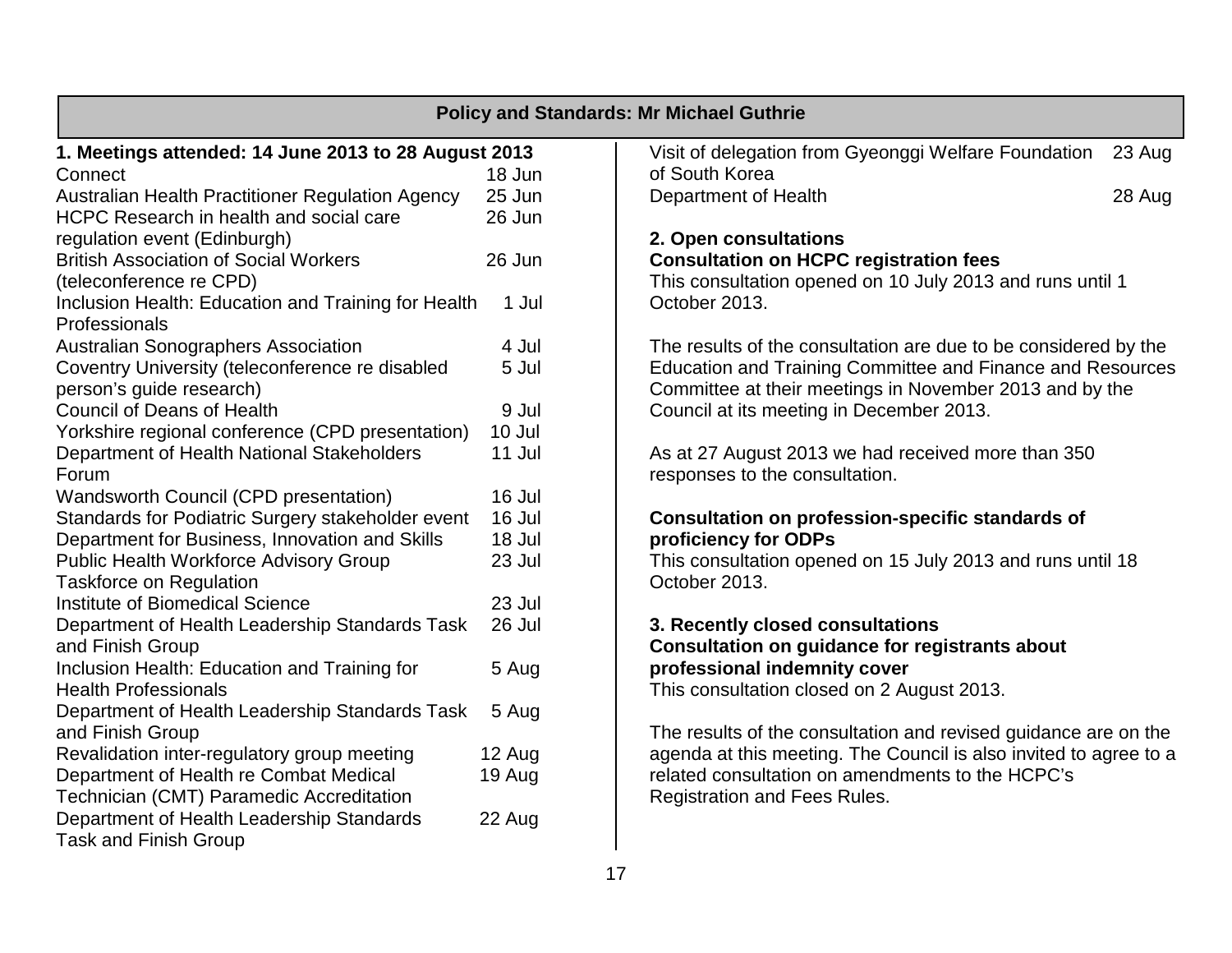## Policy and Standards: Mr Michael Guthrie

### 1. Meetings attended: 14 June 2013 to 28 August 2013

| Meeting | Date |
|---|---|
| Connect | 18 Jun |
| Australian Health Practitioner Regulation Agency | 25 Jun |
| HCPC Research in health and social care regulation event (Edinburgh) | 26 Jun |
| British Association of Social Workers (teleconference re CPD) | 26 Jun |
| Inclusion Health: Education and Training for Health Professionals | 1 Jul |
| Australian Sonographers Association | 4 Jul |
| Coventry University (teleconference re disabled person's guide research) | 5 Jul |
| Council of Deans of Health | 9 Jul |
| Yorkshire regional conference (CPD presentation) | 10 Jul |
| Department of Health National Stakeholders Forum | 11 Jul |
| Wandsworth Council (CPD presentation) | 16 Jul |
| Standards for Podiatric Surgery stakeholder event | 16 Jul |
| Department for Business, Innovation and Skills | 18 Jul |
| Public Health Workforce Advisory Group Taskforce on Regulation | 23 Jul |
| Institute of Biomedical Science | 23 Jul |
| Department of Health Leadership Standards Task and Finish Group | 26 Jul |
| Inclusion Health: Education and Training for Health Professionals | 5 Aug |
| Department of Health Leadership Standards Task and Finish Group | 5 Aug |
| Revalidation inter-regulatory group meeting | 12 Aug |
| Department of Health re Combat Medical Technician (CMT) Paramedic Accreditation | 19 Aug |
| Department of Health Leadership Standards Task and Finish Group | 22 Aug |
| Visit of delegation from Gyeonggi Welfare Foundation of South Korea | 23 Aug |
| Department of Health | 28 Aug |

### 2. Open consultations

**Consultation on HCPC registration fees**

This consultation opened on 10 July 2013 and runs until 1 October 2013.

The results of the consultation are due to be considered by the Education and Training Committee and Finance and Resources Committee at their meetings in November 2013 and by the Council at its meeting in December 2013.

As at 27 August 2013 we had received more than 350 responses to the consultation.

**Consultation on profession-specific standards of proficiency for ODPs**

This consultation opened on 15 July 2013 and runs until 18 October 2013.

### 3. Recently closed consultations

**Consultation on guidance for registrants about professional indemnity cover**

This consultation closed on 2 August 2013.

The results of the consultation and revised guidance are on the agenda at this meeting. The Council is also invited to agree to a related consultation on amendments to the HCPC's Registration and Fees Rules.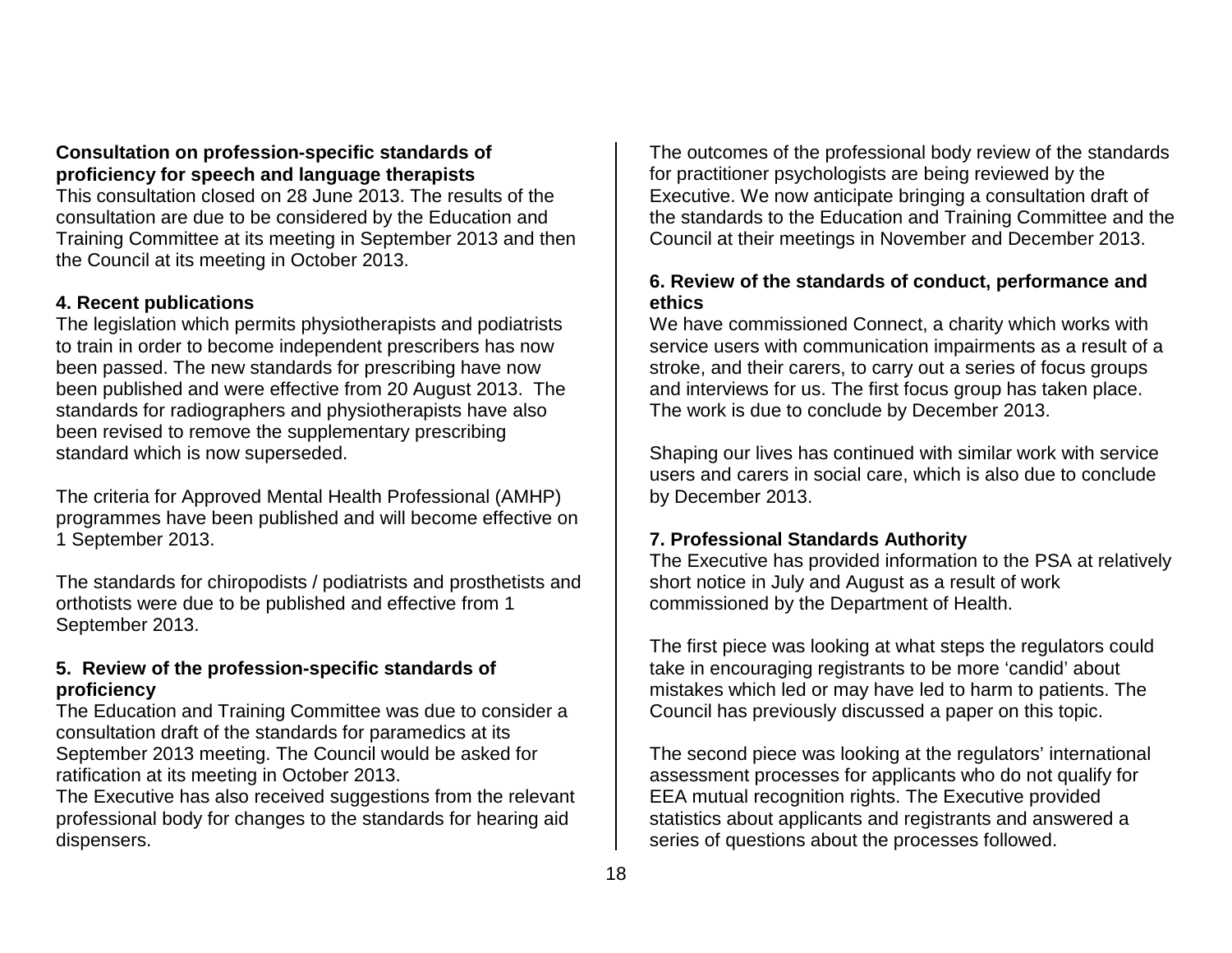**Consultation on profession-specific standards of proficiency for speech and language therapists**

This consultation closed on 28 June 2013. The results of the consultation are due to be considered by the Education and Training Committee at its meeting in September 2013 and then the Council at its meeting in October 2013.

**4. Recent publications**

The legislation which permits physiotherapists and podiatrists to train in order to become independent prescribers has now been passed. The new standards for prescribing have now been published and were effective from 20 August 2013. The standards for radiographers and physiotherapists have also been revised to remove the supplementary prescribing standard which is now superseded.

The criteria for Approved Mental Health Professional (AMHP) programmes have been published and will become effective on 1 September 2013.

The standards for chiropodists / podiatrists and prosthetists and orthotists were due to be published and effective from 1 September 2013.

**5. Review of the profession-specific standards of proficiency**

The Education and Training Committee was due to consider a consultation draft of the standards for paramedics at its September 2013 meeting. The Council would be asked for ratification at its meeting in October 2013.

The Executive has also received suggestions from the relevant professional body for changes to the standards for hearing aid dispensers.

The outcomes of the professional body review of the standards for practitioner psychologists are being reviewed by the Executive. We now anticipate bringing a consultation draft of the standards to the Education and Training Committee and the Council at their meetings in November and December 2013.

**6. Review of the standards of conduct, performance and ethics**

We have commissioned Connect, a charity which works with service users with communication impairments as a result of a stroke, and their carers, to carry out a series of focus groups and interviews for us. The first focus group has taken place. The work is due to conclude by December 2013.

Shaping our lives has continued with similar work with service users and carers in social care, which is also due to conclude by December 2013.

**7. Professional Standards Authority**

The Executive has provided information to the PSA at relatively short notice in July and August as a result of work commissioned by the Department of Health.

The first piece was looking at what steps the regulators could take in encouraging registrants to be more 'candid' about mistakes which led or may have led to harm to patients. The Council has previously discussed a paper on this topic.

The second piece was looking at the regulators' international assessment processes for applicants who do not qualify for EEA mutual recognition rights. The Executive provided statistics about applicants and registrants and answered a series of questions about the processes followed.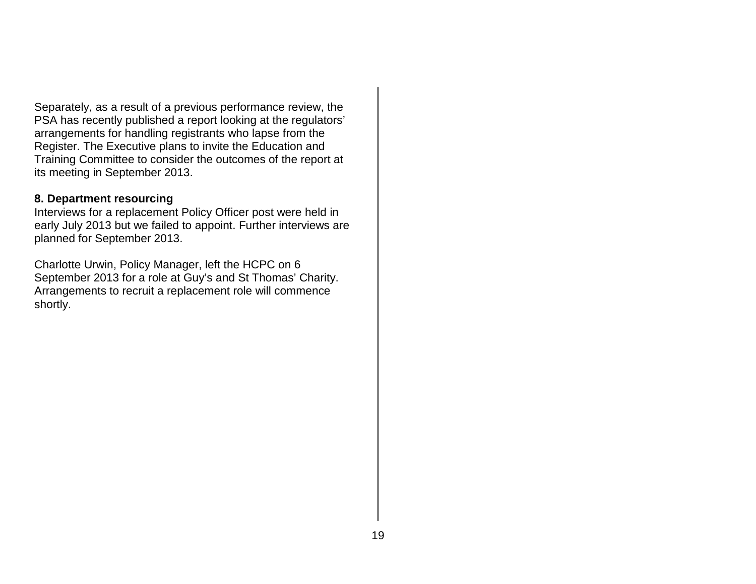Separately, as a result of a previous performance review, the PSA has recently published a report looking at the regulators' arrangements for handling registrants who lapse from the Register. The Executive plans to invite the Education and Training Committee to consider the outcomes of the report at its meeting in September 2013.

**8. Department resourcing**

Interviews for a replacement Policy Officer post were held in early July 2013 but we failed to appoint. Further interviews are planned for September 2013.

Charlotte Urwin, Policy Manager, left the HCPC on 6 September 2013 for a role at Guy's and St Thomas' Charity. Arrangements to recruit a replacement role will commence shortly.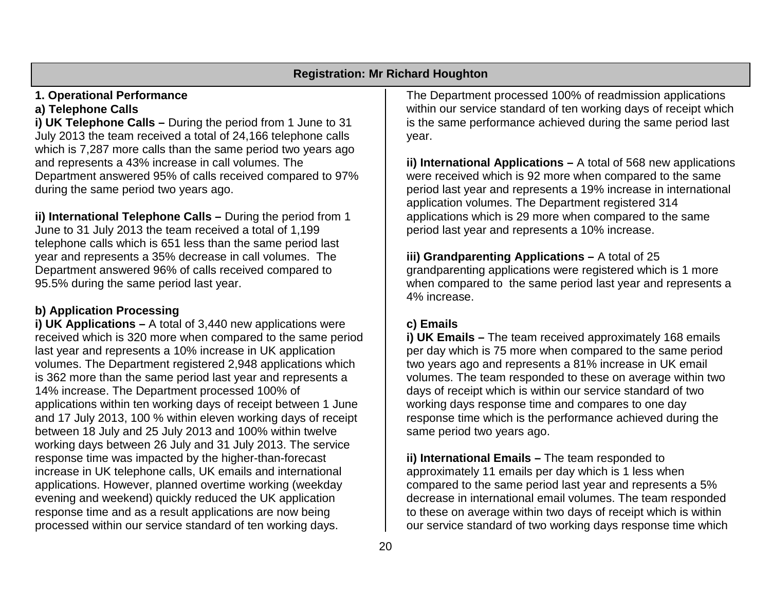## Registration: Mr Richard Houghton

### 1. Operational Performance

#### a) Telephone Calls

**i) UK Telephone Calls –** During the period from 1 June to 31 July 2013 the team received a total of 24,166 telephone calls which is 7,287 more calls than the same period two years ago and represents a 43% increase in call volumes. The Department answered 95% of calls received compared to 97% during the same period two years ago.

**ii) International Telephone Calls –** During the period from 1 June to 31 July 2013 the team received a total of 1,199 telephone calls which is 651 less than the same period last year and represents a 35% decrease in call volumes. The Department answered 96% of calls received compared to 95.5% during the same period last year.

#### b) Application Processing

**i) UK Applications –** A total of 3,440 new applications were received which is 320 more when compared to the same period last year and represents a 10% increase in UK application volumes. The Department registered 2,948 applications which is 362 more than the same period last year and represents a 14% increase. The Department processed 100% of applications within ten working days of receipt between 1 June and 17 July 2013, 100 % within eleven working days of receipt between 18 July and 25 July 2013 and 100% within twelve working days between 26 July and 31 July 2013. The service response time was impacted by the higher-than-forecast increase in UK telephone calls, UK emails and international applications. However, planned overtime working (weekday evening and weekend) quickly reduced the UK application response time and as a result applications are now being processed within our service standard of ten working days.

The Department processed 100% of readmission applications within our service standard of ten working days of receipt which is the same performance achieved during the same period last year.

**ii) International Applications –** A total of 568 new applications were received which is 92 more when compared to the same period last year and represents a 19% increase in international application volumes. The Department registered 314 applications which is 29 more when compared to the same period last year and represents a 10% increase.

**iii) Grandparenting Applications –** A total of 25 grandparenting applications were registered which is 1 more when compared to the same period last year and represents a 4% increase.

#### c) Emails

**i) UK Emails –** The team received approximately 168 emails per day which is 75 more when compared to the same period two years ago and represents a 81% increase in UK email volumes. The team responded to these on average within two days of receipt which is within our service standard of two working days response time and compares to one day response time which is the performance achieved during the same period two years ago.

**ii) International Emails –** The team responded to approximately 11 emails per day which is 1 less when compared to the same period last year and represents a 5% decrease in international email volumes. The team responded to these on average within two days of receipt which is within our service standard of two working days response time which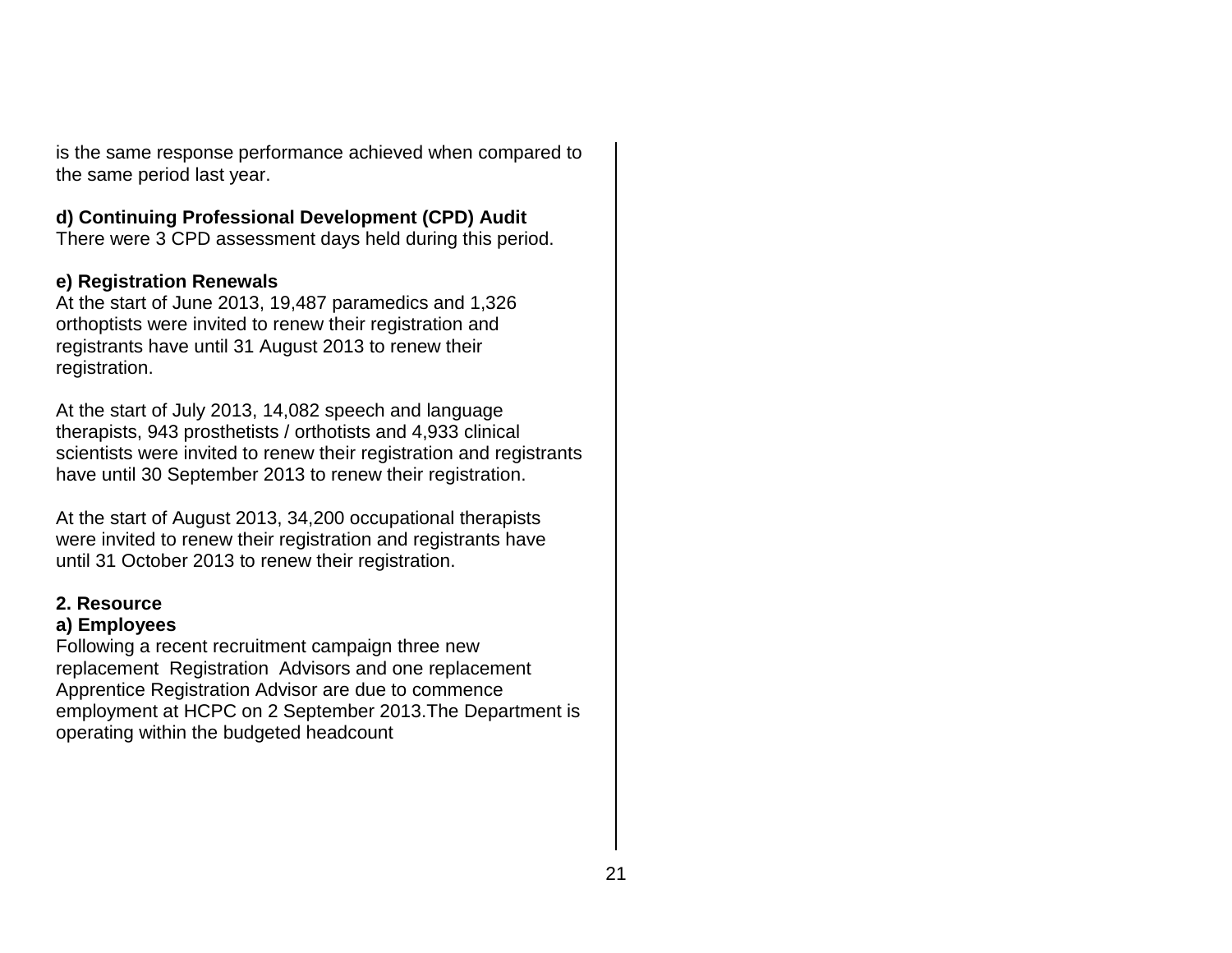is the same response performance achieved when compared to the same period last year.

**d) Continuing Professional Development (CPD) Audit**
There were 3 CPD assessment days held during this period.

**e) Registration Renewals**
At the start of June 2013, 19,487 paramedics and 1,326 orthoptists were invited to renew their registration and registrants have until 31 August 2013 to renew their registration.

At the start of July 2013, 14,082 speech and language therapists, 943 prosthetists / orthotists and 4,933 clinical scientists were invited to renew their registration and registrants have until 30 September 2013 to renew their registration.

At the start of August 2013, 34,200 occupational therapists were invited to renew their registration and registrants have until 31 October 2013 to renew their registration.

**2. Resource**

**a) Employees**
Following a recent recruitment campaign three new replacement Registration Advisors and one replacement Apprentice Registration Advisor are due to commence employment at HCPC on 2 September 2013.The Department is operating within the budgeted headcount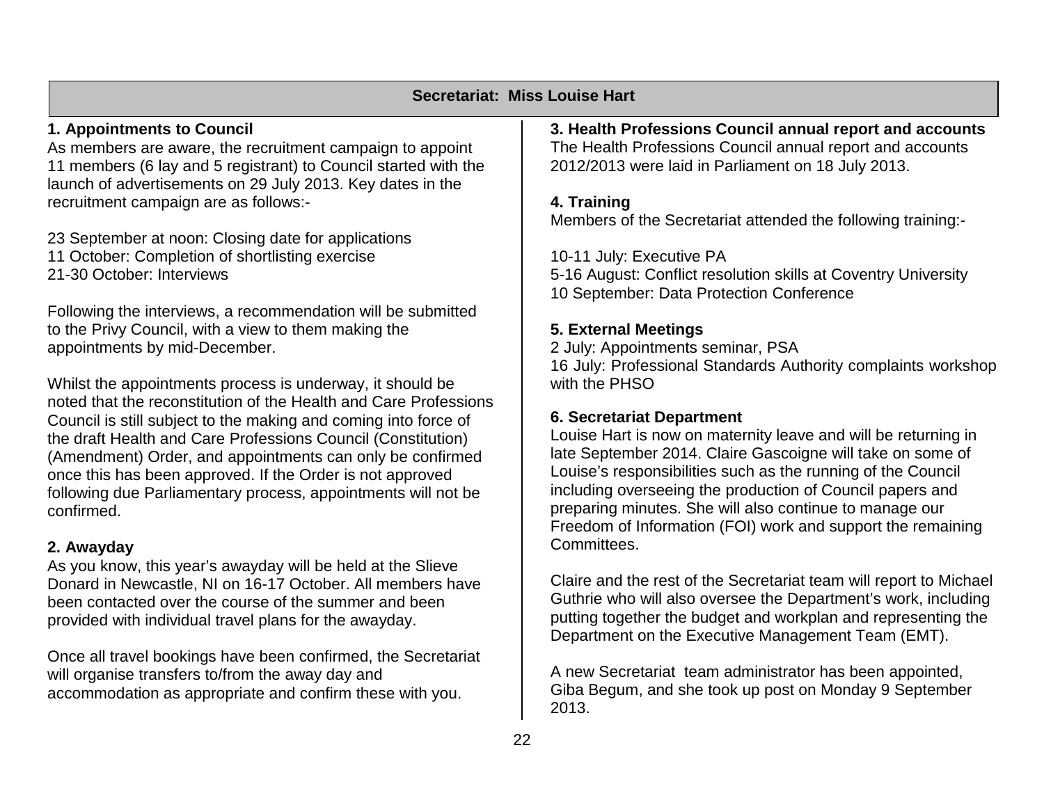## Secretariat: Miss Louise Hart

### 1. Appointments to Council

As members are aware, the recruitment campaign to appoint 11 members (6 lay and 5 registrant) to Council started with the launch of advertisements on 29 July 2013. Key dates in the recruitment campaign are as follows:-

23 September at noon: Closing date for applications
11 October: Completion of shortlisting exercise
21-30 October: Interviews

Following the interviews, a recommendation will be submitted to the Privy Council, with a view to them making the appointments by mid-December.

Whilst the appointments process is underway, it should be noted that the reconstitution of the Health and Care Professions Council is still subject to the making and coming into force of the draft Health and Care Professions Council (Constitution) (Amendment) Order, and appointments can only be confirmed once this has been approved. If the Order is not approved following due Parliamentary process, appointments will not be confirmed.

### 2. Awayday

As you know, this year's awayday will be held at the Slieve Donard in Newcastle, NI on 16-17 October. All members have been contacted over the course of the summer and been provided with individual travel plans for the awayday.

Once all travel bookings have been confirmed, the Secretariat will organise transfers to/from the away day and accommodation as appropriate and confirm these with you.

### 3. Health Professions Council annual report and accounts

The Health Professions Council annual report and accounts 2012/2013 were laid in Parliament on 18 July 2013.

### 4. Training

Members of the Secretariat attended the following training:-

10-11 July: Executive PA
5-16 August: Conflict resolution skills at Coventry University
10 September: Data Protection Conference

### 5. External Meetings

2 July: Appointments seminar, PSA
16 July: Professional Standards Authority complaints workshop with the PHSO

### 6. Secretariat Department

Louise Hart is now on maternity leave and will be returning in late September 2014. Claire Gascoigne will take on some of Louise's responsibilities such as the running of the Council including overseeing the production of Council papers and preparing minutes. She will also continue to manage our Freedom of Information (FOI) work and support the remaining Committees.

Claire and the rest of the Secretariat team will report to Michael Guthrie who will also oversee the Department's work, including putting together the budget and workplan and representing the Department on the Executive Management Team (EMT).

A new Secretariat team administrator has been appointed, Giba Begum, and she took up post on Monday 9 September 2013.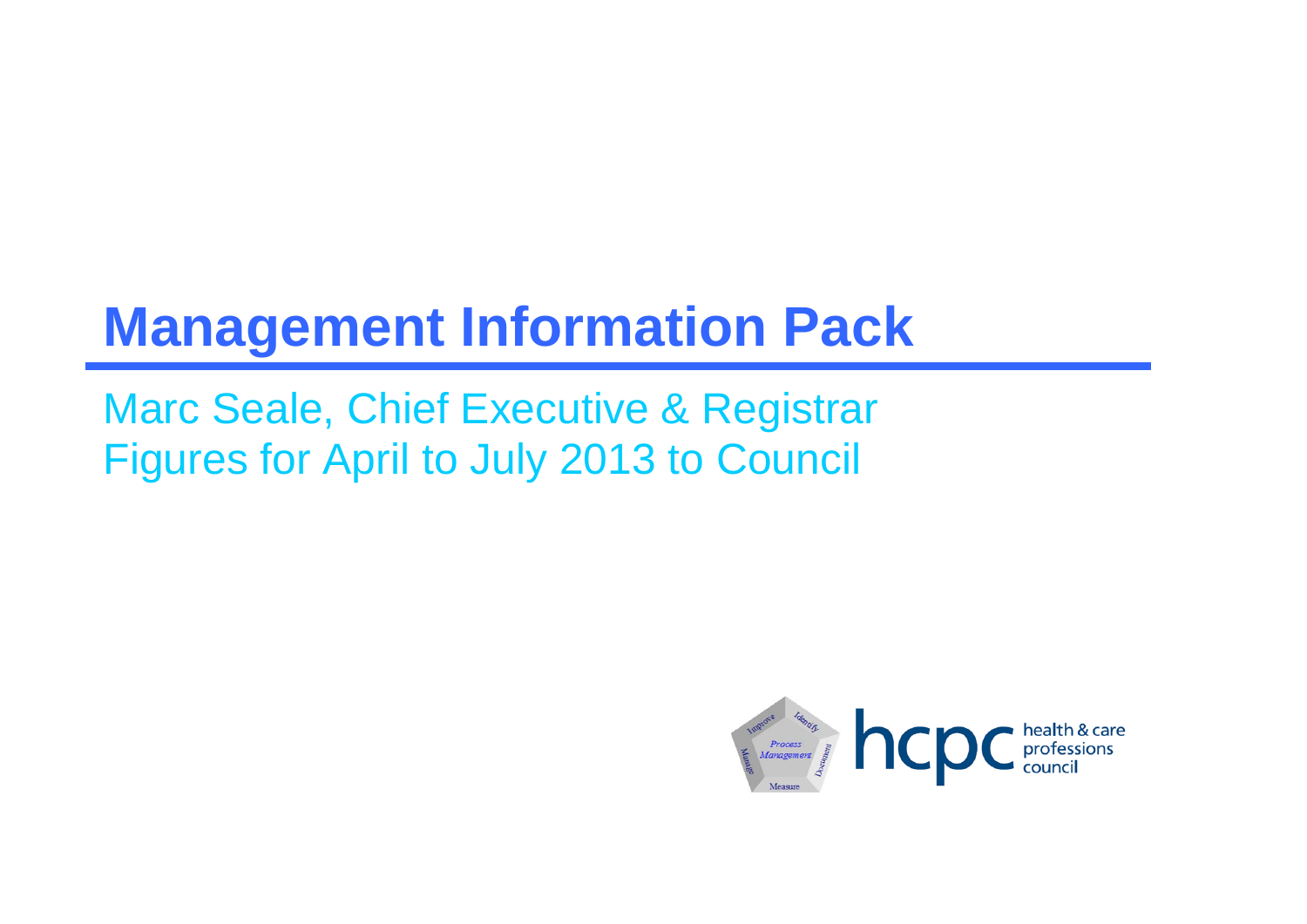# Management Information Pack

Marc Seale, Chief Executive & Registrar

Figures for April to July 2013 to Council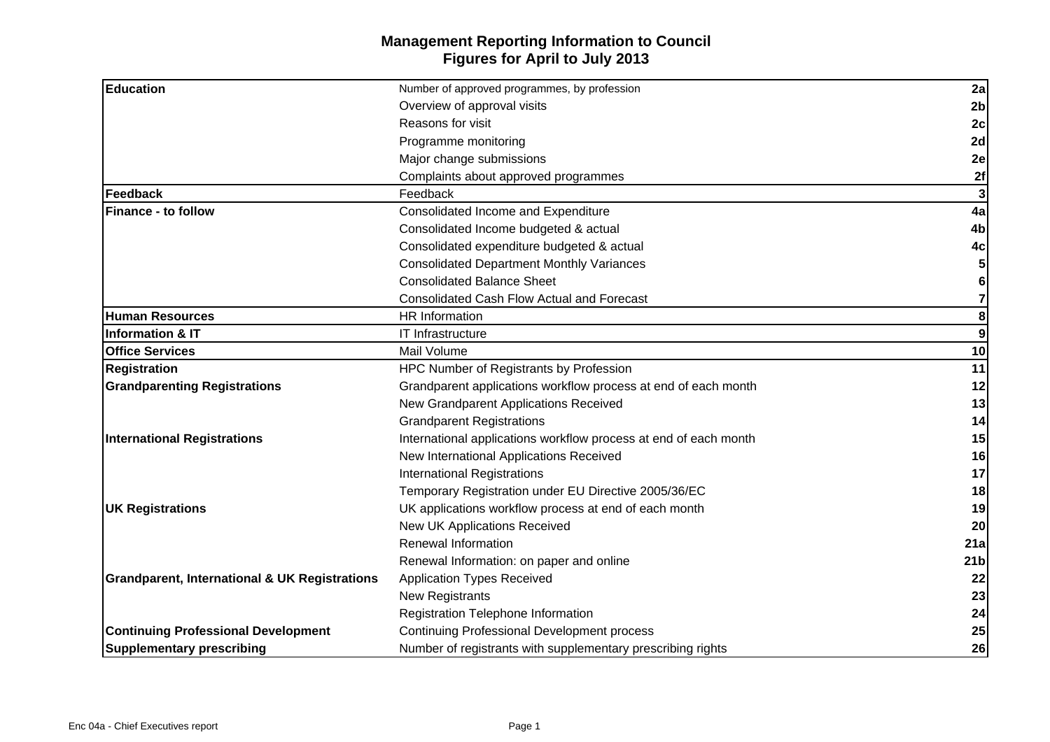# Management Reporting Information to Council
## Figures for April to July 2013

| Section | Item | Page |
|---|---|---|
| **Education** | Number of approved programmes, by profession | **2a** |
| | Overview of approval visits | **2b** |
| | Reasons for visit | **2c** |
| | Programme monitoring | **2d** |
| | Major change submissions | **2e** |
| | Complaints about approved programmes | **2f** |
| **Feedback** | Feedback | **3** |
| **Finance - to follow** | Consolidated Income and Expenditure | **4a** |
| | Consolidated Income budgeted & actual | **4b** |
| | Consolidated expenditure budgeted & actual | **4c** |
| | Consolidated Department Monthly Variances | **5** |
| | Consolidated Balance Sheet | **6** |
| | Consolidated Cash Flow Actual and Forecast | **7** |
| **Human Resources** | HR Information | **8** |
| **Information & IT** | IT Infrastructure | **9** |
| **Office Services** | Mail Volume | **10** |
| **Registration** | HPC Number of Registrants by Profession | **11** |
| **Grandparenting Registrations** | Grandparent applications workflow process at end of each month | **12** |
| | New Grandparent Applications Received | **13** |
| | Grandparent Registrations | **14** |
| **International Registrations** | International applications workflow process at end of each month | **15** |
| | New International Applications Received | **16** |
| | International Registrations | **17** |
| | Temporary Registration under EU Directive 2005/36/EC | **18** |
| **UK Registrations** | UK applications workflow process at end of each month | **19** |
| | New UK Applications Received | **20** |
| | Renewal Information | **21a** |
| | Renewal Information: on paper and online | **21b** |
| **Grandparent, International & UK Registrations** | Application Types Received | **22** |
| | New Registrants | **23** |
| | Registration Telephone Information | **24** |
| **Continuing Professional Development** | Continuing Professional Development process | **25** |
| **Supplementary prescribing** | Number of registrants with supplementary prescribing rights | **26** |

Enc 04a - Chief Executives report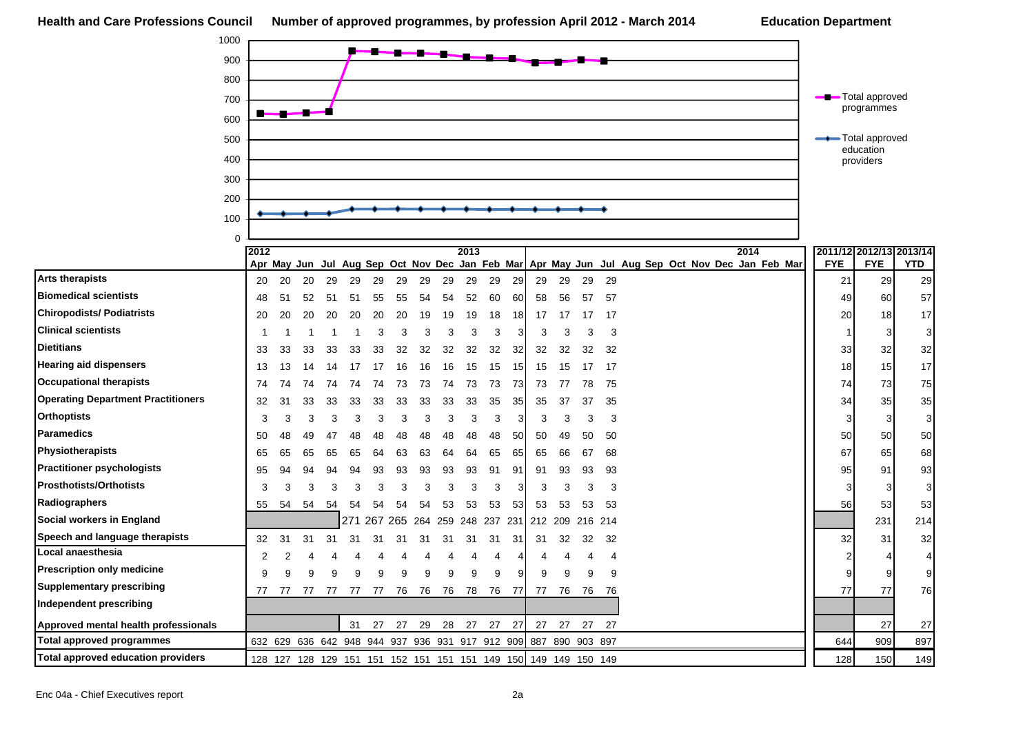**Health and Care Professions Council** **Number of approved programmes, by profession April 2012 - March 2014** **Education Department**

| | Apr 2012 | May | Jun | Jul | Aug | Sep | Oct | Nov | Dec | Jan 2013 | Feb | Mar | Apr | May | Jun | Jul | Aug | Sep | Oct | Nov | Dec | Jan 2014 | Feb | Mar | 2011/12 FYE | 2012/13 FYE | 2013/14 YTD |
|---|---|---|---|---|---|---|---|---|---|---|---|---|---|---|---|---|---|---|---|---|---|---|---|---|---|---|---|
| **Arts therapists** | 20 | 20 | 20 | 29 | 29 | 29 | 29 | 29 | 29 | 29 | 29 | 29 | 29 | 29 | 29 | 29 | | | | | | | | | 21 | 29 | 29 |
| **Biomedical scientists** | 48 | 51 | 52 | 51 | 51 | 55 | 55 | 54 | 54 | 52 | 60 | 60 | 58 | 56 | 57 | 57 | | | | | | | | | 49 | 60 | 57 |
| **Chiropodists/ Podiatrists** | 20 | 20 | 20 | 20 | 20 | 20 | 20 | 19 | 19 | 19 | 18 | 18 | 17 | 17 | 17 | 17 | | | | | | | | | 20 | 18 | 17 |
| **Clinical scientists** | 1 | 1 | 1 | 1 | 1 | 3 | 3 | 3 | 3 | 3 | 3 | 3 | 3 | 3 | 3 | 3 | | | | | | | | | 1 | 3 | 3 |
| **Dietitians** | 33 | 33 | 33 | 33 | 33 | 33 | 32 | 32 | 32 | 32 | 32 | 32 | 32 | 32 | 32 | 32 | | | | | | | | | 33 | 32 | 32 |
| **Hearing aid dispensers** | 13 | 13 | 14 | 14 | 17 | 17 | 16 | 16 | 16 | 15 | 15 | 15 | 15 | 15 | 17 | 17 | | | | | | | | | 18 | 15 | 17 |
| **Occupational therapists** | 74 | 74 | 74 | 74 | 74 | 74 | 73 | 73 | 74 | 73 | 73 | 73 | 73 | 77 | 78 | 75 | | | | | | | | | 74 | 73 | 75 |
| **Operating Department Practitioners** | 32 | 31 | 33 | 33 | 33 | 33 | 33 | 33 | 33 | 33 | 35 | 35 | 35 | 37 | 37 | 35 | | | | | | | | | 34 | 35 | 35 |
| **Orthoptists** | 3 | 3 | 3 | 3 | 3 | 3 | 3 | 3 | 3 | 3 | 3 | 3 | 3 | 3 | 3 | 3 | | | | | | | | | 3 | 3 | 3 |
| **Paramedics** | 50 | 48 | 49 | 47 | 48 | 48 | 48 | 48 | 48 | 48 | 48 | 50 | 50 | 49 | 50 | 50 | | | | | | | | | 50 | 50 | 50 |
| **Physiotherapists** | 65 | 65 | 65 | 65 | 65 | 64 | 63 | 63 | 64 | 64 | 65 | 65 | 65 | 66 | 67 | 68 | | | | | | | | | 67 | 65 | 68 |
| **Practitioner psychologists** | 95 | 94 | 94 | 94 | 94 | 93 | 93 | 93 | 93 | 93 | 91 | 91 | 91 | 93 | 93 | 93 | | | | | | | | | 95 | 91 | 93 |
| **Prosthotists/Orthotists** | 3 | 3 | 3 | 3 | 3 | 3 | 3 | 3 | 3 | 3 | 3 | 3 | 3 | 3 | 3 | 3 | | | | | | | | | 3 | 3 | 3 |
| **Radiographers** | 55 | 54 | 54 | 54 | 54 | 54 | 54 | 54 | 53 | 53 | 53 | 53 | 53 | 53 | 53 | 53 | | | | | | | | | 56 | 53 | 53 |
| **Social workers in England** | | | | | 271 | 267 | 265 | 264 | 259 | 248 | 237 | 231 | 212 | 209 | 216 | 214 | | | | | | | | | | 231 | 214 |
| **Speech and language therapists** | 32 | 31 | 31 | 31 | 31 | 31 | 31 | 31 | 31 | 31 | 31 | 31 | 31 | 32 | 32 | 32 | | | | | | | | | 32 | 31 | 32 |
| **Local anaesthesia** | 2 | 2 | 4 | 4 | 4 | 4 | 4 | 4 | 4 | 4 | 4 | 4 | 4 | 4 | 4 | 4 | | | | | | | | | 2 | 4 | 4 |
| **Prescription only medicine** | 9 | 9 | 9 | 9 | 9 | 9 | 9 | 9 | 9 | 9 | 9 | 9 | 9 | 9 | 9 | 9 | | | | | | | | | 9 | 9 | 9 |
| **Supplementary prescribing** | 77 | 77 | 77 | 77 | 77 | 77 | 76 | 76 | 76 | 78 | 76 | 77 | 77 | 76 | 76 | 76 | | | | | | | | | 77 | 77 | 76 |
| **Independent prescribing** | | | | | | | | | | | | | | | | | | | | | | | | | | | |
| **Approved mental health professionals** | | | | | 31 | 27 | 27 | 29 | 28 | 27 | 27 | 27 | 27 | 27 | 27 | 27 | | | | | | | | | | 27 | 27 |
| **Total approved programmes** | 632 | 629 | 636 | 642 | 948 | 944 | 937 | 936 | 931 | 917 | 912 | 909 | 887 | 890 | 903 | 897 | | | | | | | | | 644 | 909 | 897 |
| **Total approved education providers** | 128 | 127 | 128 | 129 | 151 | 151 | 152 | 151 | 151 | 151 | 149 | 150 | 149 | 149 | 150 | 149 | | | | | | | | | 128 | 150 | 149 |

Enc 04a - Chief Executives report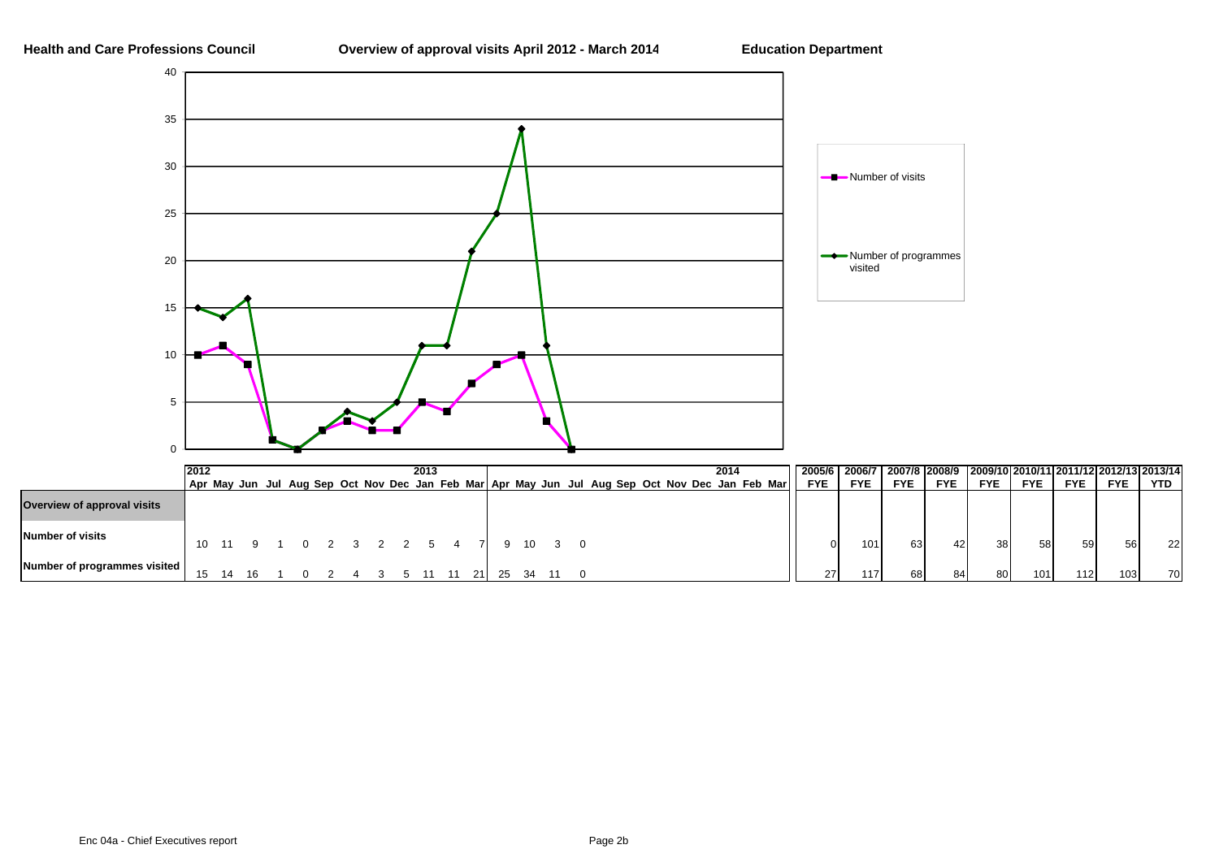**Health and Care Professions Council** | **Overview of approval visits April 2012 - March 2014** | **Education Department**

| | 2012 Apr | May | Jun | Jul | Aug | Sep | Oct | Nov | Dec | 2013 Jan | Feb | Mar | Apr | May | Jun | Jul | Aug | Sep | Oct | Nov | Dec | 2014 Jan | Feb | Mar |
|---|---|---|---|---|---|---|---|---|---|---|---|---|---|---|---|---|---|---|---|---|---|---|---|---|
| **Overview of approval visits** | | | | | | | | | | | | | | | | | | | | | | | | |
| **Number of visits** | 10 | 11 | 9 | 1 | 0 | 2 | 3 | 2 | 2 | 5 | 4 | 7 | 9 | 10 | 3 | 0 | | | | | | | | |
| **Number of programmes visited** | 15 | 14 | 16 | 1 | 0 | 2 | 4 | 3 | 5 | 11 | 11 | 21 | 25 | 34 | 11 | 0 | | | | | | | | |

| | 2005/6 FYE | 2006/7 FYE | 2007/8 FYE | 2008/9 FYE | 2009/10 FYE | 2010/11 FYE | 2011/12 FYE | 2012/13 FYE | 2013/14 YTD |
|---|---|---|---|---|---|---|---|---|---|
| **Overview of approval visits** | | | | | | | | | |
| **Number of visits** | 0 | 101 | 63 | 42 | 38 | 58 | 59 | 56 | 22 |
| **Number of programmes visited** | 27 | 117 | 68 | 84 | 80 | 101 | 112 | 103 | 70 |

Enc 04a - Chief Executives report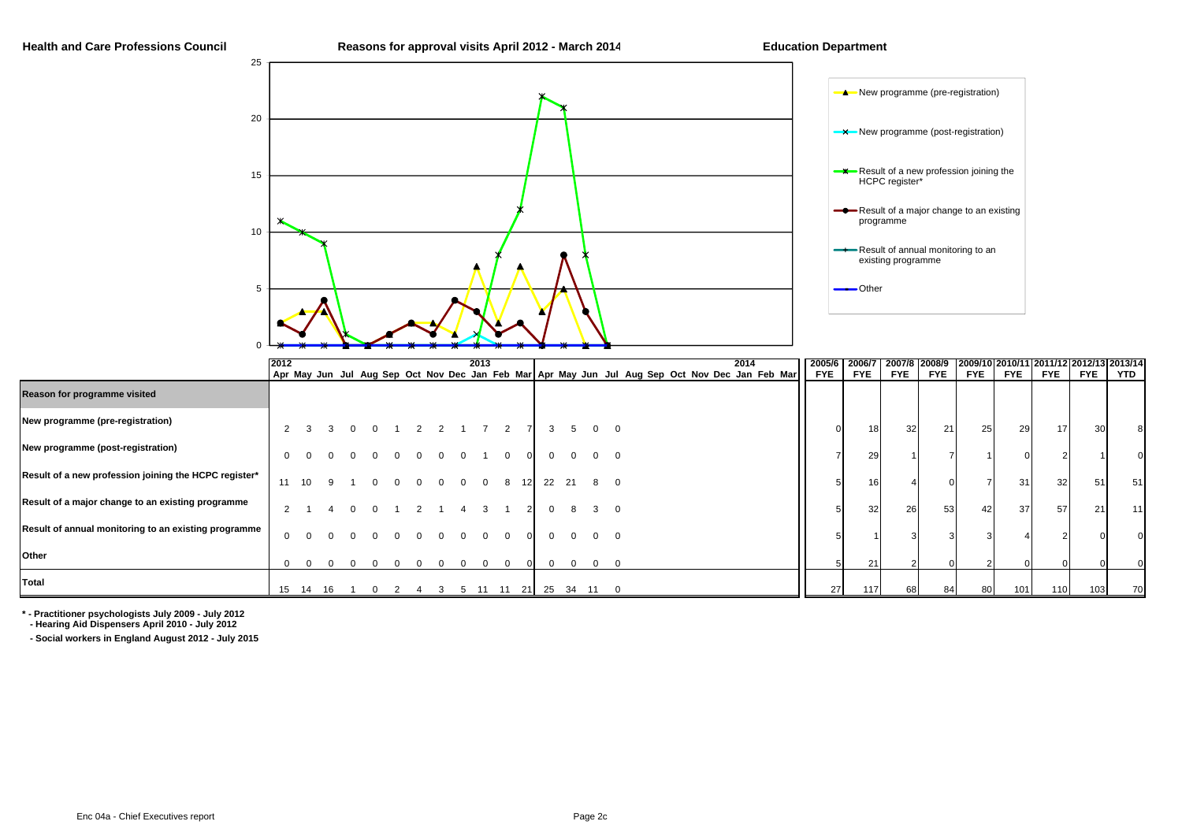**Health and Care Professions Council**

## Reasons for approval visits April 2012 - March 2014

**Education Department**

Legend:
- New programme (pre-registration)
- New programme (post-registration)
- Result of a new profession joining the HCPC register*
- Result of a major change to an existing programme
- Result of annual monitoring to an existing programme
- Other

| Reason for programme visited | Apr 2012 | May | Jun | Jul | Aug | Sep | Oct | Nov | Dec | Jan 2013 | Feb | Mar | Apr | May | Jun | Jul | Aug | Sep | Oct | Nov | Dec | Jan 2014 | Feb | Mar | 2005/6 FYE | 2006/7 FYE | 2007/8 FYE | 2008/9 FYE | 2009/10 FYE | 2010/11 FYE | 2011/12 FYE | 2012/13 FYE | 2013/14 YTD |
|---|---|---|---|---|---|---|---|---|---|---|---|---|---|---|---|---|---|---|---|---|---|---|---|---|---|---|---|---|---|---|---|---|---|
| New programme (pre-registration) | 2 | 3 | 3 | 0 | 0 | 1 | 2 | 2 | 1 | 7 | 2 | 7 | 3 | 5 | 0 | 0 | | | | | | | | | 0 | 18 | 32 | 21 | 25 | 29 | 17 | 30 | 8 |
| New programme (post-registration) | 0 | 0 | 0 | 0 | 0 | 0 | 0 | 0 | 0 | 1 | 0 | 0 | 0 | 0 | 0 | 0 | | | | | | | | | 7 | 29 | 1 | 7 | 1 | 0 | 2 | 1 | 0 |
| Result of a new profession joining the HCPC register* | 11 | 10 | 9 | 1 | 0 | 0 | 0 | 0 | 0 | 0 | 8 | 12 | 22 | 21 | 8 | 0 | | | | | | | | | 5 | 16 | 4 | 0 | 7 | 31 | 32 | 51 | 51 |
| Result of a major change to an existing programme | 2 | 1 | 4 | 0 | 0 | 1 | 2 | 1 | 4 | 3 | 1 | 2 | 0 | 8 | 3 | 0 | | | | | | | | | 5 | 32 | 26 | 53 | 42 | 37 | 57 | 21 | 11 |
| Result of annual monitoring to an existing programme | 0 | 0 | 0 | 0 | 0 | 0 | 0 | 0 | 0 | 0 | 0 | 0 | 0 | 0 | 0 | 0 | | | | | | | | | 5 | 1 | 3 | 3 | 3 | 4 | 2 | 0 | 0 |
| Other | 0 | 0 | 0 | 0 | 0 | 0 | 0 | 0 | 0 | 0 | 0 | 0 | 0 | 0 | 0 | 0 | | | | | | | | | 5 | 21 | 2 | 0 | 2 | 0 | 0 | 0 | 0 |
| **Total** | 15 | 14 | 16 | 1 | 0 | 2 | 4 | 3 | 5 | 11 | 11 | 21 | 25 | 34 | 11 | 0 | | | | | | | | | 27 | 117 | 68 | 84 | 80 | 101 | 110 | 103 | 70 |

**\* - Practitioner psychologists July 2009 - July 2012**
**- Hearing Aid Dispensers April 2010 - July 2012**

**- Social workers in England August 2012 - July 2015**

Enc 04a - Chief Executives report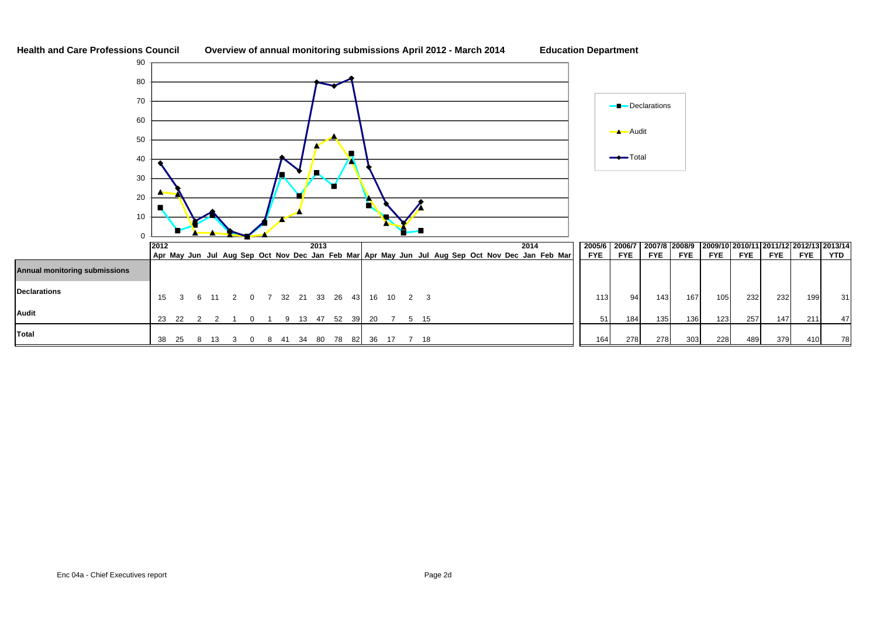**Health and Care Professions Council** **Overview of annual monitoring submissions April 2012 - March 2014** **Education Department**

| | 2012 Apr | May | Jun | Jul | Aug | Sep | Oct | Nov | Dec | 2013 Jan | Feb | Mar | Apr | May | Jun | Jul | Aug | Sep | Oct | Nov | Dec | 2014 Jan | Feb | Mar | 2005/6 FYE | 2006/7 FYE | 2007/8 FYE | 2008/9 FYE | 2009/10 FYE | 2010/11 FYE | 2011/12 FYE | 2012/13 FYE | 2013/14 YTD |
|---|---|---|---|---|---|---|---|---|---|---|---|---|---|---|---|---|---|---|---|---|---|---|---|---|---|---|---|---|---|---|---|---|---|
| **Annual monitoring submissions** | | | | | | | | | | | | | | | | | | | | | | | | | | | | | | | | | |
| **Declarations** | 15 | 3 | 6 | 11 | 2 | 0 | 7 | 32 | 21 | 33 | 26 | 43 | 16 | 10 | 2 | 3 | | | | | | | | | 113 | 94 | 143 | 167 | 105 | 232 | 232 | 199 | 31 |
| **Audit** | 23 | 22 | 2 | 2 | 1 | 0 | 1 | 9 | 13 | 47 | 52 | 39 | 20 | 7 | 5 | 15 | | | | | | | | | 51 | 184 | 135 | 136 | 123 | 257 | 147 | 211 | 47 |
| **Total** | 38 | 25 | 8 | 13 | 3 | 0 | 8 | 41 | 34 | 80 | 78 | 82 | 36 | 17 | 7 | 18 | | | | | | | | | 164 | 278 | 278 | 303 | 228 | 489 | 379 | 410 | 78 |

Enc 04a - Chief Executives report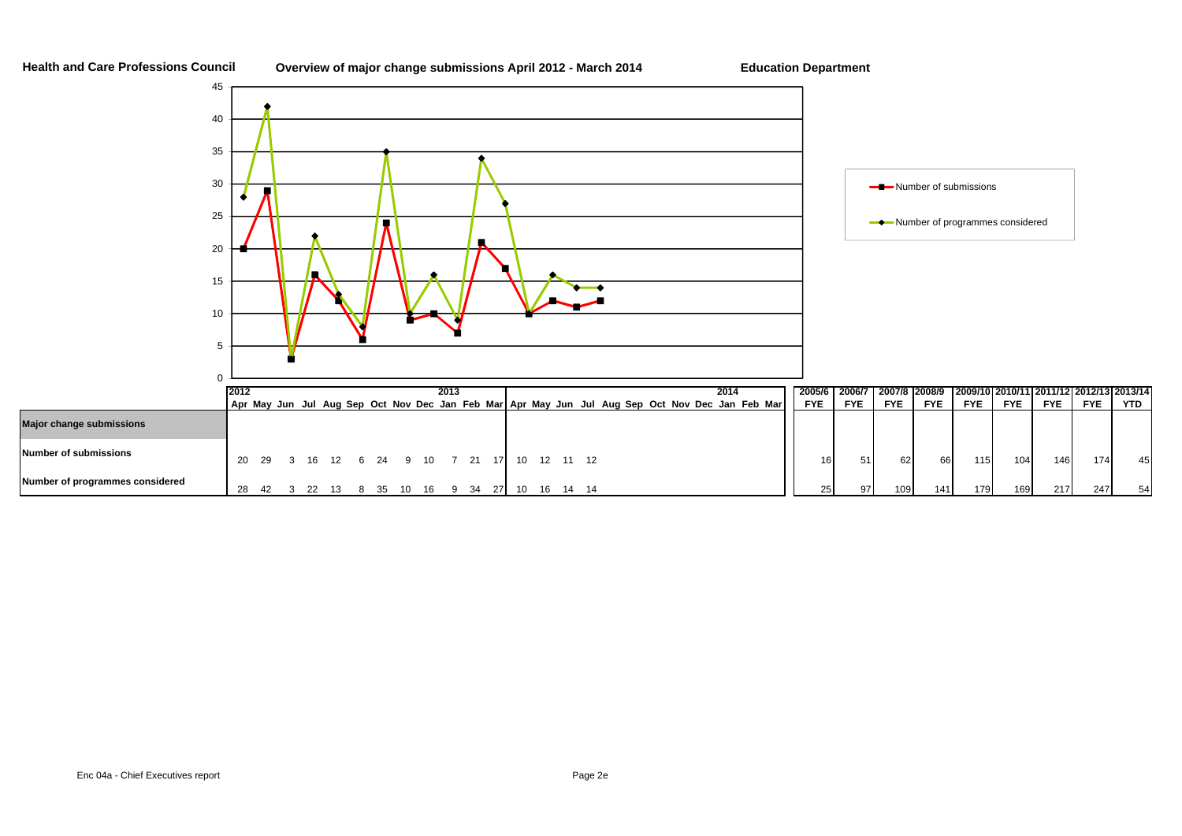**Health and Care Professions Council** **Overview of major change submissions April 2012 - March 2014** **Education Department**

Legend: Number of submissions; Number of programmes considered

| | 2012 Apr | May | Jun | Jul | Aug | Sep | Oct | Nov | Dec | 2013 Jan | Feb | Mar | Apr | May | Jun | Jul | Aug | Sep | Oct | Nov | Dec | 2014 Jan | Feb | Mar |
|---|---|---|---|---|---|---|---|---|---|---|---|---|---|---|---|---|---|---|---|---|---|---|---|---|
| **Major change submissions** | | | | | | | | | | | | | | | | | | | | | | | | |
| **Number of submissions** | 20 | 29 | 3 | 16 | 12 | 6 | 24 | 9 | 10 | 7 | 21 | 17 | 10 | 12 | 11 | 12 | | | | | | | | |
| **Number of programmes considered** | 28 | 42 | 3 | 22 | 13 | 8 | 35 | 10 | 16 | 9 | 34 | 27 | 10 | 16 | 14 | 14 | | | | | | | | |

| | 2005/6 FYE | 2006/7 FYE | 2007/8 FYE | 2008/9 FYE | 2009/10 FYE | 2010/11 FYE | 2011/12 FYE | 2012/13 FYE | 2013/14 YTD |
|---|---|---|---|---|---|---|---|---|---|
| **Major change submissions** | | | | | | | | | |
| **Number of submissions** | 16 | 51 | 62 | 66 | 115 | 104 | 146 | 174 | 45 |
| **Number of programmes considered** | 25 | 97 | 109 | 141 | 179 | 169 | 217 | 247 | 54 |

Enc 04a - Chief Executives report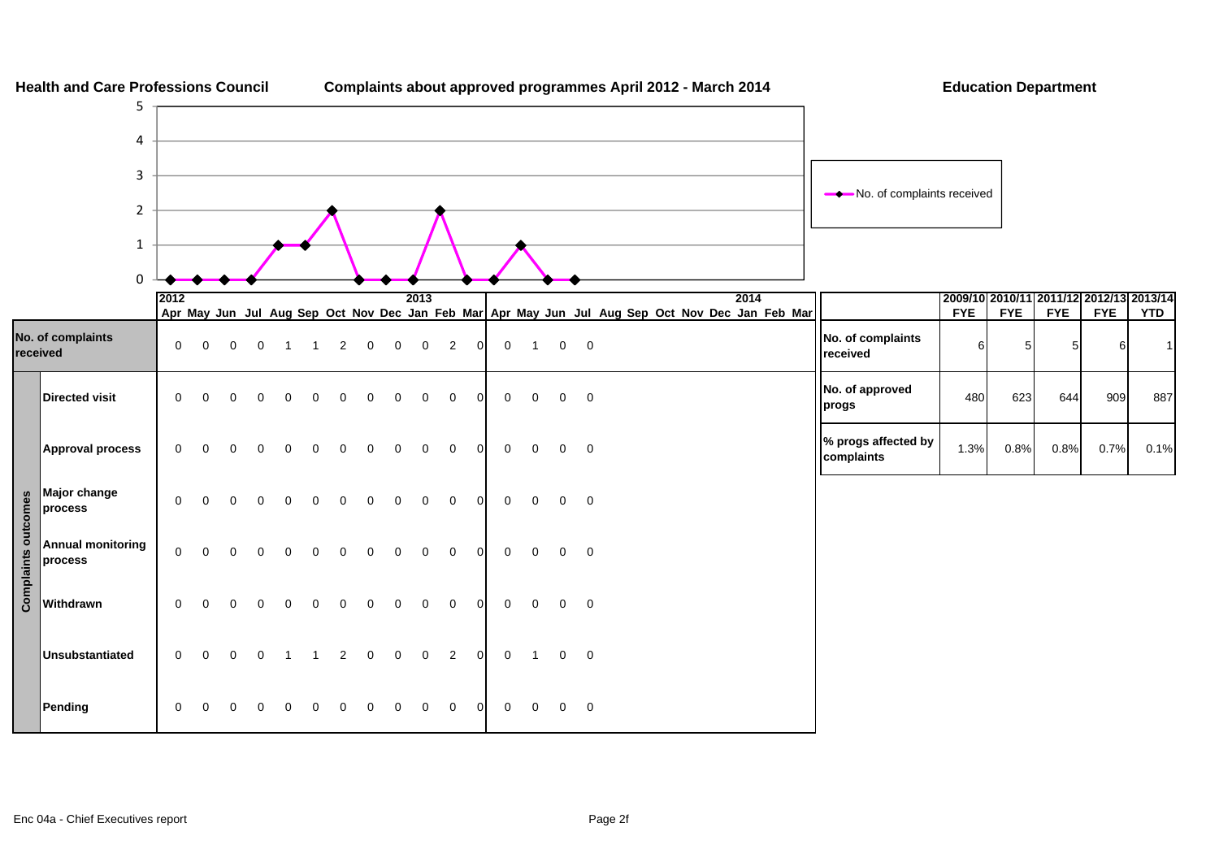**Health and Care Professions Council** — **Complaints about approved programmes April 2012 - March 2014** — **Education Department**

| | | 2012 Apr | May | Jun | Jul | Aug | Sep | Oct | Nov | Dec | 2013 Jan | Feb | Mar | Apr | May | Jun | Jul | Aug | Sep | Oct | Nov | Dec | 2014 Jan | Feb | Mar |
|---|---|---|---|---|---|---|---|---|---|---|---|---|---|---|---|---|---|---|---|---|---|---|---|---|---|
| No. of complaints received | | 0 | 0 | 0 | 0 | 1 | 1 | 2 | 0 | 0 | 0 | 2 | 0 | 0 | 1 | 0 | 0 | | | | | | | | |
| Complaints outcomes | Directed visit | 0 | 0 | 0 | 0 | 0 | 0 | 0 | 0 | 0 | 0 | 0 | 0 | 0 | 0 | 0 | 0 | | | | | | | | |
| | Approval process | 0 | 0 | 0 | 0 | 0 | 0 | 0 | 0 | 0 | 0 | 0 | 0 | 0 | 0 | 0 | 0 | | | | | | | | |
| | Major change process | 0 | 0 | 0 | 0 | 0 | 0 | 0 | 0 | 0 | 0 | 0 | 0 | 0 | 0 | 0 | 0 | | | | | | | | |
| | Annual monitoring process | 0 | 0 | 0 | 0 | 0 | 0 | 0 | 0 | 0 | 0 | 0 | 0 | 0 | 0 | 0 | 0 | | | | | | | | |
| | Withdrawn | 0 | 0 | 0 | 0 | 0 | 0 | 0 | 0 | 0 | 0 | 0 | 0 | 0 | 0 | 0 | 0 | | | | | | | | |
| | Unsubstantiated | 0 | 0 | 0 | 0 | 1 | 1 | 2 | 0 | 0 | 0 | 2 | 0 | 0 | 1 | 0 | 0 | | | | | | | | |
| | Pending | 0 | 0 | 0 | 0 | 0 | 0 | 0 | 0 | 0 | 0 | 0 | 0 | 0 | 0 | 0 | 0 | | | | | | | | |

| | 2009/10 FYE | 2010/11 FYE | 2011/12 FYE | 2012/13 FYE | 2013/14 YTD |
|---|---|---|---|---|---|
| No. of complaints received | 6 | 5 | 5 | 6 | 1 |
| No. of approved progs | 480 | 623 | 644 | 909 | 887 |
| % progs affected by complaints | 1.3% | 0.8% | 0.8% | 0.7% | 0.1% |

Enc 04a - Chief Executives report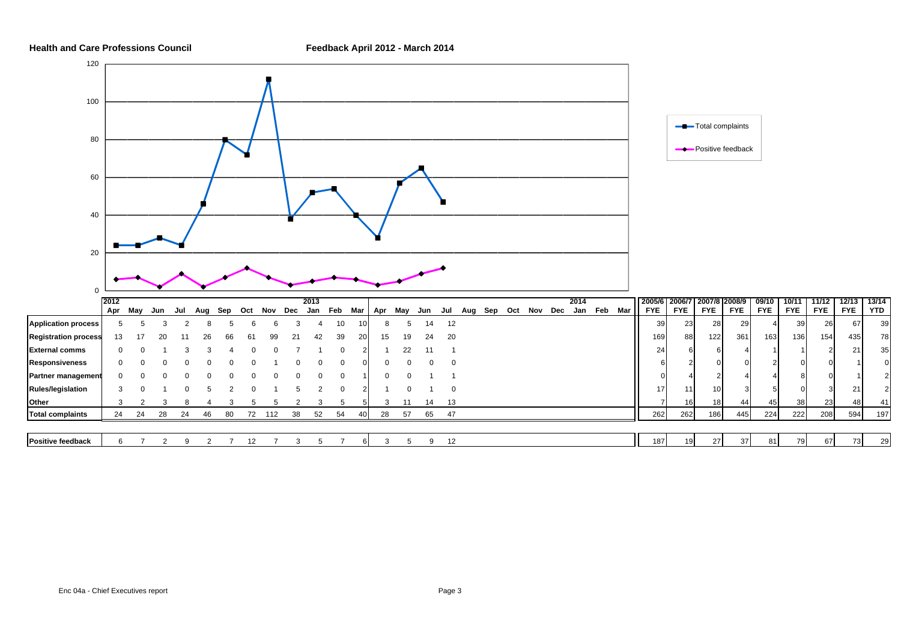**Health and Care Professions Council**

**Feedback April 2012 - March 2014**

| | 2012 Apr | May | Jun | Jul | Aug | Sep | Oct | Nov | Dec | 2013 Jan | Feb | Mar | Apr | May | Jun | Jul | Aug | Sep | Oct | Nov | Dec | 2014 Jan | Feb | Mar | 2005/6 FYE | 2006/7 FYE | 2007/8 FYE | 2008/9 FYE | 09/10 FYE | 10/11 FYE | 11/12 FYE | 12/13 FYE | 13/14 YTD |
|---|---|---|---|---|---|---|---|---|---|---|---|---|---|---|---|---|---|---|---|---|---|---|---|---|---|---|---|---|---|---|---|---|---|
| **Application process** | 5 | 5 | 3 | 2 | 8 | 5 | 6 | 6 | 3 | 4 | 10 | 10 | 8 | 5 | 14 | 12 | | | | | | | | | 39 | 23 | 28 | 29 | 4 | 39 | 26 | 67 | 39 |
| **Registration process** | 13 | 17 | 20 | 11 | 26 | 66 | 61 | 99 | 21 | 42 | 39 | 20 | 15 | 19 | 24 | 20 | | | | | | | | | 169 | 88 | 122 | 361 | 163 | 136 | 154 | 435 | 78 |
| **External comms** | 0 | 0 | 1 | 3 | 3 | 4 | 0 | 0 | 7 | 1 | 0 | 2 | 1 | 22 | 11 | 1 | | | | | | | | | 24 | 6 | 6 | 4 | 1 | 1 | 2 | 21 | 35 |
| **Responsiveness** | 0 | 0 | 0 | 0 | 0 | 0 | 0 | 1 | 0 | 0 | 0 | 0 | 0 | 0 | 0 | 0 | | | | | | | | | 6 | 2 | 0 | 0 | 2 | 0 | 0 | 1 | 0 |
| **Partner management** | 0 | 0 | 0 | 0 | 0 | 0 | 0 | 0 | 0 | 0 | 0 | 1 | 0 | 0 | 1 | 1 | | | | | | | | | 0 | 4 | 2 | 4 | 4 | 8 | 0 | 1 | 2 |
| **Rules/legislation** | 3 | 0 | 1 | 0 | 5 | 2 | 0 | 1 | 5 | 2 | 0 | 2 | 1 | 0 | 1 | 0 | | | | | | | | | 17 | 11 | 10 | 3 | 5 | 0 | 3 | 21 | 2 |
| **Other** | 3 | 2 | 3 | 8 | 4 | 3 | 5 | 5 | 2 | 3 | 5 | 5 | 3 | 11 | 14 | 13 | | | | | | | | | 7 | 16 | 18 | 44 | 45 | 38 | 23 | 48 | 41 |
| **Total complaints** | 24 | 24 | 28 | 24 | 46 | 80 | 72 | 112 | 38 | 52 | 54 | 40 | 28 | 57 | 65 | 47 | | | | | | | | | 262 | 262 | 186 | 445 | 224 | 222 | 208 | 594 | 197 |
| | | | | | | | | | | | | | | | | | | | | | | | | | | | | | | | | | |
| **Positive feedback** | 6 | 7 | 2 | 9 | 2 | 7 | 12 | 7 | 3 | 5 | 7 | 6 | 3 | 5 | 9 | 12 | | | | | | | | | 187 | 19 | 27 | 37 | 81 | 79 | 67 | 73 | 29 |

Enc 04a - Chief Executives report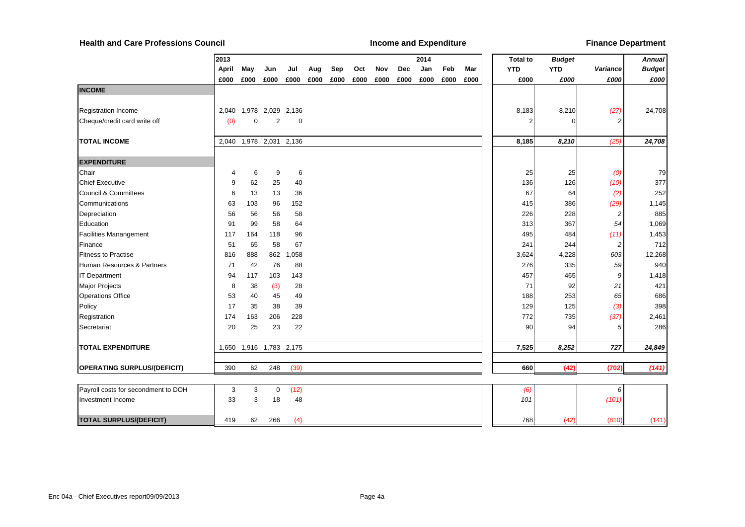**Health and Care Professions Council** | **Income and Expenditure** | **Finance Department**

| | 2013 April | May | Jun | Jul | Aug | Sep | Oct | Nov | Dec | 2014 Jan | Feb | Mar | Total to YTD | *Budget YTD* | *Variance* | *Annual Budget* |
|---|---|---|---|---|---|---|---|---|---|---|---|---|---|---|---|---|
| | £000 | £000 | £000 | £000 | £000 | £000 | £000 | £000 | £000 | £000 | £000 | £000 | £000 | *£000* | *£000* | *£000* |
| **INCOME** | | | | | | | | | | | | | | | | |
| Registration Income | 2,040 | 1,978 | 2,029 | 2,136 | | | | | | | | | 8,183 | 8,210 | *(27)* | 24,708 |
| Cheque/credit card write off | (0) | 0 | 2 | 0 | | | | | | | | | 2 | 0 | *2* | |
| **TOTAL INCOME** | 2,040 | 1,978 | 2,031 | 2,136 | | | | | | | | | **8,185** | ***8,210*** | ***(25)*** | ***24,708*** |
| **EXPENDITURE** | | | | | | | | | | | | | | | | |
| Chair | 4 | 6 | 9 | 6 | | | | | | | | | 25 | 25 | *(0)* | 79 |
| Chief Executive | 9 | 62 | 25 | 40 | | | | | | | | | 136 | 126 | *(10)* | 377 |
| Council & Committees | 6 | 13 | 13 | 36 | | | | | | | | | 67 | 64 | *(2)* | 252 |
| Communications | 63 | 103 | 96 | 152 | | | | | | | | | 415 | 386 | *(29)* | 1,145 |
| Depreciation | 56 | 56 | 56 | 58 | | | | | | | | | 226 | 228 | *2* | 885 |
| Education | 91 | 99 | 58 | 64 | | | | | | | | | 313 | 367 | *54* | 1,069 |
| Facilities Manangement | 117 | 164 | 118 | 96 | | | | | | | | | 495 | 484 | *(11)* | 1,453 |
| Finance | 51 | 65 | 58 | 67 | | | | | | | | | 241 | 244 | *2* | 712 |
| Fitness to Practise | 816 | 888 | 862 | 1,058 | | | | | | | | | 3,624 | 4,228 | *603* | 12,268 |
| Human Resources & Partners | 71 | 42 | 76 | 88 | | | | | | | | | 276 | 335 | *59* | 940 |
| IT Department | 94 | 117 | 103 | 143 | | | | | | | | | 457 | 465 | *9* | 1,418 |
| Major Projects | 8 | 38 | (3) | 28 | | | | | | | | | 71 | 92 | *21* | 421 |
| Operations Office | 53 | 40 | 45 | 49 | | | | | | | | | 188 | 253 | *65* | 686 |
| Policy | 17 | 35 | 38 | 39 | | | | | | | | | 129 | 125 | *(3)* | 398 |
| Registration | 174 | 163 | 206 | 228 | | | | | | | | | 772 | 735 | *(37)* | 2,461 |
| Secretariat | 20 | 25 | 23 | 22 | | | | | | | | | 90 | 94 | *5* | 286 |
| **TOTAL EXPENDITURE** | 1,650 | 1,916 | 1,783 | 2,175 | | | | | | | | | **7,525** | ***8,252*** | ***727*** | ***24,849*** |
| **OPERATING SURPLUS/(DEFICIT)** | 390 | 62 | 248 | (39) | | | | | | | | | **660** | **(42)** | **(702)** | ***(141)*** |
| Payroll costs for secondment to DOH | 3 | 3 | 0 | (12) | | | | | | | | | *(6)* | | *6* | |
| Investment Income | 33 | 3 | 18 | 48 | | | | | | | | | *101* | | *(101)* | |
| **TOTAL SURPLUS/(DEFICIT)** | 419 | 62 | 266 | (4) | | | | | | | | | 768 | (42) | (810) | (141) |

Enc 04a - Chief Executives report09/09/2013

Page 4a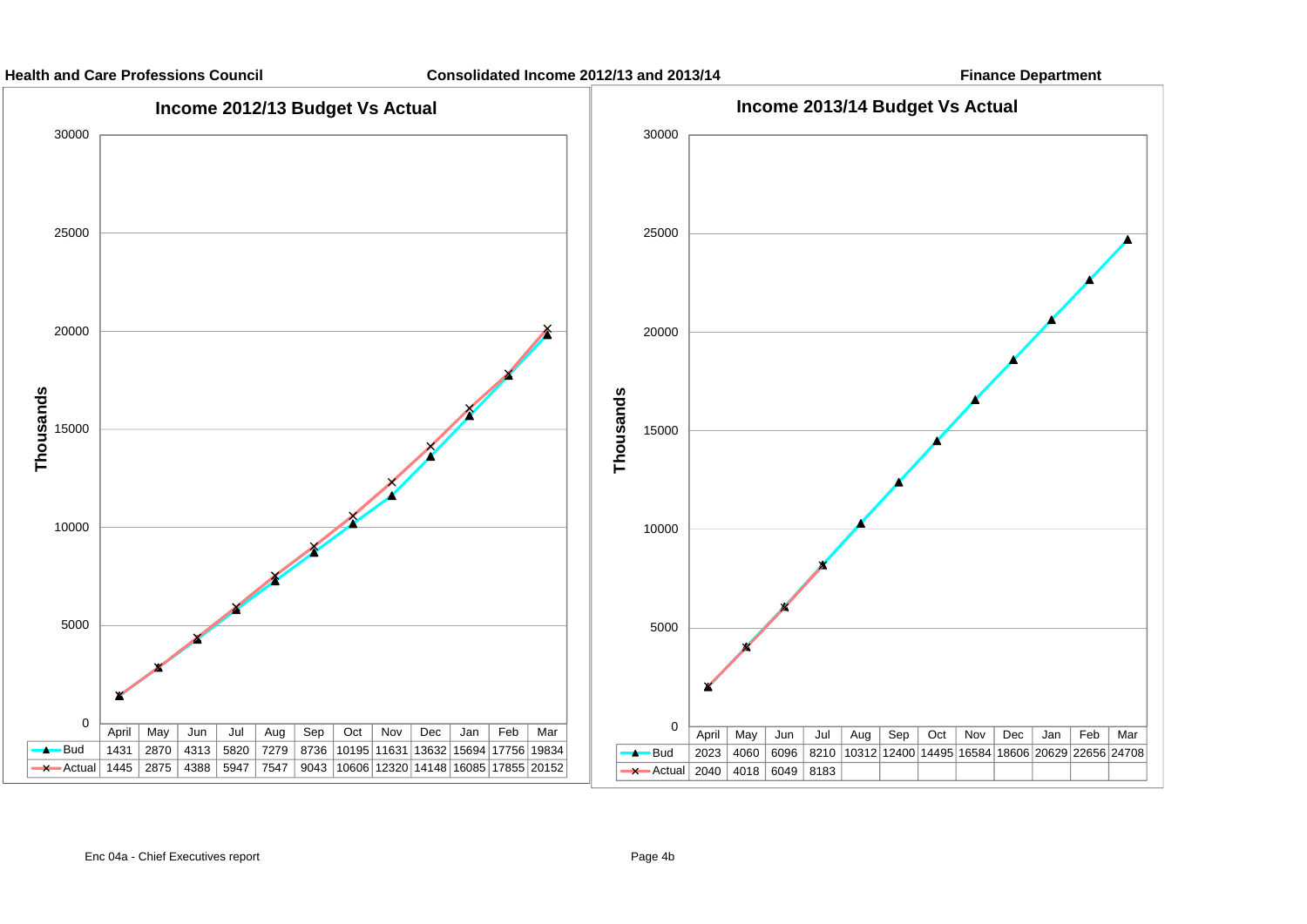**Health and Care Professions Council** | **Consolidated Income 2012/13 and 2013/14** | **Finance Department**

## Income 2012/13 Budget Vs Actual

Thousands

| | April | May | Jun | Jul | Aug | Sep | Oct | Nov | Dec | Jan | Feb | Mar |
|---|---|---|---|---|---|---|---|---|---|---|---|---|
| Bud | 1431 | 2870 | 4313 | 5820 | 7279 | 8736 | 10195 | 11631 | 13632 | 15694 | 17756 | 19834 |
| Actual | 1445 | 2875 | 4388 | 5947 | 7547 | 9043 | 10606 | 12320 | 14148 | 16085 | 17855 | 20152 |

## Income 2013/14 Budget Vs Actual

Thousands

| | April | May | Jun | Jul | Aug | Sep | Oct | Nov | Dec | Jan | Feb | Mar |
|---|---|---|---|---|---|---|---|---|---|---|---|---|
| Bud | 2023 | 4060 | 6096 | 8210 | 10312 | 12400 | 14495 | 16584 | 18606 | 20629 | 22656 | 24708 |
| Actual | 2040 | 4018 | 6049 | 8183 | | | | | | | | |

Enc 04a - Chief Executives report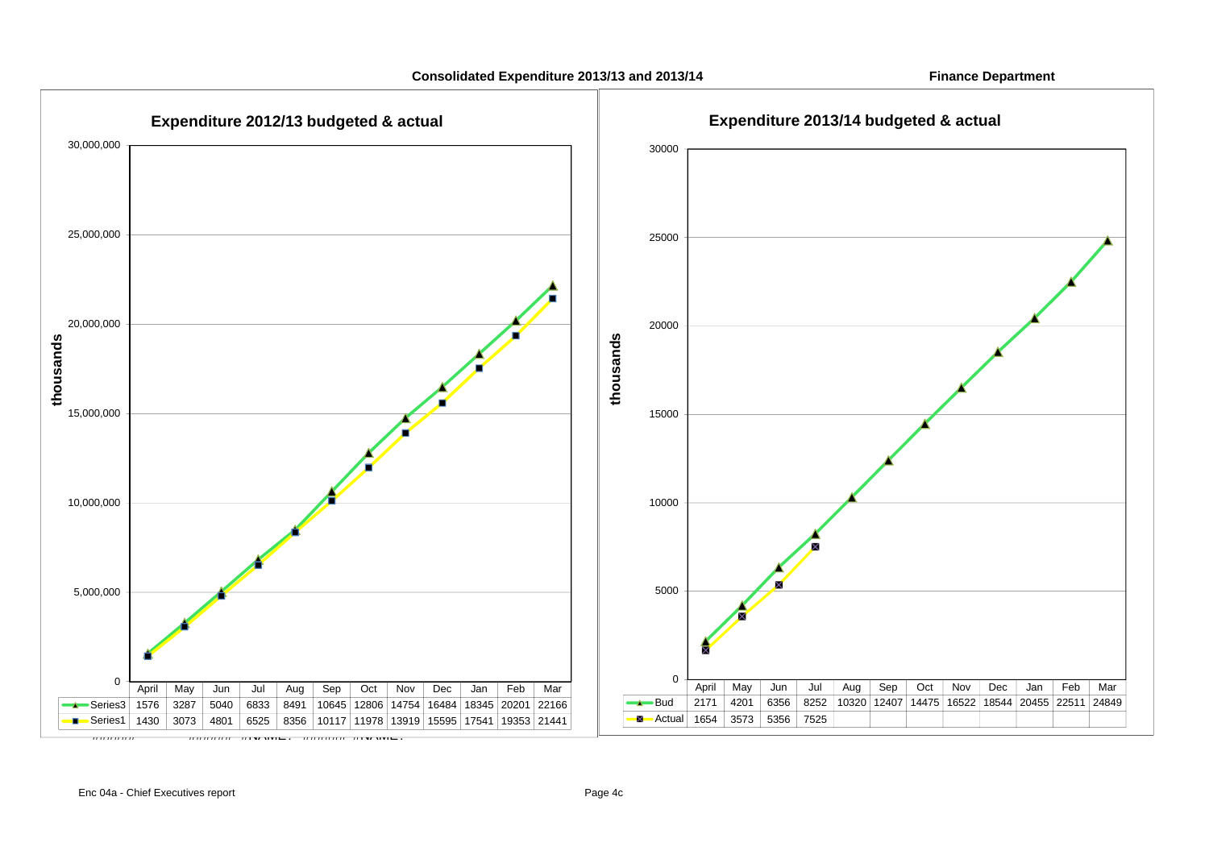**Consolidated Expenditure 2013/13 and 2013/14** **Finance Department**

## Expenditure 2012/13 budgeted & actual

(thousands)

| | April | May | Jun | Jul | Aug | Sep | Oct | Nov | Dec | Jan | Feb | Mar |
|---|---|---|---|---|---|---|---|---|---|---|---|---|
| Series3 | 1576 | 3287 | 5040 | 6833 | 8491 | 10645 | 12806 | 14754 | 16484 | 18345 | 20201 | 22166 |
| Series1 | 1430 | 3073 | 4801 | 6525 | 8356 | 10117 | 11978 | 13919 | 15595 | 17541 | 19353 | 21441 |

## Expenditure 2013/14 budgeted & actual

(thousands)

| | April | May | Jun | Jul | Aug | Sep | Oct | Nov | Dec | Jan | Feb | Mar |
|---|---|---|---|---|---|---|---|---|---|---|---|---|
| Bud | 2171 | 4201 | 6356 | 8252 | 10320 | 12407 | 14475 | 16522 | 18544 | 20455 | 22511 | 24849 |
| Actual | 1654 | 3573 | 5356 | 7525 | | | | | | | | |

Enc 04a - Chief Executives report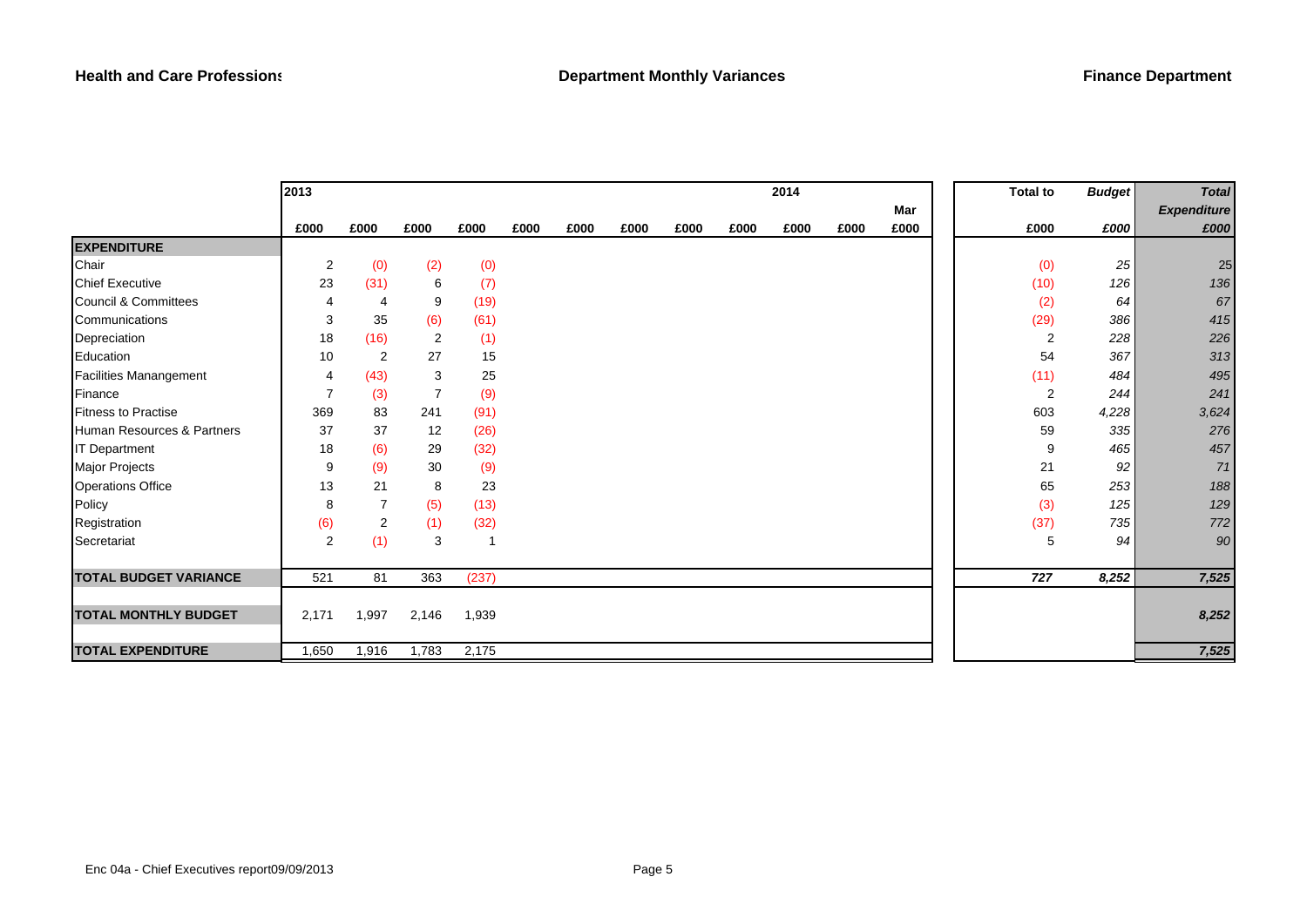**Health and Care Professions** **Department Monthly Variances** **Finance Department**

| | 2013 | | | | | | | | | 2014 | | | Total to | *Budget* | ***Total*** |
|---|---|---|---|---|---|---|---|---|---|---|---|---|---|---|---|
| | | | | | | | | | | | | Mar | | | ***Expenditure*** |
| | £000 | £000 | £000 | £000 | £000 | £000 | £000 | £000 | £000 | £000 | £000 | £000 | £000 | *£000* | ***£000*** |
| **EXPENDITURE** | | | | | | | | | | | | | | | |
| Chair | 2 | (0) | (2) | (0) | | | | | | | | | (0) | *25* | *25* |
| Chief Executive | 23 | (31) | 6 | (7) | | | | | | | | | (10) | *126* | *136* |
| Council & Committees | 4 | 4 | 9 | (19) | | | | | | | | | (2) | *64* | *67* |
| Communications | 3 | 35 | (6) | (61) | | | | | | | | | (29) | *386* | *415* |
| Depreciation | 18 | (16) | 2 | (1) | | | | | | | | | 2 | *228* | *226* |
| Education | 10 | 2 | 27 | 15 | | | | | | | | | 54 | *367* | *313* |
| Facilities Manangement | 4 | (43) | 3 | 25 | | | | | | | | | (11) | *484* | *495* |
| Finance | 7 | (3) | 7 | (9) | | | | | | | | | 2 | *244* | *241* |
| Fitness to Practise | 369 | 83 | 241 | (91) | | | | | | | | | 603 | *4,228* | *3,624* |
| Human Resources & Partners | 37 | 37 | 12 | (26) | | | | | | | | | 59 | *335* | *276* |
| IT Department | 18 | (6) | 29 | (32) | | | | | | | | | 9 | *465* | *457* |
| Major Projects | 9 | (9) | 30 | (9) | | | | | | | | | 21 | *92* | *71* |
| Operations Office | 13 | 21 | 8 | 23 | | | | | | | | | 65 | *253* | *188* |
| Policy | 8 | 7 | (5) | (13) | | | | | | | | | (3) | *125* | *129* |
| Registration | (6) | 2 | (1) | (32) | | | | | | | | | (37) | *735* | *772* |
| Secretariat | 2 | (1) | 3 | 1 | | | | | | | | | 5 | *94* | *90* |
| **TOTAL BUDGET VARIANCE** | 521 | 81 | 363 | (237) | | | | | | | | | ***727*** | ***8,252*** | ***7,525*** |
| **TOTAL MONTHLY BUDGET** | 2,171 | 1,997 | 2,146 | 1,939 | | | | | | | | | | | ***8,252*** |
| **TOTAL EXPENDITURE** | 1,650 | 1,916 | 1,783 | 2,175 | | | | | | | | | | | ***7,525*** |

Enc 04a - Chief Executives report09/09/2013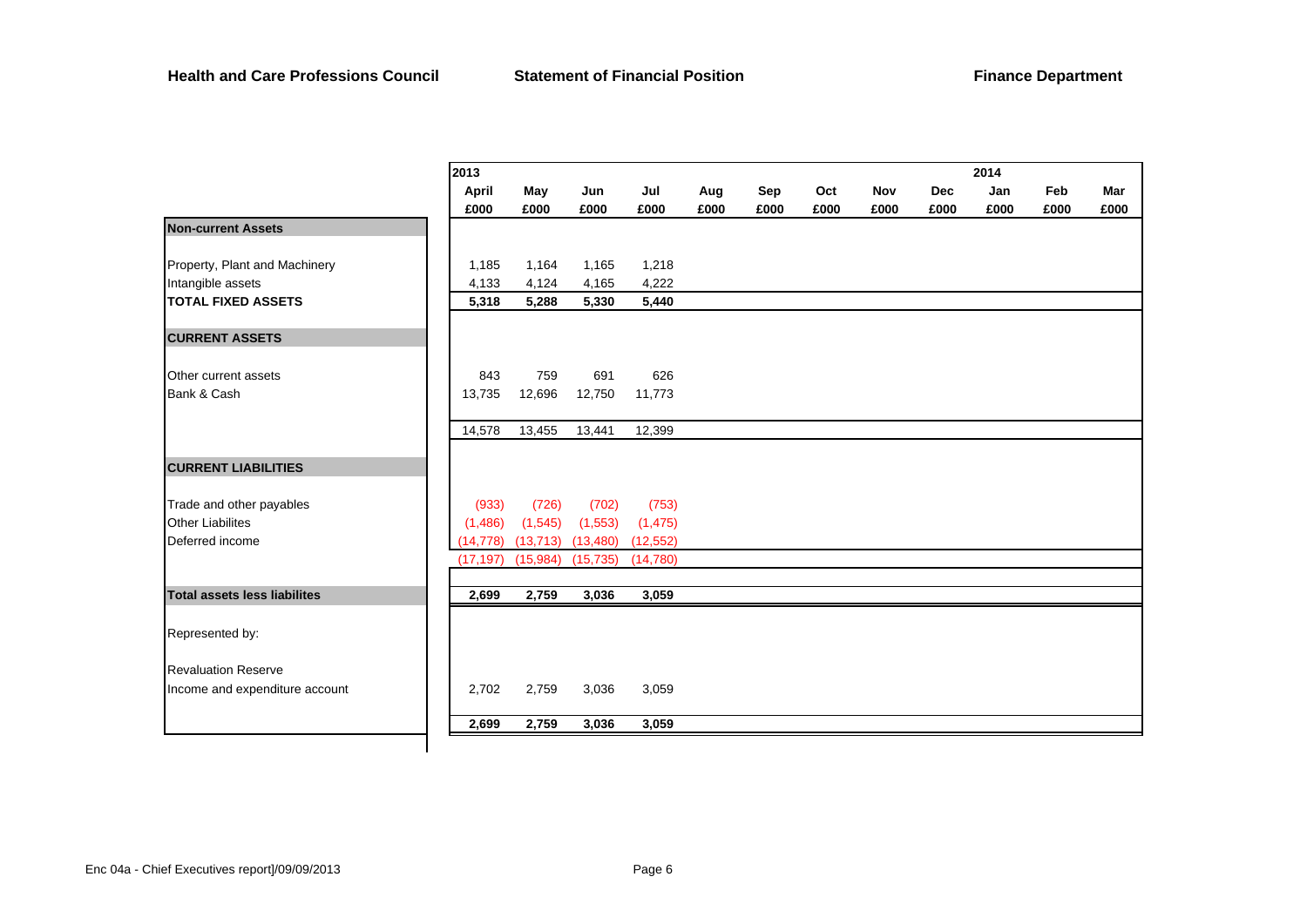**Health and Care Professions Council** **Statement of Financial Position** **Finance Department**

| | 2013 | | | | | | | | | 2014 | | |
|---|---|---|---|---|---|---|---|---|---|---|---|---|
| | **April** | **May** | **Jun** | **Jul** | **Aug** | **Sep** | **Oct** | **Nov** | **Dec** | **Jan** | **Feb** | **Mar** |
| | **£000** | **£000** | **£000** | **£000** | **£000** | **£000** | **£000** | **£000** | **£000** | **£000** | **£000** | **£000** |
| **Non-current Assets** | | | | | | | | | | | | |
| Property, Plant and Machinery | 1,185 | 1,164 | 1,165 | 1,218 | | | | | | | | |
| Intangible assets | 4,133 | 4,124 | 4,165 | 4,222 | | | | | | | | |
| **TOTAL FIXED ASSETS** | **5,318** | **5,288** | **5,330** | **5,440** | | | | | | | | |
| **CURRENT ASSETS** | | | | | | | | | | | | |
| Other current assets | 843 | 759 | 691 | 626 | | | | | | | | |
| Bank & Cash | 13,735 | 12,696 | 12,750 | 11,773 | | | | | | | | |
| | 14,578 | 13,455 | 13,441 | 12,399 | | | | | | | | |
| **CURRENT LIABILITIES** | | | | | | | | | | | | |
| Trade and other payables | (933) | (726) | (702) | (753) | | | | | | | | |
| Other Liabilites | (1,486) | (1,545) | (1,553) | (1,475) | | | | | | | | |
| Deferred income | (14,778) | (13,713) | (13,480) | (12,552) | | | | | | | | |
| | (17,197) | (15,984) | (15,735) | (14,780) | | | | | | | | |
| **Total assets less liabilites** | **2,699** | **2,759** | **3,036** | **3,059** | | | | | | | | |
| Represented by: | | | | | | | | | | | | |
| Revaluation Reserve | | | | | | | | | | | | |
| Income and expenditure account | 2,702 | 2,759 | 3,036 | 3,059 | | | | | | | | |
| | **2,699** | **2,759** | **3,036** | **3,059** | | | | | | | | |

Enc 04a - Chief Executives report]/09/09/2013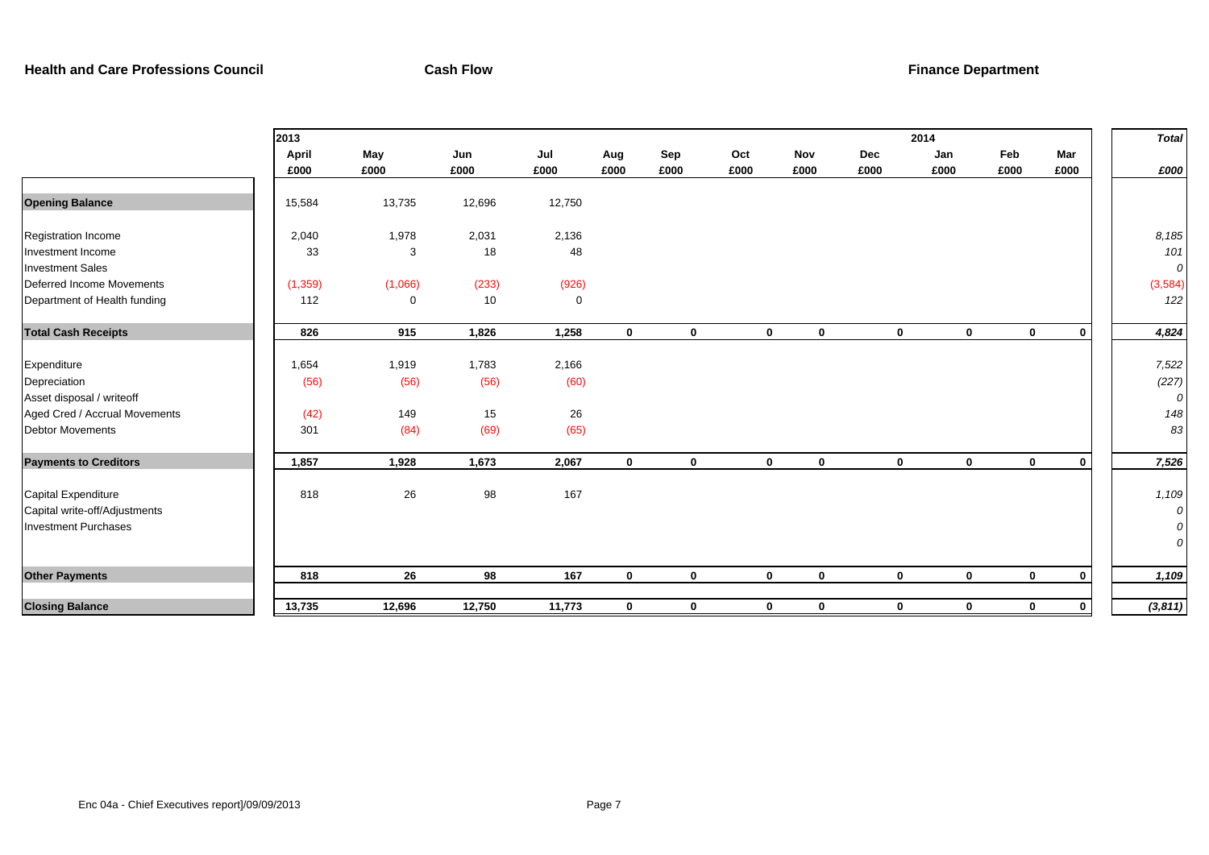**Health and Care Professions Council** **Cash Flow** **Finance Department**

| | 2013 | | | | | | | | | 2014 | | | *Total* |
|---|---|---|---|---|---|---|---|---|---|---|---|---|---|
| | **April** | **May** | **Jun** | **Jul** | **Aug** | **Sep** | **Oct** | **Nov** | **Dec** | **Jan** | **Feb** | **Mar** | |
| | **£000** | **£000** | **£000** | **£000** | **£000** | **£000** | **£000** | **£000** | **£000** | **£000** | **£000** | **£000** | ***£000*** |
| **Opening Balance** | 15,584 | 13,735 | 12,696 | 12,750 | | | | | | | | | |
| Registration Income | 2,040 | 1,978 | 2,031 | 2,136 | | | | | | | | | *8,185* |
| Investment Income | 33 | 3 | 18 | 48 | | | | | | | | | *101* |
| Investment Sales | | | | | | | | | | | | | *0* |
| Deferred Income Movements | (1,359) | (1,066) | (233) | (926) | | | | | | | | | (3,584) |
| Department of Health funding | 112 | 0 | 10 | 0 | | | | | | | | | *122* |
| **Total Cash Receipts** | **826** | **915** | **1,826** | **1,258** | **0** | **0** | **0** | **0** | **0** | **0** | **0** | **0** | ***4,824*** |
| Expenditure | 1,654 | 1,919 | 1,783 | 2,166 | | | | | | | | | *7,522* |
| Depreciation | (56) | (56) | (56) | (60) | | | | | | | | | *(227)* |
| Asset disposal / writeoff | | | | | | | | | | | | | *0* |
| Aged Cred / Accrual Movements | (42) | 149 | 15 | 26 | | | | | | | | | *148* |
| Debtor Movements | 301 | (84) | (69) | (65) | | | | | | | | | *83* |
| **Payments to Creditors** | **1,857** | **1,928** | **1,673** | **2,067** | **0** | **0** | **0** | **0** | **0** | **0** | **0** | **0** | ***7,526*** |
| Capital Expenditure | 818 | 26 | 98 | 167 | | | | | | | | | *1,109* |
| Capital write-off/Adjustments | | | | | | | | | | | | | *0* |
| Investment Purchases | | | | | | | | | | | | | *0* |
| | | | | | | | | | | | | | *0* |
| **Other Payments** | **818** | **26** | **98** | **167** | **0** | **0** | **0** | **0** | **0** | **0** | **0** | **0** | ***1,109*** |
| **Closing Balance** | **13,735** | **12,696** | **12,750** | **11,773** | **0** | **0** | **0** | **0** | **0** | **0** | **0** | **0** | ***(3,811)*** |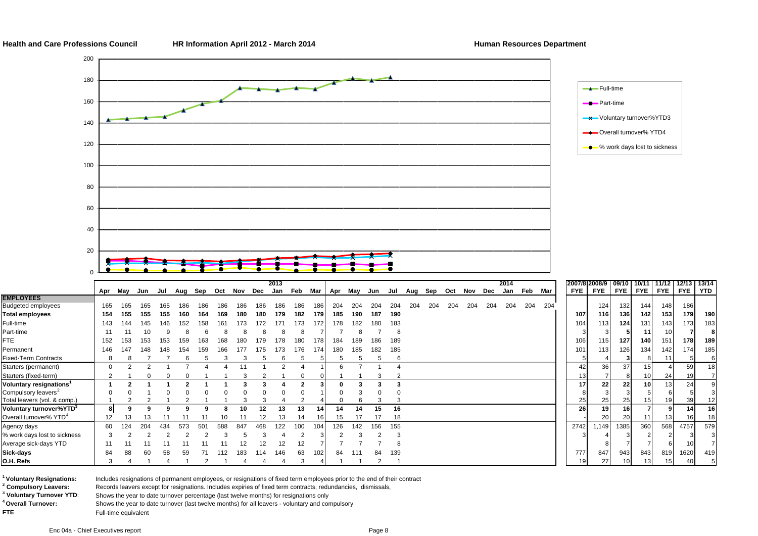**Health and Care Professions Council** **HR Information April 2012 - March 2014** **Human Resources Department**

| | 2013 | | | | | | | | | | | | 2014 | | | | | | | | | | | | 2007/8 | 2008/9 | 09/10 | 10/11 | 11/12 | 12/13 | 13/14 |
|---|---|---|---|---|---|---|---|---|---|---|---|---|---|---|---|---|---|---|---|---|---|---|---|---|---|---|---|---|---|---|---|
| | Apr | May | Jun | Jul | Aug | Sep | Oct | Nov | Dec | Jan | Feb | Mar | Apr | May | Jun | Jul | Aug | Sep | Oct | Nov | Dec | Jan | Feb | Mar | FYE | FYE | FYE | FYE | FYE | FYE | YTD |
| **EMPLOYEES** | | | | | | | | | | | | | | | | | | | | | | | | | | | | | | | |
| Budgeted employees | 165 | 165 | 165 | 165 | 186 | 186 | 186 | 186 | 186 | 186 | 186 | 186 | 204 | 204 | 204 | 204 | 204 | 204 | 204 | 204 | 204 | 204 | 204 | 204 | | 124 | 132 | 144 | 148 | 186 | |
| **Total employees** | **154** | **155** | **155** | **155** | **160** | **164** | **169** | **180** | **180** | **179** | **182** | **179** | **185** | **190** | **187** | **190** | | | | | | | | | **107** | **116** | **136** | **142** | **153** | **179** | **190** |
| Full-time | 143 | 144 | 145 | 146 | 152 | 158 | 161 | 173 | 172 | 171 | 173 | 172 | 178 | 182 | 180 | 183 | | | | | | | | | 104 | 113 | **124** | 131 | 143 | 173 | 183 |
| Part-time | 11 | 11 | 10 | 9 | 8 | 6 | 8 | 8 | 8 | 8 | 8 | 7 | 7 | 8 | 7 | 8 | | | | | | | | | 3 | 3 | **5** | **11** | 10 | **7** | **8** |
| FTE | 152 | 153 | 153 | 153 | 159 | 163 | 168 | 180 | 179 | 178 | 180 | 178 | 184 | 189 | 186 | 189 | | | | | | | | | 106 | 115 | **127** | **140** | 151 | **178** | **189** |
| Permanent | 146 | 147 | 148 | 148 | 154 | 159 | 166 | 177 | 175 | 173 | 176 | 174 | 180 | 185 | 182 | 185 | | | | | | | | | 101 | 113 | 126 | 134 | 142 | 174 | 185 |
| Fixed-Term Contracts | 8 | 8 | 7 | 7 | 6 | 5 | 3 | 3 | 5 | 6 | 5 | 5 | 5 | 5 | 5 | 6 | | | | | | | | | 5 | 4 | **3** | 8 | 11 | 5 | 6 |
| Starters (permanent) | 0 | 2 | 2 | 1 | 7 | 4 | 4 | 11 | 1 | 2 | 4 | 1 | 6 | 7 | 1 | 4 | | | | | | | | | 42 | 36 | 37 | 15 | 4 | 59 | 18 |
| Starters (fixed-term) | 2 | 1 | 0 | 0 | 0 | 1 | 1 | 3 | 2 | 1 | 0 | 0 | 1 | 1 | 3 | 2 | | | | | | | | | 13 | 7 | 8 | 10 | 24 | 19 | 7 |
| **Voluntary resignations[1]** | **1** | **2** | **1** | **1** | **2** | **1** | **1** | **3** | **3** | **4** | **2** | **3** | **0** | **3** | **3** | **3** | | | | | | | | | **17** | **22** | **22** | **10** | 13 | 24 | 9 |
| Compulsory leavers[2] | 0 | 0 | 1 | 0 | 0 | 0 | 0 | 0 | 0 | 0 | 0 | 1 | 0 | 3 | 0 | 0 | | | | | | | | | 8 | 3 | 3 | 5 | 6 | 5 | 3 |
| Total leavers (vol. & comp.) | 1 | 2 | 2 | 1 | 2 | 1 | 1 | 3 | 3 | 4 | 2 | 4 | 0 | 6 | 3 | 3 | | | | | | | | | 25 | 25 | 25 | 15 | 19 | 39 | 12 |
| **Voluntary turnover%YTD[3]** | **8** | **9** | **9** | **9** | **9** | **9** | **8** | **10** | **12** | **13** | **13** | **14** | **14** | **14** | **15** | **16** | | | | | | | | | **26** | **19** | **16** | **7** | **9** | **14** | **16** |
| Overall turnover% YTD[4] | 12 | 13 | 13 | 11 | 11 | 11 | 10 | 11 | 12 | 13 | 14 | 16 | 15 | 17 | 17 | 18 | | | | | | | | | - | 20 | 20 | 11 | 13 | 16 | 18 |
| Agency days | 60 | 124 | 204 | 434 | 573 | 501 | 588 | 847 | 468 | 122 | 100 | 104 | 126 | 142 | 156 | 155 | | | | | | | | | 2742 | 1,149 | 1385 | 360 | 568 | 4757 | 579 |
| % work days lost to sickness | 3 | 2 | 2 | 2 | 2 | 2 | 3 | 5 | 3 | 4 | 2 | 3 | 2 | 3 | 2 | 3 | | | | | | | | | 3 | 4 | 3 | 2 | 2 | 3 | 3 |
| Average sick-days YTD | 11 | 11 | 11 | 11 | 11 | 11 | 11 | 12 | 12 | 12 | 12 | 7 | 7 | 7 | 7 | 8 | | | | | | | | | | 8 | 7 | 7 | 6 | 10 | 7 |
| **Sick-days** | 84 | 88 | 60 | 58 | 59 | 71 | 112 | 183 | 114 | 146 | 63 | 102 | 84 | 111 | 84 | 139 | | | | | | | | | 777 | 847 | 943 | 843 | 819 | 1620 | 419 |
| **O.H. Refs** | 3 | 4 | 1 | 4 | 1 | 2 | 1 | 4 | 4 | 4 | 3 | 4 | 1 | 1 | 2 | 1 | | | | | | | | | 19 | 27 | 10 | 13 | 15 | 40 | 5 |

[1] **Voluntary Resignations:** Includes resignations of permanent employees, or resignations of fixed term employees prior to the end of their contract

[2] **Compulsory Leavers:** Records leavers except for resignations. Includes expiries of fixed term contracts, redundancies, dismissals,

[3] **Voluntary Turnover YTD**: Shows the year to date turnover percentage (last twelve months) for resignations only

[4] **Overall Turnover:** Shows the year to date turnover (last twelve months) for all leavers - voluntary and compulsory

**FTE** Full-time equivalent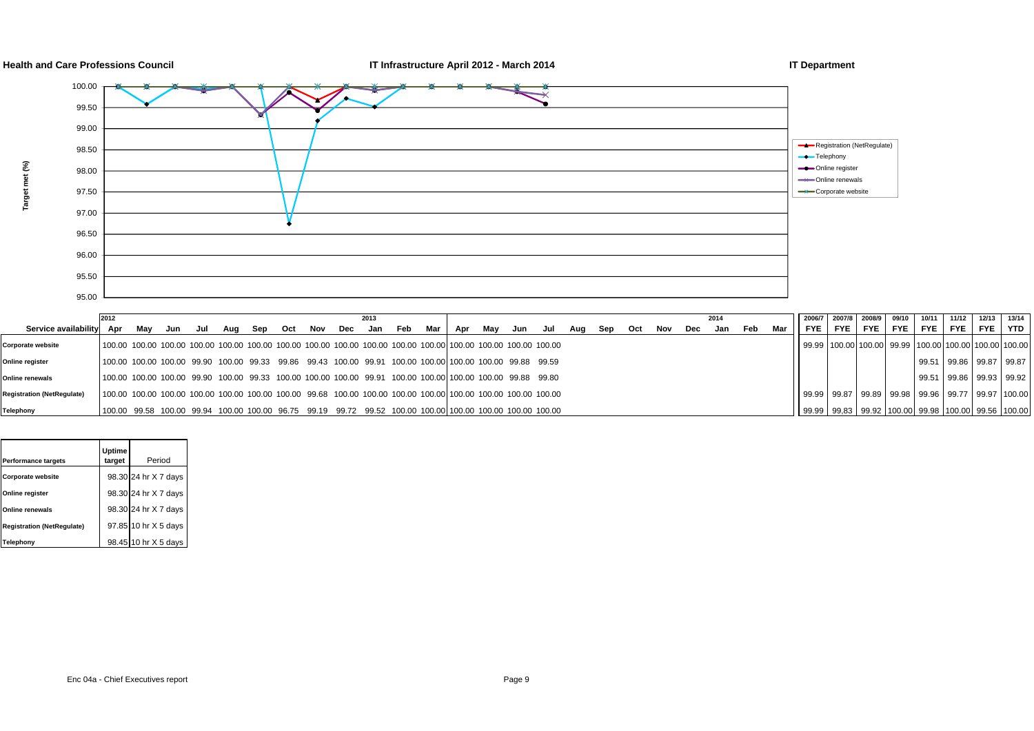**Health and Care Professions Council** | **IT Infrastructure April 2012 - March 2014** | **IT Department**

Target met (%)

Legend: Registration (NetRegulate), Telephony, Online register, Online renewals, Corporate website

| Service availability | 2012 Apr | May | Jun | Jul | Aug | Sep | Oct | Nov | Dec | 2013 Jan | Feb | Mar | Apr | May | Jun | Jul | Aug | Sep | Oct | Nov | Dec | 2014 Jan | Feb | Mar | 2006/7 FYE | 2007/8 FYE | 2008/9 FYE | 09/10 FYE | 10/11 FYE | 11/12 FYE | 12/13 FYE | 13/14 YTD |
|---|---|---|---|---|---|---|---|---|---|---|---|---|---|---|---|---|---|---|---|---|---|---|---|---|---|---|---|---|---|---|---|---|
| **Corporate website** | 100.00 | 100.00 | 100.00 | 100.00 | 100.00 | 100.00 | 100.00 | 100.00 | 100.00 | 100.00 | 100.00 | 100.00 | 100.00 | 100.00 | 100.00 | 100.00 | | | | | | | | | 99.99 | 100.00 | 100.00 | 99.99 | 100.00 | 100.00 | 100.00 | 100.00 |
| **Online register** | 100.00 | 100.00 | 100.00 | 99.90 | 100.00 | 99.33 | 99.86 | 99.43 | 100.00 | 99.91 | 100.00 | 100.00 | 100.00 | 100.00 | 99.88 | 99.59 | | | | | | | | | | | | | 99.51 | 99.86 | 99.87 | 99.87 |
| **Online renewals** | 100.00 | 100.00 | 100.00 | 99.90 | 100.00 | 99.33 | 100.00 | 100.00 | 100.00 | 99.91 | 100.00 | 100.00 | 100.00 | 100.00 | 99.88 | 99.80 | | | | | | | | | | | | | 99.51 | 99.86 | 99.93 | 99.92 |
| **Registration (NetRegulate)** | 100.00 | 100.00 | 100.00 | 100.00 | 100.00 | 100.00 | 100.00 | 99.68 | 100.00 | 100.00 | 100.00 | 100.00 | 100.00 | 100.00 | 100.00 | 100.00 | | | | | | | | | 99.99 | 99.87 | 99.89 | 99.98 | 99.96 | 99.77 | 99.97 | 100.00 |
| **Telephony** | 100.00 | 99.58 | 100.00 | 99.94 | 100.00 | 100.00 | 96.75 | 99.19 | 99.72 | 99.52 | 100.00 | 100.00 | 100.00 | 100.00 | 100.00 | 100.00 | | | | | | | | | 99.99 | 99.83 | 99.92 | 100.00 | 99.98 | 100.00 | 99.56 | 100.00 |

| Performance targets | Uptime target | Period |
|---|---|---|
| **Corporate website** | 98.30 | 24 hr X 7 days |
| **Online register** | 98.30 | 24 hr X 7 days |
| **Online renewals** | 98.30 | 24 hr X 7 days |
| **Registration (NetRegulate)** | 97.85 | 10 hr X 5 days |
| **Telephony** | 98.45 | 10 hr X 5 days |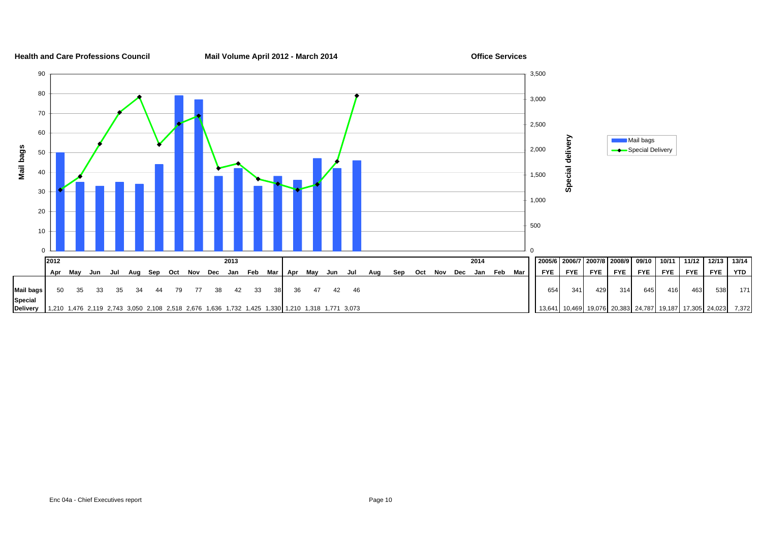**Health and Care Professions Council** **Mail Volume April 2012 - March 2014** **Office Services**

| | 2012 | | | | | | | | | 2013 | | | | | | | | | | | | | 2014 | | |
|---|---|---|---|---|---|---|---|---|---|---|---|---|---|---|---|---|---|---|---|---|---|---|---|---|---|
| | Apr | May | Jun | Jul | Aug | Sep | Oct | Nov | Dec | Jan | Feb | Mar | Apr | May | Jun | Jul | Aug | Sep | Oct | Nov | Dec | Jan | Feb | Mar |
| Mail bags | 50 | 35 | 33 | 35 | 34 | 44 | 79 | 77 | 38 | 42 | 33 | 38 | 36 | 47 | 42 | 46 | | | | | | | | |
| Special Delivery | 1,210 | 1,476 | 2,119 | 2,743 | 3,050 | 2,108 | 2,518 | 2,676 | 1,636 | 1,732 | 1,425 | 1,330 | 1,210 | 1,318 | 1,771 | 3,073 | | | | | | | | |

| | 2005/6 | 2006/7 | 2007/8 | 2008/9 | 09/10 | 10/11 | 11/12 | 12/13 | 13/14 |
|---|---|---|---|---|---|---|---|---|---|
| | FYE | FYE | FYE | FYE | FYE | FYE | FYE | FYE | YTD |
| Mail bags | 654 | 341 | 429 | 314 | 645 | 416 | 463 | 538 | 171 |
| Special Delivery | 13,641 | 10,469 | 19,076 | 20,383 | 24,787 | 19,187 | 17,305 | 24,023 | 7,372 |

Enc 04a - Chief Executives report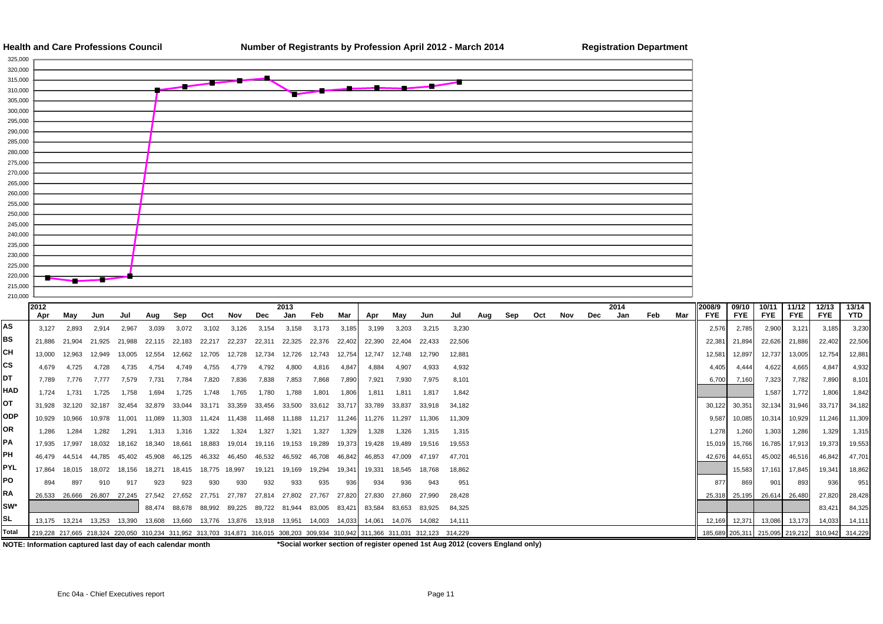**Health and Care Professions Council** **Number of Registrants by Profession April 2012 - March 2014** **Registration Department**

| | 2012 Apr | May | Jun | Jul | Aug | Sep | Oct | Nov | Dec | 2013 Jan | Feb | Mar | Apr | May | Jun | Jul | Aug | Sep | Oct | Nov | Dec | 2014 Jan | Feb | Mar | 2008/9 FYE | 09/10 FYE | 10/11 FYE | 11/12 FYE | 12/13 FYE | 13/14 YTD |
|---|---|---|---|---|---|---|---|---|---|---|---|---|---|---|---|---|---|---|---|---|---|---|---|---|---|---|---|---|---|---|
| AS | 3,127 | 2,893 | 2,914 | 2,967 | 3,039 | 3,072 | 3,102 | 3,126 | 3,154 | 3,158 | 3,173 | 3,185 | 3,199 | 3,203 | 3,215 | 3,230 | | | | | | | | | 2,576 | 2,785 | 2,900 | 3,121 | 3,185 | 3,230 |
| BS | 21,886 | 21,904 | 21,925 | 21,988 | 22,115 | 22,183 | 22,217 | 22,237 | 22,311 | 22,325 | 22,376 | 22,402 | 22,390 | 22,404 | 22,433 | 22,506 | | | | | | | | | 22,381 | 21,894 | 22,626 | 21,886 | 22,402 | 22,506 |
| CH | 13,000 | 12,963 | 12,949 | 13,005 | 12,554 | 12,662 | 12,705 | 12,728 | 12,734 | 12,726 | 12,743 | 12,754 | 12,747 | 12,748 | 12,790 | 12,881 | | | | | | | | | 12,581 | 12,897 | 12,737 | 13,005 | 12,754 | 12,881 |
| CS | 4,679 | 4,725 | 4,728 | 4,735 | 4,754 | 4,749 | 4,755 | 4,779 | 4,792 | 4,800 | 4,816 | 4,847 | 4,884 | 4,907 | 4,933 | 4,932 | | | | | | | | | 4,405 | 4,444 | 4,622 | 4,665 | 4,847 | 4,932 |
| DT | 7,789 | 7,776 | 7,777 | 7,579 | 7,731 | 7,784 | 7,820 | 7,836 | 7,838 | 7,853 | 7,868 | 7,890 | 7,921 | 7,930 | 7,975 | 8,101 | | | | | | | | | 6,700 | 7,160 | 7,323 | 7,782 | 7,890 | 8,101 |
| HAD | 1,724 | 1,731 | 1,725 | 1,758 | 1,694 | 1,725 | 1,748 | 1,765 | 1,780 | 1,788 | 1,801 | 1,806 | 1,811 | 1,811 | 1,817 | 1,842 | | | | | | | | | | | 1,587 | 1,772 | 1,806 | 1,842 |
| OT | 31,928 | 32,120 | 32,187 | 32,454 | 32,879 | 33,044 | 33,171 | 33,359 | 33,456 | 33,500 | 33,612 | 33,717 | 33,789 | 33,837 | 33,918 | 34,182 | | | | | | | | | 30,122 | 30,351 | 32,134 | 31,946 | 33,717 | 34,182 |
| ODP | 10,929 | 10,966 | 10,978 | 11,001 | 11,089 | 11,303 | 11,424 | 11,438 | 11,468 | 11,188 | 11,217 | 11,246 | 11,276 | 11,297 | 11,306 | 11,309 | | | | | | | | | 9,587 | 10,085 | 10,314 | 10,929 | 11,246 | 11,309 |
| OR | 1,286 | 1,284 | 1,282 | 1,291 | 1,313 | 1,316 | 1,322 | 1,324 | 1,327 | 1,321 | 1,327 | 1,329 | 1,328 | 1,326 | 1,315 | 1,315 | | | | | | | | | 1,278 | 1,260 | 1,303 | 1,286 | 1,329 | 1,315 |
| PA | 17,935 | 17,997 | 18,032 | 18,162 | 18,340 | 18,661 | 18,883 | 19,014 | 19,116 | 19,153 | 19,289 | 19,373 | 19,428 | 19,489 | 19,516 | 19,553 | | | | | | | | | 15,019 | 15,766 | 16,785 | 17,913 | 19,373 | 19,553 |
| PH | 46,479 | 44,514 | 44,785 | 45,402 | 45,908 | 46,125 | 46,332 | 46,450 | 46,532 | 46,592 | 46,708 | 46,842 | 46,853 | 47,009 | 47,197 | 47,701 | | | | | | | | | 42,676 | 44,651 | 45,002 | 46,516 | 46,842 | 47,701 |
| PYL | 17,864 | 18,015 | 18,072 | 18,156 | 18,271 | 18,415 | 18,775 | 18,997 | 19,121 | 19,169 | 19,294 | 19,341 | 19,331 | 18,545 | 18,768 | 18,862 | | | | | | | | | | 15,583 | 17,161 | 17,845 | 19,341 | 18,862 |
| PO | 894 | 897 | 910 | 917 | 923 | 923 | 930 | 930 | 932 | 933 | 935 | 936 | 934 | 936 | 943 | 951 | | | | | | | | | 877 | 869 | 901 | 893 | 936 | 951 |
| RA | 26,533 | 26,666 | 26,807 | 27,245 | 27,542 | 27,652 | 27,751 | 27,787 | 27,814 | 27,802 | 27,767 | 27,820 | 27,830 | 27,860 | 27,990 | 28,428 | | | | | | | | | 25,318 | 25,195 | 26,614 | 26,480 | 27,820 | 28,428 |
| SW* | | | | | 88,474 | 88,678 | 88,992 | 89,225 | 89,722 | 81,944 | 83,005 | 83,421 | 83,584 | 83,653 | 83,925 | 84,325 | | | | | | | | | | | | | 83,421 | 84,325 |
| SL | 13,175 | 13,214 | 13,253 | 13,390 | 13,608 | 13,660 | 13,776 | 13,876 | 13,918 | 13,951 | 14,003 | 14,033 | 14,061 | 14,076 | 14,082 | 14,111 | | | | | | | | | 12,169 | 12,371 | 13,086 | 13,173 | 14,033 | 14,111 |
| Total | 219,228 | 217,665 | 218,324 | 220,050 | 310,234 | 311,952 | 313,703 | 314,871 | 316,015 | 308,203 | 309,934 | 310,942 | 311,366 | 311,031 | 312,123 | 314,229 | | | | | | | | | 185,689 | 205,311 | 215,095 | 219,212 | 310,942 | 314,229 |

**NOTE: Information captured last day of each calendar month** **\*Social worker section of register opened 1st Aug 2012 (covers England only)**

Enc 04a - Chief Executives report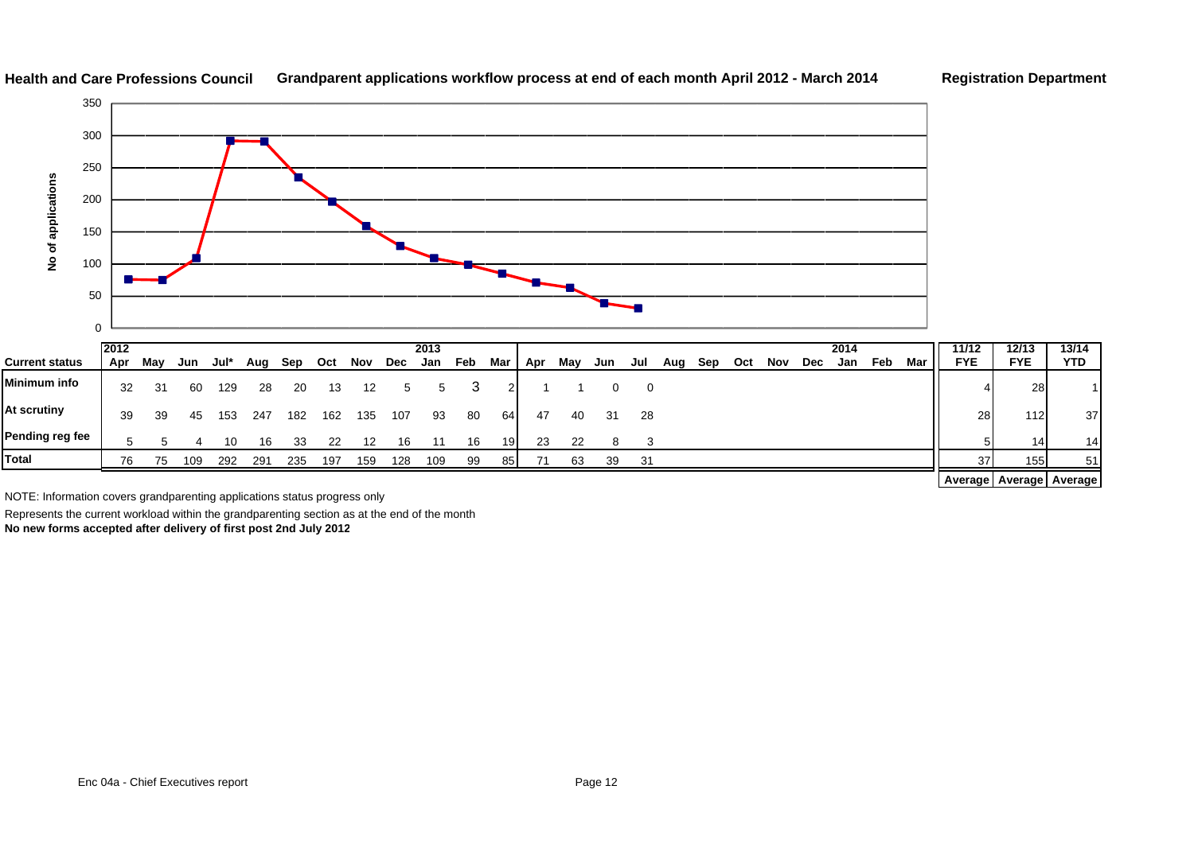**Health and Care Professions Council** **Grandparent applications workflow process at end of each month April 2012 - March 2014** **Registration Department**

| Current status | 2012 Apr | May | Jun | Jul* | Aug | Sep | Oct | Nov | Dec | 2013 Jan | Feb | Mar | Apr | May | Jun | Jul | Aug | Sep | Oct | Nov | Dec | 2014 Jan | Feb | Mar | 11/12 FYE | 12/13 FYE | 13/14 YTD |
|---|---|---|---|---|---|---|---|---|---|---|---|---|---|---|---|---|---|---|---|---|---|---|---|---|---|---|---|
| **Minimum info** | 32 | 31 | 60 | 129 | 28 | 20 | 13 | 12 | 5 | 5 | 3 | 2 | 1 | 1 | 0 | 0 | | | | | | | | | 4 | 28 | 1 |
| **At scrutiny** | 39 | 39 | 45 | 153 | 247 | 182 | 162 | 135 | 107 | 93 | 80 | 64 | 47 | 40 | 31 | 28 | | | | | | | | | 28 | 112 | 37 |
| **Pending reg fee** | 5 | 5 | 4 | 10 | 16 | 33 | 22 | 12 | 16 | 11 | 16 | 19 | 23 | 22 | 8 | 3 | | | | | | | | | 5 | 14 | 14 |
| **Total** | 76 | 75 | 109 | 292 | 291 | 235 | 197 | 159 | 128 | 109 | 99 | 85 | 71 | 63 | 39 | 31 | | | | | | | | | 37 | 155 | 51 |
| | | | | | | | | | | | | | | | | | | | | | | | | | **Average** | **Average** | **Average** |

NOTE: Information covers grandparenting applications status progress only

Represents the current workload within the grandparenting section as at the end of the month

**No new forms accepted after delivery of first post 2nd July 2012**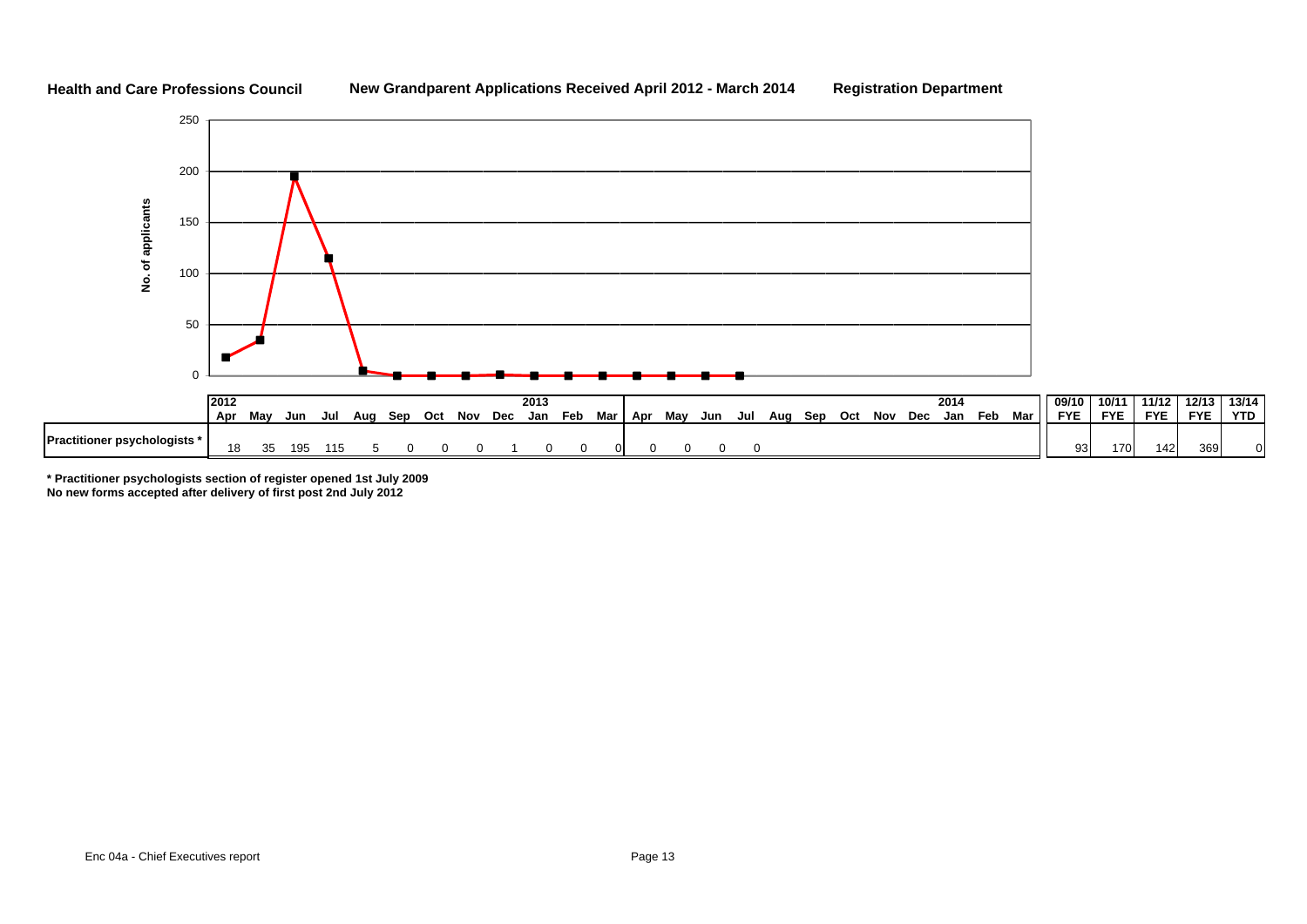**Health and Care Professions Council** **New Grandparent Applications Received April 2012 - March 2014** **Registration Department**

| | 2012 Apr | May | Jun | Jul | Aug | Sep | Oct | Nov | Dec | 2013 Jan | Feb | Mar | Apr | May | Jun | Jul | Aug | Sep | Oct | Nov | Dec | 2014 Jan | Feb | Mar | 09/10 FYE | 10/11 FYE | 11/12 FYE | 12/13 FYE | 13/14 YTD |
|---|---|---|---|---|---|---|---|---|---|---|---|---|---|---|---|---|---|---|---|---|---|---|---|---|---|---|---|---|---|
| **Practitioner psychologists *** | 18 | 35 | 195 | 115 | 5 | 0 | 0 | 0 | 1 | 0 | 0 | 0 | 0 | 0 | 0 | 0 | | | | | | | | | 93 | 170 | 142 | 369 | 0 |

**\* Practitioner psychologists section of register opened 1st July 2009**
**No new forms accepted after delivery of first post 2nd July 2012**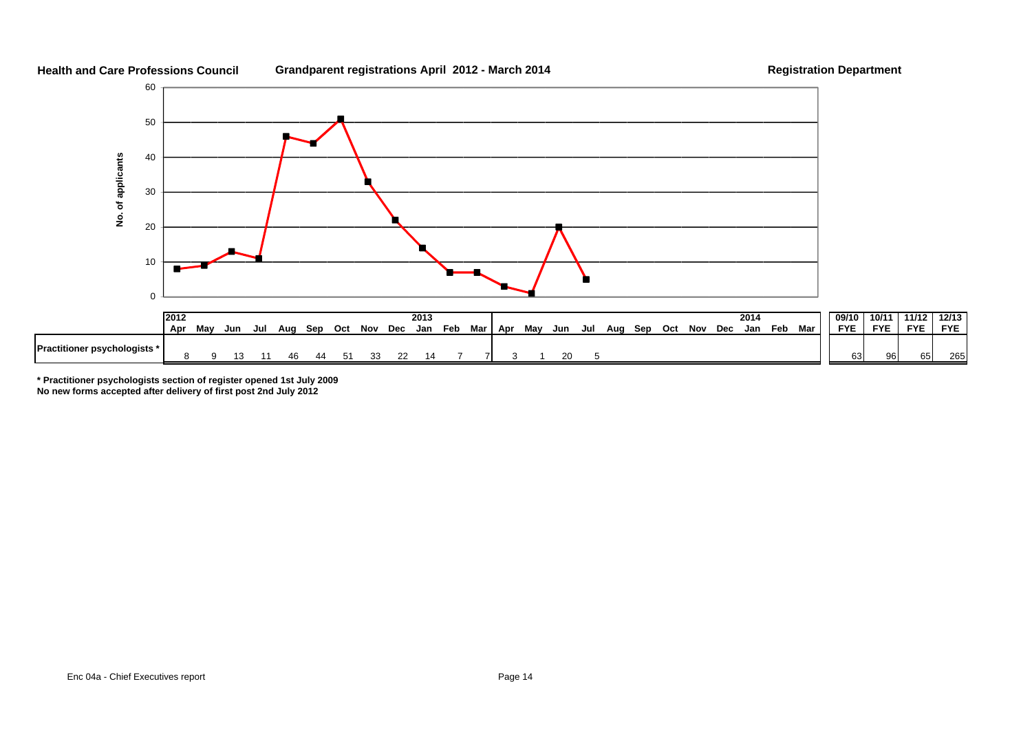**Health and Care Professions Council** **Grandparent registrations April 2012 - March 2014** **Registration Department**

| | 2012 Apr | May | Jun | Jul | Aug | Sep | Oct | Nov | Dec | 2013 Jan | Feb | Mar | Apr | May | Jun | Jul | Aug | Sep | Oct | Nov | Dec | 2014 Jan | Feb | Mar | 09/10 FYE | 10/11 FYE | 11/12 FYE | 12/13 FYE |
|---|---|---|---|---|---|---|---|---|---|---|---|---|---|---|---|---|---|---|---|---|---|---|---|---|---|---|---|---|
| **Practitioner psychologists *** | 8 | 9 | 13 | 11 | 46 | 44 | 51 | 33 | 22 | 14 | 7 | 7 | 3 | 1 | 20 | 5 | | | | | | | | | 63 | 96 | 65 | 265 |

**\* Practitioner psychologists section of register opened 1st July 2009**
**No new forms accepted after delivery of first post 2nd July 2012**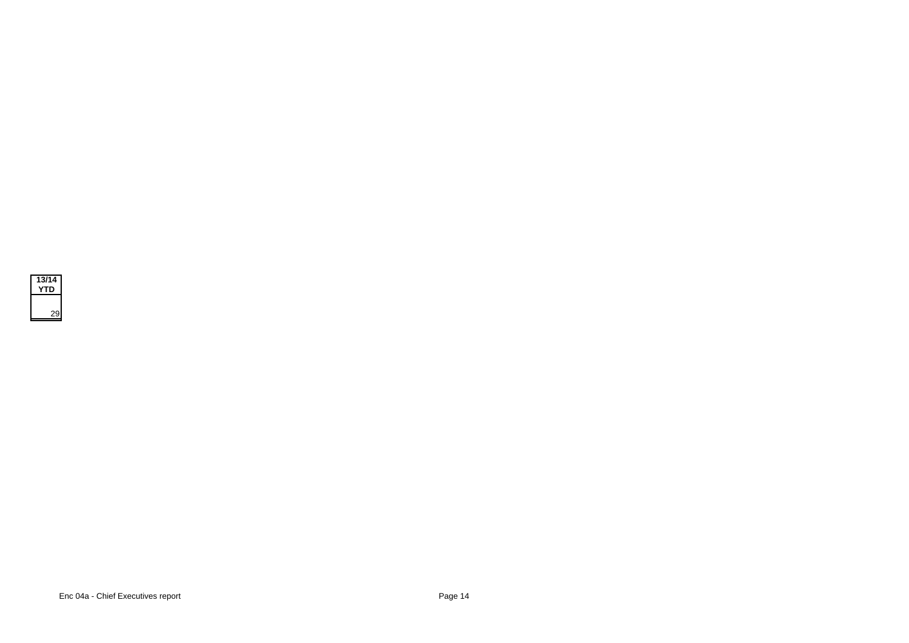| 13/14 YTD |
| --- |
| 29 |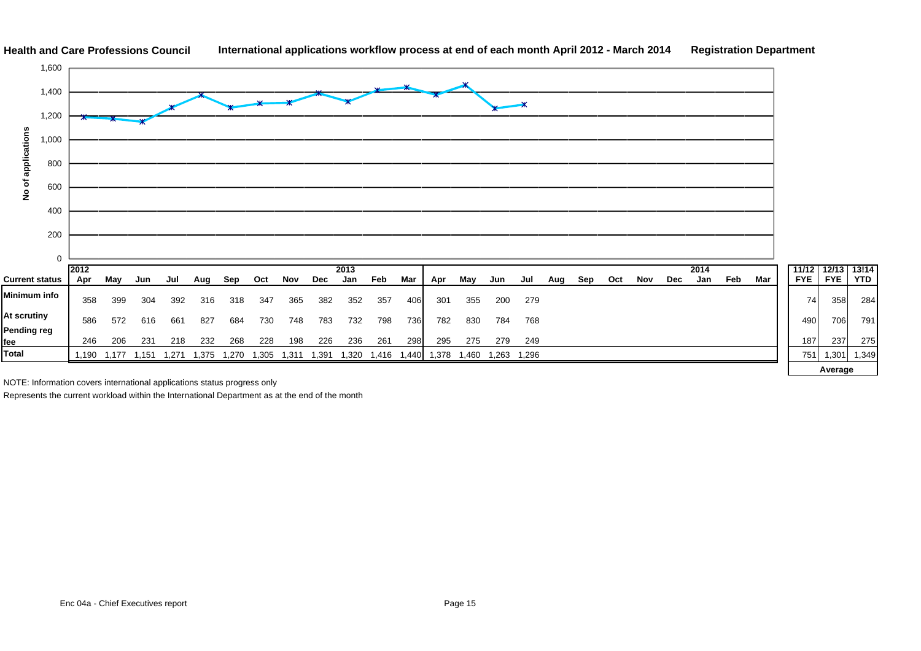**Health and Care Professions Council** | **International applications workflow process at end of each month April 2012 - March 2014** | **Registration Department**

| Current status | 2012 Apr | May | Jun | Jul | Aug | Sep | Oct | Nov | Dec | 2013 Jan | Feb | Mar | Apr | May | Jun | Jul | Aug | Sep | Oct | Nov | Dec | 2014 Jan | Feb | Mar | 11/12 FYE | 12/13 FYE | 13!14 YTD |
|---|---|---|---|---|---|---|---|---|---|---|---|---|---|---|---|---|---|---|---|---|---|---|---|---|---|---|---|
| Minimum info | 358 | 399 | 304 | 392 | 316 | 318 | 347 | 365 | 382 | 352 | 357 | 406 | 301 | 355 | 200 | 279 | | | | | | | | | 74 | 358 | 284 |
| At scrutiny | 586 | 572 | 616 | 661 | 827 | 684 | 730 | 748 | 783 | 732 | 798 | 736 | 782 | 830 | 784 | 768 | | | | | | | | | 490 | 706 | 791 |
| Pending reg fee | 246 | 206 | 231 | 218 | 232 | 268 | 228 | 198 | 226 | 236 | 261 | 298 | 295 | 275 | 279 | 249 | | | | | | | | | 187 | 237 | 275 |
| Total | 1,190 | 1,177 | 1,151 | 1,271 | 1,375 | 1,270 | 1,305 | 1,311 | 1,391 | 1,320 | 1,416 | 1,440 | 1,378 | 1,460 | 1,263 | 1,296 | | | | | | | | | 751 | 1,301 | 1,349 |
| | | | | | | | | | | | | | | | | | | | | | | | | | Average | | |

NOTE: Information covers international applications status progress only

Represents the current workload within the International Department as at the end of the month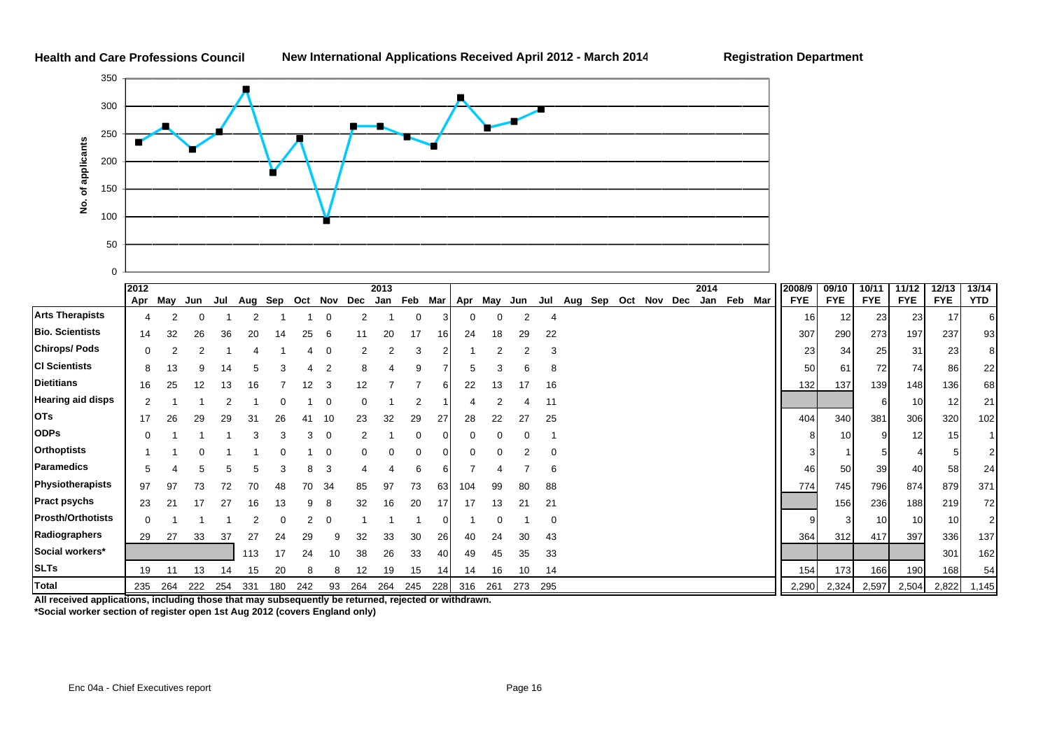**Health and Care Professions Council** **New International Applications Received April 2012 - March 2014** **Registration Department**

| | 2012 Apr | May | Jun | Jul | Aug | Sep | Oct | Nov | Dec | 2013 Jan | Feb | Mar | Apr | May | Jun | Jul | Aug | Sep | Oct | Nov | Dec | 2014 Jan | Feb | Mar | 2008/9 FYE | 09/10 FYE | 10/11 FYE | 11/12 FYE | 12/13 FYE | 13/14 YTD |
|---|---|---|---|---|---|---|---|---|---|---|---|---|---|---|---|---|---|---|---|---|---|---|---|---|---|---|---|---|---|---|
| **Arts Therapists** | 4 | 2 | 0 | 1 | 2 | 1 | 1 | 0 | 2 | 1 | 0 | 3 | 0 | 0 | 2 | 4 | | | | | | | | | 16 | 12 | 23 | 23 | 17 | 6 |
| **Bio. Scientists** | 14 | 32 | 26 | 36 | 20 | 14 | 25 | 6 | 11 | 20 | 17 | 16 | 24 | 18 | 29 | 22 | | | | | | | | | 307 | 290 | 273 | 197 | 237 | 93 |
| **Chirops/ Pods** | 0 | 2 | 2 | 1 | 4 | 1 | 4 | 0 | 2 | 2 | 3 | 2 | 1 | 2 | 2 | 3 | | | | | | | | | 23 | 34 | 25 | 31 | 23 | 8 |
| **Cl Scientists** | 8 | 13 | 9 | 14 | 5 | 3 | 4 | 2 | 8 | 4 | 9 | 7 | 5 | 3 | 6 | 8 | | | | | | | | | 50 | 61 | 72 | 74 | 86 | 22 |
| **Dietitians** | 16 | 25 | 12 | 13 | 16 | 7 | 12 | 3 | 12 | 7 | 7 | 6 | 22 | 13 | 17 | 16 | | | | | | | | | 132 | 137 | 139 | 148 | 136 | 68 |
| **Hearing aid disps** | 2 | 1 | 1 | 2 | 1 | 0 | 1 | 0 | 0 | 1 | 2 | 1 | 4 | 2 | 4 | 11 | | | | | | | | | | | 6 | 10 | 12 | 21 |
| **OTs** | 17 | 26 | 29 | 29 | 31 | 26 | 41 | 10 | 23 | 32 | 29 | 27 | 28 | 22 | 27 | 25 | | | | | | | | | 404 | 340 | 381 | 306 | 320 | 102 |
| **ODPs** | 0 | 1 | 1 | 1 | 3 | 3 | 3 | 0 | 2 | 1 | 0 | 0 | 0 | 0 | 0 | 1 | | | | | | | | | 8 | 10 | 9 | 12 | 15 | 1 |
| **Orthoptists** | 1 | 1 | 0 | 1 | 1 | 0 | 1 | 0 | 0 | 0 | 0 | 0 | 0 | 0 | 2 | 0 | | | | | | | | | 3 | 1 | 5 | 4 | 5 | 2 |
| **Paramedics** | 5 | 4 | 5 | 5 | 5 | 3 | 8 | 3 | 4 | 4 | 6 | 6 | 7 | 4 | 7 | 6 | | | | | | | | | 46 | 50 | 39 | 40 | 58 | 24 |
| **Physiotherapists** | 97 | 97 | 73 | 72 | 70 | 48 | 70 | 34 | 85 | 97 | 73 | 63 | 104 | 99 | 80 | 88 | | | | | | | | | 774 | 745 | 796 | 874 | 879 | 371 |
| **Pract psychs** | 23 | 21 | 17 | 27 | 16 | 13 | 9 | 8 | 32 | 16 | 20 | 17 | 17 | 13 | 21 | 21 | | | | | | | | | | 156 | 236 | 188 | 219 | 72 |
| **Prosth/Orthotists** | 0 | 1 | 1 | 1 | 2 | 0 | 2 | 0 | 1 | 1 | 1 | 0 | 1 | 0 | 1 | 0 | | | | | | | | | 9 | 3 | 10 | 10 | 10 | 2 |
| **Radiographers** | 29 | 27 | 33 | 37 | 27 | 24 | 29 | 9 | 32 | 33 | 30 | 26 | 40 | 24 | 30 | 43 | | | | | | | | | 364 | 312 | 417 | 397 | 336 | 137 |
| **Social workers*** | | | | | 113 | 17 | 24 | 10 | 38 | 26 | 33 | 40 | 49 | 45 | 35 | 33 | | | | | | | | | | | | | 301 | 162 |
| **SLTs** | 19 | 11 | 13 | 14 | 15 | 20 | 8 | 8 | 12 | 19 | 15 | 14 | 14 | 16 | 10 | 14 | | | | | | | | | 154 | 173 | 166 | 190 | 168 | 54 |
| **Total** | 235 | 264 | 222 | 254 | 331 | 180 | 242 | 93 | 264 | 264 | 245 | 228 | 316 | 261 | 273 | 295 | | | | | | | | | 2,290 | 2,324 | 2,597 | 2,504 | 2,822 | 1,145 |

**All received applications, including those that may subsequently be returned, rejected or withdrawn.**

**\*Social worker section of register open 1st Aug 2012 (covers England only)**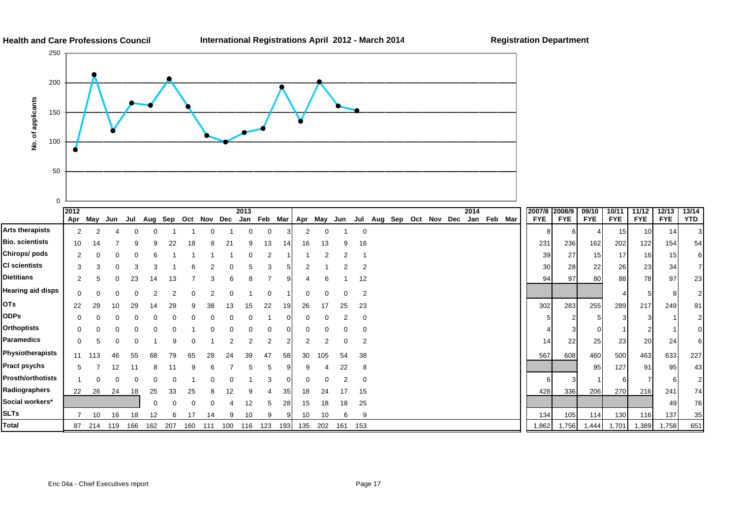**Health and Care Professions Council** | **International Registrations April 2012 - March 2014** | **Registration Department**

| | 2012 Apr | May | Jun | Jul | Aug | Sep | Oct | Nov | Dec | 2013 Jan | Feb | Mar | Apr | May | Jun | Jul | Aug | Sep | Oct | Nov | Dec | 2014 Jan | Feb | Mar | 2007/8 FYE | 2008/9 FYE | 09/10 FYE | 10/11 FYE | 11/12 FYE | 12/13 FYE | 13/14 YTD |
|---|---|---|---|---|---|---|---|---|---|---|---|---|---|---|---|---|---|---|---|---|---|---|---|---|---|---|---|---|---|---|---|
| Arts therapists | 2 | 2 | 4 | 0 | 0 | 1 | 1 | 0 | 1 | 0 | 0 | 3 | 2 | 0 | 1 | 0 | | | | | | | | | 8 | 6 | 4 | 15 | 10 | 14 | 3 |
| Bio. scientists | 10 | 14 | 7 | 9 | 9 | 22 | 18 | 8 | 21 | 9 | 13 | 14 | 16 | 13 | 9 | 16 | | | | | | | | | 231 | 236 | 162 | 202 | 122 | 154 | 54 |
| Chirops/ pods | 2 | 0 | 0 | 0 | 6 | 1 | 1 | 1 | 1 | 0 | 2 | 1 | 1 | 2 | 2 | 1 | | | | | | | | | 39 | 27 | 15 | 17 | 16 | 15 | 6 |
| Cl scientists | 3 | 3 | 0 | 3 | 3 | 1 | 6 | 2 | 0 | 5 | 3 | 5 | 2 | 1 | 2 | 2 | | | | | | | | | 30 | 28 | 22 | 26 | 23 | 34 | 7 |
| Dietitians | 2 | 5 | 0 | 23 | 14 | 13 | 7 | 3 | 6 | 8 | 7 | 9 | 4 | 6 | 1 | 12 | | | | | | | | | 94 | 97 | 80 | 88 | 78 | 97 | 23 |
| Hearing aid disps | 0 | 0 | 0 | 0 | 2 | 2 | 0 | 2 | 0 | 1 | 0 | 1 | 0 | 0 | 0 | 2 | | | | | | | | | | | | 4 | 5 | 8 | 2 |
| OTs | 22 | 29 | 10 | 29 | 14 | 29 | 9 | 38 | 13 | 15 | 22 | 19 | 26 | 17 | 25 | 23 | | | | | | | | | 302 | 283 | 255 | 289 | 217 | 249 | 91 |
| ODPs | 0 | 0 | 0 | 0 | 0 | 0 | 0 | 0 | 0 | 0 | 1 | 0 | 0 | 0 | 2 | 0 | | | | | | | | | 5 | 2 | 5 | 3 | 3 | 1 | 2 |
| Orthoptists | 0 | 0 | 0 | 0 | 0 | 0 | 1 | 0 | 0 | 0 | 0 | 0 | 0 | 0 | 0 | 0 | | | | | | | | | 4 | 3 | 0 | 1 | 2 | 1 | 0 |
| Paramedics | 0 | 5 | 0 | 0 | 1 | 9 | 0 | 1 | 2 | 2 | 2 | 2 | 2 | 2 | 0 | 2 | | | | | | | | | 14 | 22 | 25 | 23 | 20 | 24 | 6 |
| Physiotherapists | 11 | 113 | 46 | 55 | 68 | 79 | 65 | 28 | 24 | 39 | 47 | 58 | 30 | 105 | 54 | 38 | | | | | | | | | 567 | 608 | 460 | 500 | 463 | 633 | 227 |
| Pract psychs | 5 | 7 | 12 | 11 | 8 | 11 | 9 | 6 | 7 | 5 | 5 | 9 | 9 | 4 | 22 | 8 | | | | | | | | | | | 95 | 127 | 91 | 95 | 43 |
| Prosth/orthotists | 1 | 0 | 0 | 0 | 0 | 0 | 1 | 0 | 0 | 1 | 3 | 0 | 0 | 0 | 2 | 0 | | | | | | | | | 6 | 3 | 1 | 6 | 7 | 6 | 2 |
| Radiographers | 22 | 26 | 24 | 18 | 25 | 33 | 25 | 8 | 12 | 9 | 4 | 35 | 18 | 24 | 17 | 15 | | | | | | | | | 428 | 336 | 206 | 270 | 216 | 241 | 74 |
| Social workers* | | | | | 0 | 0 | 0 | 0 | 4 | 12 | 5 | 28 | 15 | 18 | 18 | 25 | | | | | | | | | | | | | | 49 | 76 |
| SLTs | 7 | 10 | 16 | 18 | 12 | 6 | 17 | 14 | 9 | 10 | 9 | 9 | 10 | 10 | 6 | 9 | | | | | | | | | 134 | 105 | 114 | 130 | 116 | 137 | 35 |
| Total | 87 | 214 | 119 | 166 | 162 | 207 | 160 | 111 | 100 | 116 | 123 | 193 | 135 | 202 | 161 | 153 | | | | | | | | | 1,862 | 1,756 | 1,444 | 1,701 | 1,389 | 1,758 | 651 |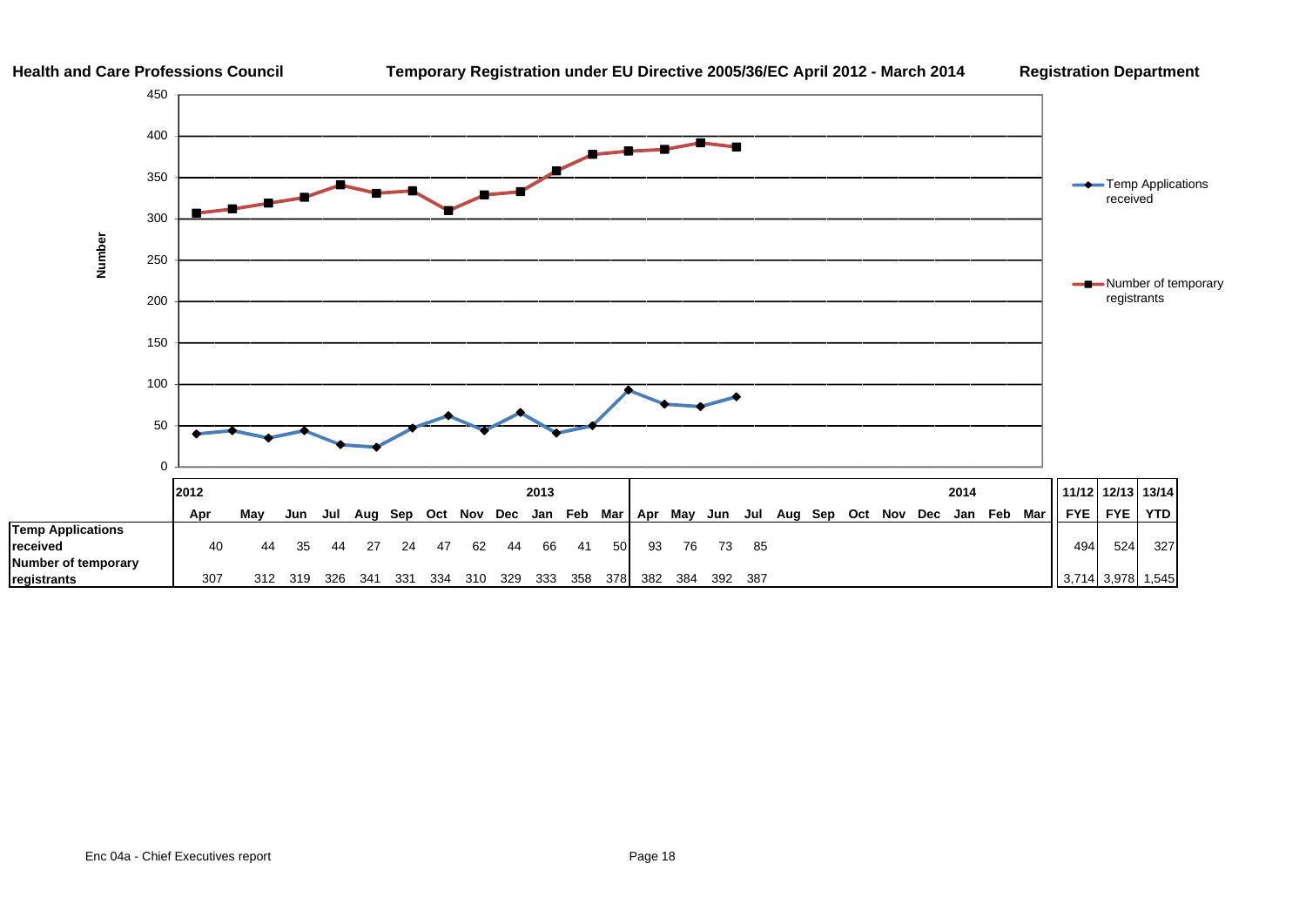**Health and Care Professions Council** **Temporary Registration under EU Directive 2005/36/EC April 2012 - March 2014** **Registration Department**

| | 2012 | | | | | | | | | 2013 | | | | | | | | | | | | 2014 | | | 11/12 | 12/13 | 13/14 |
|---|---|---|---|---|---|---|---|---|---|---|---|---|---|---|---|---|---|---|---|---|---|---|---|---|---|---|---|
| | Apr | May | Jun | Jul | Aug | Sep | Oct | Nov | Dec | Jan | Feb | Mar | Apr | May | Jun | Jul | Aug | Sep | Oct | Nov | Dec | Jan | Feb | Mar | FYE | FYE | YTD |
| **Temp Applications received** | 40 | 44 | 35 | 44 | 27 | 24 | 47 | 62 | 44 | 66 | 41 | 50 | 93 | 76 | 73 | 85 | | | | | | | | | 494 | 524 | 327 |
| **Number of temporary registrants** | 307 | 312 | 319 | 326 | 341 | 331 | 334 | 310 | 329 | 333 | 358 | 378 | 382 | 384 | 392 | 387 | | | | | | | | | 3,714 | 3,978 | 1,545 |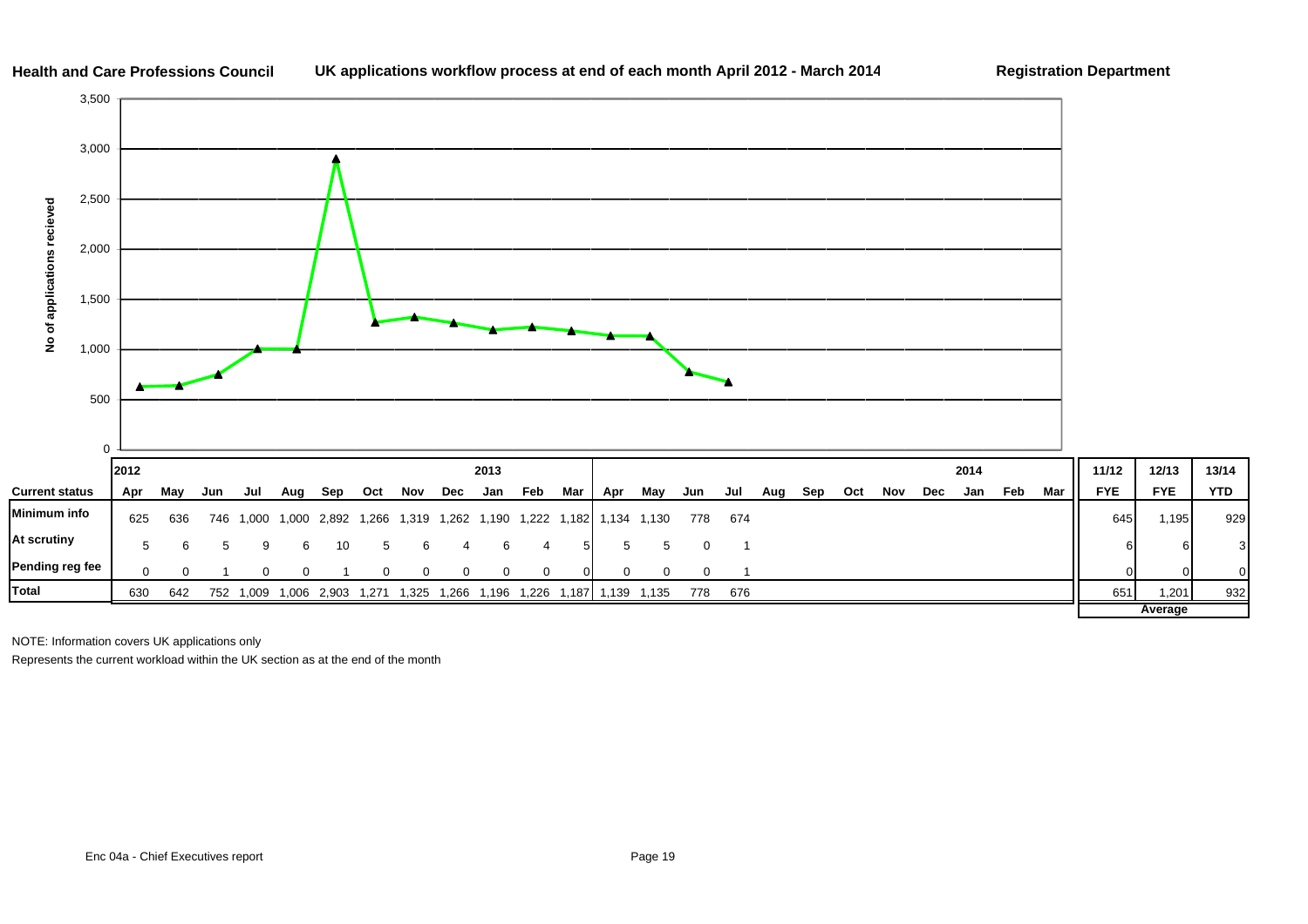**Health and Care Professions Council** | **UK applications workflow process at end of each month April 2012 - March 2014** | **Registration Department**

| | 2012 | | | | | | | | | 2013 | | | | | | | | | | | | 2014 | | | 11/12 | 12/13 | 13/14 |
|---|---|---|---|---|---|---|---|---|---|---|---|---|---|---|---|---|---|---|---|---|---|---|---|---|---|---|---|
| **Current status** | **Apr** | **May** | **Jun** | **Jul** | **Aug** | **Sep** | **Oct** | **Nov** | **Dec** | **Jan** | **Feb** | **Mar** | **Apr** | **May** | **Jun** | **Jul** | **Aug** | **Sep** | **Oct** | **Nov** | **Dec** | **Jan** | **Feb** | **Mar** | **FYE** | **FYE** | **YTD** |
| **Minimum info** | 625 | 636 | 746 | 1,000 | 1,000 | 2,892 | 1,266 | 1,319 | 1,262 | 1,190 | 1,222 | 1,182 | 1,134 | 1,130 | 778 | 674 | | | | | | | | | 645 | 1,195 | 929 |
| **At scrutiny** | 5 | 6 | 5 | 9 | 6 | 10 | 5 | 6 | 4 | 6 | 4 | 5 | 5 | 5 | 0 | 1 | | | | | | | | | 6 | 6 | 3 |
| **Pending reg fee** | 0 | 0 | 1 | 0 | 0 | 1 | 0 | 0 | 0 | 0 | 0 | 0 | 0 | 0 | 0 | 1 | | | | | | | | | 0 | 0 | 0 |
| **Total** | 630 | 642 | 752 | 1,009 | 1,006 | 2,903 | 1,271 | 1,325 | 1,266 | 1,196 | 1,226 | 1,187 | 1,139 | 1,135 | 778 | 676 | | | | | | | | | 651 | 1,201 | 932 |
| | | | | | | | | | | | | | | | | | | | | | | | | | | **Average** | |

NOTE: Information covers UK applications only

Represents the current workload within the UK section as at the end of the month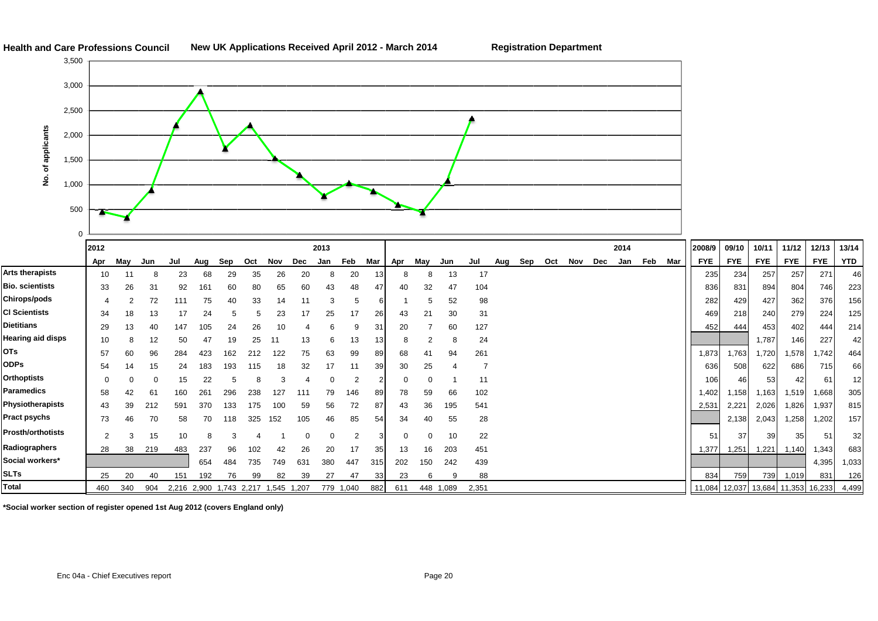**Health and Care Professions Council** **New UK Applications Received April 2012 - March 2014** **Registration Department**

| | 2012 Apr | May | Jun | Jul | Aug | Sep | Oct | Nov | Dec | 2013 Jan | Feb | Mar | Apr | May | Jun | Jul | Aug | Sep | Oct | Nov | Dec | 2014 Jan | Feb | Mar | 2008/9 FYE | 09/10 FYE | 10/11 FYE | 11/12 FYE | 12/13 FYE | 13/14 YTD |
|---|---|---|---|---|---|---|---|---|---|---|---|---|---|---|---|---|---|---|---|---|---|---|---|---|---|---|---|---|---|---|
| Arts therapists | 10 | 11 | 8 | 23 | 68 | 29 | 35 | 26 | 20 | 8 | 20 | 13 | 8 | 8 | 13 | 17 | | | | | | | | | 235 | 234 | 257 | 257 | 271 | 46 |
| Bio. scientists | 33 | 26 | 31 | 92 | 161 | 60 | 80 | 65 | 60 | 43 | 48 | 47 | 40 | 32 | 47 | 104 | | | | | | | | | 836 | 831 | 894 | 804 | 746 | 223 |
| Chirops/pods | 4 | 2 | 72 | 111 | 75 | 40 | 33 | 14 | 11 | 3 | 5 | 6 | 1 | 5 | 52 | 98 | | | | | | | | | 282 | 429 | 427 | 362 | 376 | 156 |
| Cl Scientists | 34 | 18 | 13 | 17 | 24 | 5 | 5 | 23 | 17 | 25 | 17 | 26 | 43 | 21 | 30 | 31 | | | | | | | | | 469 | 218 | 240 | 279 | 224 | 125 |
| Dietitians | 29 | 13 | 40 | 147 | 105 | 24 | 26 | 10 | 4 | 6 | 9 | 31 | 20 | 7 | 60 | 127 | | | | | | | | | 452 | 444 | 453 | 402 | 444 | 214 |
| Hearing aid disps | 10 | 8 | 12 | 50 | 47 | 19 | 25 | 11 | 13 | 6 | 13 | 13 | 8 | 2 | 8 | 24 | | | | | | | | | | | 1,787 | 146 | 227 | 42 |
| OTs | 57 | 60 | 96 | 284 | 423 | 162 | 212 | 122 | 75 | 63 | 99 | 89 | 68 | 41 | 94 | 261 | | | | | | | | | 1,873 | 1,763 | 1,720 | 1,578 | 1,742 | 464 |
| ODPs | 54 | 14 | 15 | 24 | 183 | 193 | 115 | 18 | 32 | 17 | 11 | 39 | 30 | 25 | 4 | 7 | | | | | | | | | 636 | 508 | 622 | 686 | 715 | 66 |
| Orthoptists | 0 | 0 | 0 | 15 | 22 | 5 | 8 | 3 | 4 | 0 | 2 | 2 | 0 | 0 | 1 | 11 | | | | | | | | | 106 | 46 | 53 | 42 | 61 | 12 |
| Paramedics | 58 | 42 | 61 | 160 | 261 | 296 | 238 | 127 | 111 | 79 | 146 | 89 | 78 | 59 | 66 | 102 | | | | | | | | | 1,402 | 1,158 | 1,163 | 1,519 | 1,668 | 305 |
| Physiotherapists | 43 | 39 | 212 | 591 | 370 | 133 | 175 | 100 | 59 | 56 | 72 | 87 | 43 | 36 | 195 | 541 | | | | | | | | | 2,531 | 2,221 | 2,026 | 1,826 | 1,937 | 815 |
| Pract psychs | 73 | 46 | 70 | 58 | 70 | 118 | 325 | 152 | 105 | 46 | 85 | 54 | 34 | 40 | 55 | 28 | | | | | | | | | | 2,138 | 2,043 | 1,258 | 1,202 | 157 |
| Prosth/orthotists | 2 | 3 | 15 | 10 | 8 | 3 | 4 | 1 | 0 | 0 | 2 | 3 | 0 | 0 | 10 | 22 | | | | | | | | | 51 | 37 | 39 | 35 | 51 | 32 |
| Radiographers | 28 | 38 | 219 | 483 | 237 | 96 | 102 | 42 | 26 | 20 | 17 | 35 | 13 | 16 | 203 | 451 | | | | | | | | | 1,377 | 1,251 | 1,221 | 1,140 | 1,343 | 683 |
| Social workers* | | | | | 654 | 484 | 735 | 749 | 631 | 380 | 447 | 315 | 202 | 150 | 242 | 439 | | | | | | | | | | | | | 4,395 | 1,033 |
| SLTs | 25 | 20 | 40 | 151 | 192 | 76 | 99 | 82 | 39 | 27 | 47 | 33 | 23 | 6 | 9 | 88 | | | | | | | | | 834 | 759 | 739 | 1,019 | 831 | 126 |
| **Total** | 460 | 340 | 904 | 2,216 | 2,900 | 1,743 | 2,217 | 1,545 | 1,207 | 779 | 1,040 | 882 | 611 | 448 | 1,089 | 2,351 | | | | | | | | | 11,084 | 12,037 | 13,684 | 11,353 | 16,233 | 4,499 |

**\*Social worker section of register opened 1st Aug 2012 (covers England only)**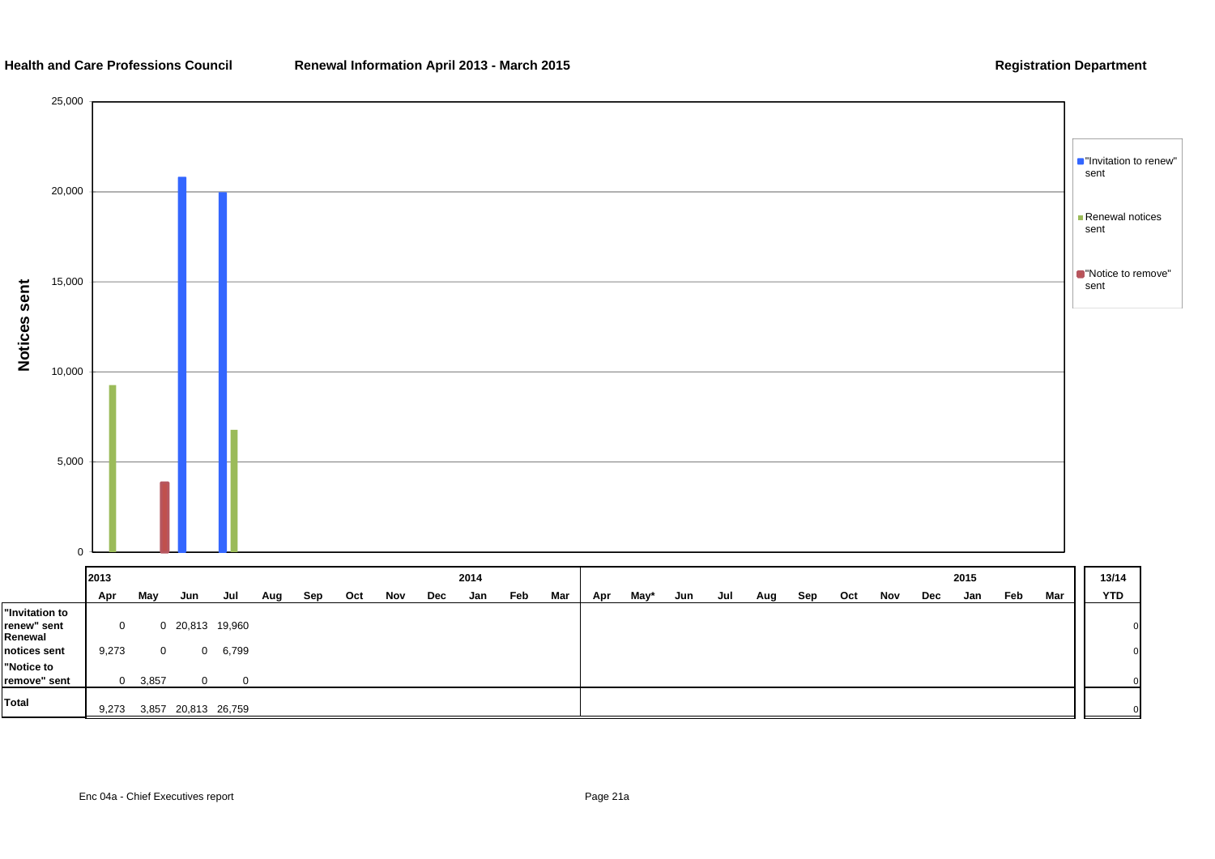**Health and Care Professions Council** **Renewal Information April 2013 - March 2015** **Registration Department**

| | 2013 | | | | | | | | | 2014 | | | | | | | | | | | | | 2015 | | | 13/14 |
|---|---|---|---|---|---|---|---|---|---|---|---|---|---|---|---|---|---|---|---|---|---|---|---|---|---|---|
| | Apr | May | Jun | Jul | Aug | Sep | Oct | Nov | Dec | Jan | Feb | Mar | Apr | May* | Jun | Jul | Aug | Sep | Oct | Nov | Dec | Jan | Feb | Mar | | YTD |
| "Invitation to renew" sent | 0 | 0 | 20,813 | 19,960 | | | | | | | | | | | | | | | | | | | | | | 0 |
| Renewal notices sent | 9,273 | 0 | 0 | 6,799 | | | | | | | | | | | | | | | | | | | | | | 0 |
| "Notice to remove" sent | 0 | 3,857 | 0 | 0 | | | | | | | | | | | | | | | | | | | | | | 0 |
| Total | 9,273 | 3,857 | 20,813 | 26,759 | | | | | | | | | | | | | | | | | | | | | | 0 |

Enc 04a - Chief Executives report

Page 21a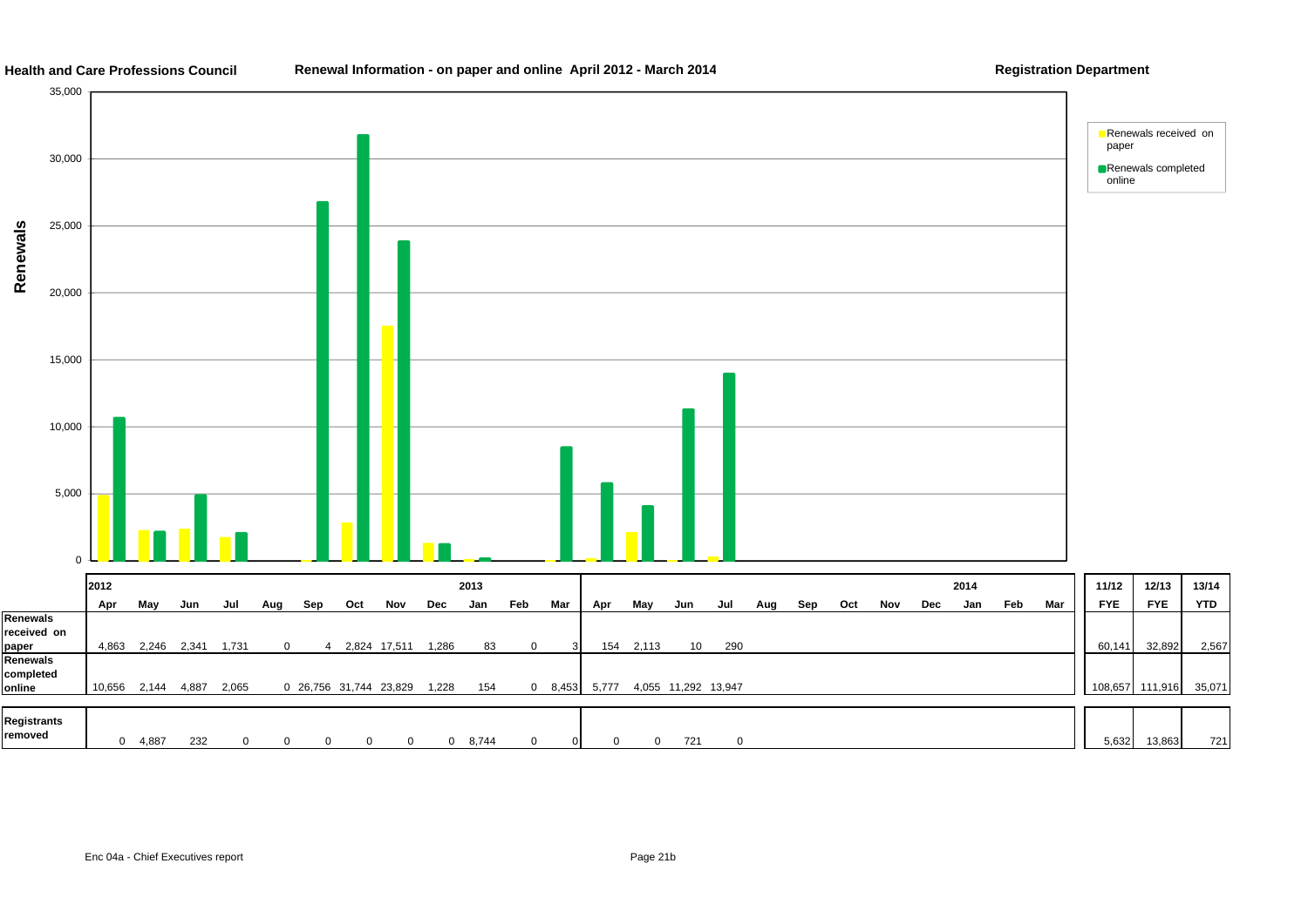**Health and Care Professions Council** **Renewal Information - on paper and online April 2012 - March 2014** **Registration Department**

| | 2012 Apr | May | Jun | Jul | Aug | Sep | Oct | Nov | Dec | 2013 Jan | Feb | Mar | Apr | May | Jun | Jul | Aug | Sep | Oct | Nov | Dec | 2014 Jan | Feb | Mar | 11/12 FYE | 12/13 FYE | 13/14 YTD |
|---|---|---|---|---|---|---|---|---|---|---|---|---|---|---|---|---|---|---|---|---|---|---|---|---|---|---|---|
| Renewals received on paper | 4,863 | 2,246 | 2,341 | 1,731 | 0 | 4 | 2,824 | 17,511 | 1,286 | 83 | 0 | 3 | 154 | 2,113 | 10 | 290 | | | | | | | | | 60,141 | 32,892 | 2,567 |
| Renewals completed online | 10,656 | 2,144 | 4,887 | 2,065 | 0 | 26,756 | 31,744 | 23,829 | 1,228 | 154 | 0 | 8,453 | 5,777 | 4,055 | 11,292 | 13,947 | | | | | | | | | 108,657 | 111,916 | 35,071 |
| Registrants removed | 0 | 4,887 | 232 | 0 | 0 | 0 | 0 | 0 | 0 | 8,744 | 0 | 0 | 0 | 0 | 721 | 0 | | | | | | | | | 5,632 | 13,863 | 721 |

Enc 04a - Chief Executives report

Page 21b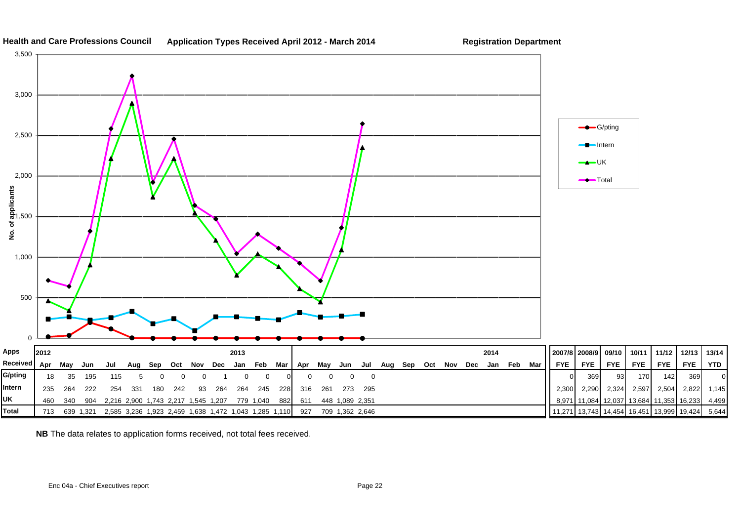**Health and Care Professions Council** **Application Types Received April 2012 - March 2014** **Registration Department**

| Apps | 2012 | | | | | | | | | 2013 | | | | | | | | | | | | | 2014 | | | | | | | | | | |
|---|---|---|---|---|---|---|---|---|---|---|---|---|---|---|---|---|---|---|---|---|---|---|---|---|---|---|---|---|---|---|---|---|---|
| **Received** | Apr | May | Jun | Jul | Aug | Sep | Oct | Nov | Dec | Jan | Feb | Mar | Apr | May | Jun | Jul | Aug | Sep | Oct | Nov | Dec | Jan | Feb | Mar | **2007/8** FYE | **2008/9** FYE | **09/10** FYE | **10/11** FYE | **11/12** FYE | **12/13** FYE | **13/14** YTD |
| **G/pting** | 18 | 35 | 195 | 115 | 5 | 0 | 0 | 0 | 1 | 0 | 0 | 0 | 0 | 0 | 0 | 0 | | | | | | | | | 0 | 369 | 93 | 170 | 142 | 369 | 0 |
| **Intern** | 235 | 264 | 222 | 254 | 331 | 180 | 242 | 93 | 264 | 264 | 245 | 228 | 316 | 261 | 273 | 295 | | | | | | | | | 2,300 | 2,290 | 2,324 | 2,597 | 2,504 | 2,822 | 1,145 |
| **UK** | 460 | 340 | 904 | 2,216 | 2,900 | 1,743 | 2,217 | 1,545 | 1,207 | 779 | 1,040 | 882 | 611 | 448 | 1,089 | 2,351 | | | | | | | | | 8,971 | 11,084 | 12,037 | 13,684 | 11,353 | 16,233 | 4,499 |
| **Total** | 713 | 639 | 1,321 | 2,585 | 3,236 | 1,923 | 2,459 | 1,638 | 1,472 | 1,043 | 1,285 | 1,110 | 927 | 709 | 1,362 | 2,646 | | | | | | | | | 11,271 | 13,743 | 14,454 | 16,451 | 13,999 | 19,424 | 5,644 |

**NB** The data relates to application forms received, not total fees received.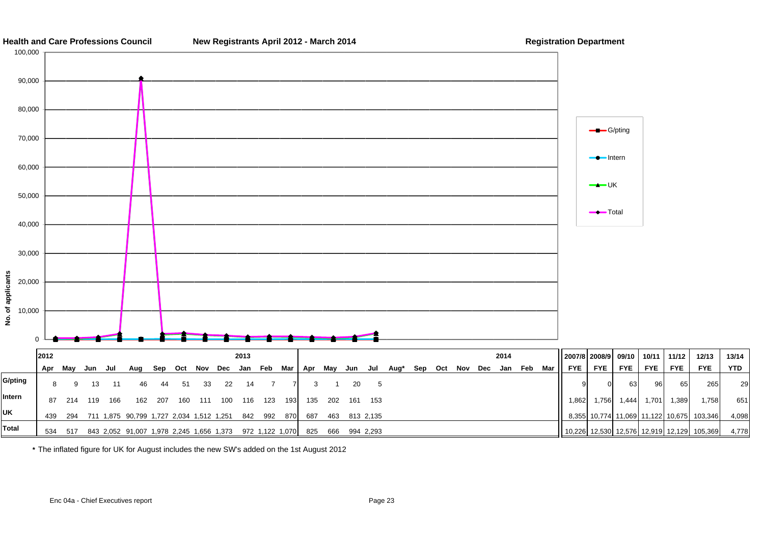**Health and Care Professions Council** **New Registrants April 2012 - March 2014** **Registration Department**

| | 2012 Apr | May | Jun | Jul | Aug | Sep | Oct | Nov | Dec | 2013 Jan | Feb | Mar | Apr | May | Jun | Jul | Aug* | Sep | Oct | Nov | Dec | 2014 Jan | Feb | Mar | 2007/8 FYE | 2008/9 FYE | 09/10 FYE | 10/11 FYE | 11/12 FYE | 12/13 FYE | 13/14 YTD |
|---|---|---|---|---|---|---|---|---|---|---|---|---|---|---|---|---|---|---|---|---|---|---|---|---|---|---|---|---|---|---|---|
| G/pting | 8 | 9 | 13 | 11 | 46 | 44 | 51 | 33 | 22 | 14 | 7 | 7 | 3 | 1 | 20 | 5 | | | | | | | | | 9 | 0 | 63 | 96 | 65 | 265 | 29 |
| Intern | 87 | 214 | 119 | 166 | 162 | 207 | 160 | 111 | 100 | 116 | 123 | 193 | 135 | 202 | 161 | 153 | | | | | | | | | 1,862 | 1,756 | 1,444 | 1,701 | 1,389 | 1,758 | 651 |
| UK | 439 | 294 | 711 | 1,875 | 90,799 | 1,727 | 2,034 | 1,512 | 1,251 | 842 | 992 | 870 | 687 | 463 | 813 | 2,135 | | | | | | | | | 8,355 | 10,774 | 11,069 | 11,122 | 10,675 | 103,346 | 4,098 |
| Total | 534 | 517 | 843 | 2,052 | 91,007 | 1,978 | 2,245 | 1,656 | 1,373 | 972 | 1,122 | 1,070 | 825 | 666 | 994 | 2,293 | | | | | | | | | 10,226 | 12,530 | 12,576 | 12,919 | 12,129 | 105,369 | 4,778 |

* The inflated figure for UK for August includes the new SW's added on the 1st August 2012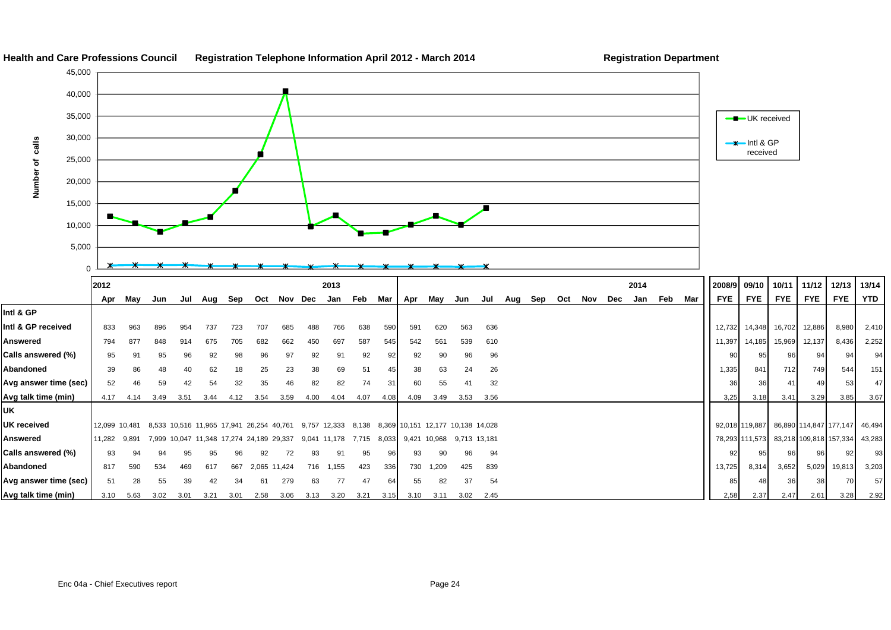**Health and Care Professions Council** **Registration Telephone Information April 2012 - March 2014** **Registration Department**

| | 2012 Apr | May | Jun | Jul | Aug | Sep | Oct | Nov | Dec | 2013 Jan | Feb | Mar | Apr | May | Jun | Jul | Aug | Sep | Oct | Nov | Dec | 2014 Jan | Feb | Mar | 2008/9 FYE | 09/10 FYE | 10/11 FYE | 11/12 FYE | 12/13 FYE | 13/14 YTD |
|---|---|---|---|---|---|---|---|---|---|---|---|---|---|---|---|---|---|---|---|---|---|---|---|---|---|---|---|---|---|---|
| **Intl & GP** | | | | | | | | | | | | | | | | | | | | | | | | | | | | | | |
| **Intl & GP received** | 833 | 963 | 896 | 954 | 737 | 723 | 707 | 685 | 488 | 766 | 638 | 590 | 591 | 620 | 563 | 636 | | | | | | | | | 12,732 | 14,348 | 16,702 | 12,886 | 8,980 | 2,410 |
| **Answered** | 794 | 877 | 848 | 914 | 675 | 705 | 682 | 662 | 450 | 697 | 587 | 545 | 542 | 561 | 539 | 610 | | | | | | | | | 11,397 | 14,185 | 15,969 | 12,137 | 8,436 | 2,252 |
| **Calls answered (%)** | 95 | 91 | 95 | 96 | 92 | 98 | 96 | 97 | 92 | 91 | 92 | 92 | 92 | 90 | 96 | 96 | | | | | | | | | 90 | 95 | 96 | 94 | 94 | 94 |
| **Abandoned** | 39 | 86 | 48 | 40 | 62 | 18 | 25 | 23 | 38 | 69 | 51 | 45 | 38 | 63 | 24 | 26 | | | | | | | | | 1,335 | 841 | 712 | 749 | 544 | 151 |
| **Avg answer time (sec)** | 52 | 46 | 59 | 42 | 54 | 32 | 35 | 46 | 82 | 82 | 74 | 31 | 60 | 55 | 41 | 32 | | | | | | | | | 36 | 36 | 41 | 49 | 53 | 47 |
| **Avg talk time (min)** | 4.17 | 4.14 | 3.49 | 3.51 | 3.44 | 4.12 | 3.54 | 3.59 | 4.00 | 4.04 | 4.07 | 4.08 | 4.09 | 3.49 | 3.53 | 3.56 | | | | | | | | | 3,25 | 3.18 | 3.41 | 3.29 | 3.85 | 3.67 |
| **UK** | | | | | | | | | | | | | | | | | | | | | | | | | | | | | | |
| **UK received** | 12,099 | 10,481 | 8,533 | 10,516 | 11,965 | 17,941 | 26,254 | 40,761 | 9,757 | 12,333 | 8,138 | 8,369 | 10,151 | 12,177 | 10,138 | 14,028 | | | | | | | | | 92,018 | 119,887 | 86,890 | 114,847 | 177,147 | 46,494 |
| **Answered** | 11,282 | 9,891 | 7,999 | 10,047 | 11,348 | 17,274 | 24,189 | 29,337 | 9,041 | 11,178 | 7,715 | 8,033 | 9,421 | 10,968 | 9,713 | 13,181 | | | | | | | | | 78,293 | 111,573 | 83,218 | 109,818 | 157,334 | 43,283 |
| **Calls answered (%)** | 93 | 94 | 94 | 95 | 95 | 96 | 92 | 72 | 93 | 91 | 95 | 96 | 93 | 90 | 96 | 94 | | | | | | | | | 92 | 95 | 96 | 96 | 92 | 93 |
| **Abandoned** | 817 | 590 | 534 | 469 | 617 | 667 | 2,065 | 11,424 | 716 | 1,155 | 423 | 336 | 730 | 1,209 | 425 | 839 | | | | | | | | | 13,725 | 8,314 | 3,652 | 5,029 | 19,813 | 3,203 |
| **Avg answer time (sec)** | 51 | 28 | 55 | 39 | 42 | 34 | 61 | 279 | 63 | 77 | 47 | 64 | 55 | 82 | 37 | 54 | | | | | | | | | 85 | 48 | 36 | 38 | 70 | 57 |
| **Avg talk time (min)** | 3.10 | 5.63 | 3.02 | 3.01 | 3.21 | 3.01 | 2.58 | 3.06 | 3.13 | 3.20 | 3.21 | 3.15 | 3.10 | 3.11 | 3.02 | 2.45 | | | | | | | | | 2,58 | 2.37 | 2.47 | 2.61 | 3.28 | 2.92 |

Enc 04a - Chief Executives report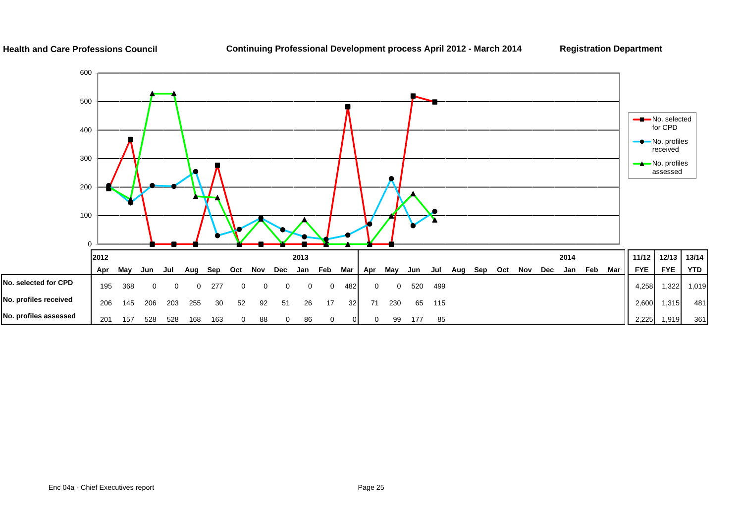**Health and Care Professions Council** **Continuing Professional Development process April 2012 - March 2014** **Registration Department**

| | 2012 | | | | | | | | | 2013 | | | | | | | | | | | | 2014 | | | 11/12 | 12/13 | 13/14 |
|---|---|---|---|---|---|---|---|---|---|---|---|---|---|---|---|---|---|---|---|---|---|---|---|---|---|---|---|
| | Apr | May | Jun | Jul | Aug | Sep | Oct | Nov | Dec | Jan | Feb | Mar | Apr | May | Jun | Jul | Aug | Sep | Oct | Nov | Dec | Jan | Feb | Mar | FYE | FYE | YTD |
| No. selected for CPD | 195 | 368 | 0 | 0 | 0 | 277 | 0 | 0 | 0 | 0 | 0 | 482 | 0 | 0 | 520 | 499 | | | | | | | | | 4,258 | 1,322 | 1,019 |
| No. profiles received | 206 | 145 | 206 | 203 | 255 | 30 | 52 | 92 | 51 | 26 | 17 | 32 | 71 | 230 | 65 | 115 | | | | | | | | | 2,600 | 1,315 | 481 |
| No. profiles assessed | 201 | 157 | 528 | 528 | 168 | 163 | 0 | 88 | 0 | 86 | 0 | 0 | 0 | 99 | 177 | 85 | | | | | | | | | 2,225 | 1,919 | 361 |

Enc 04a - Chief Executives report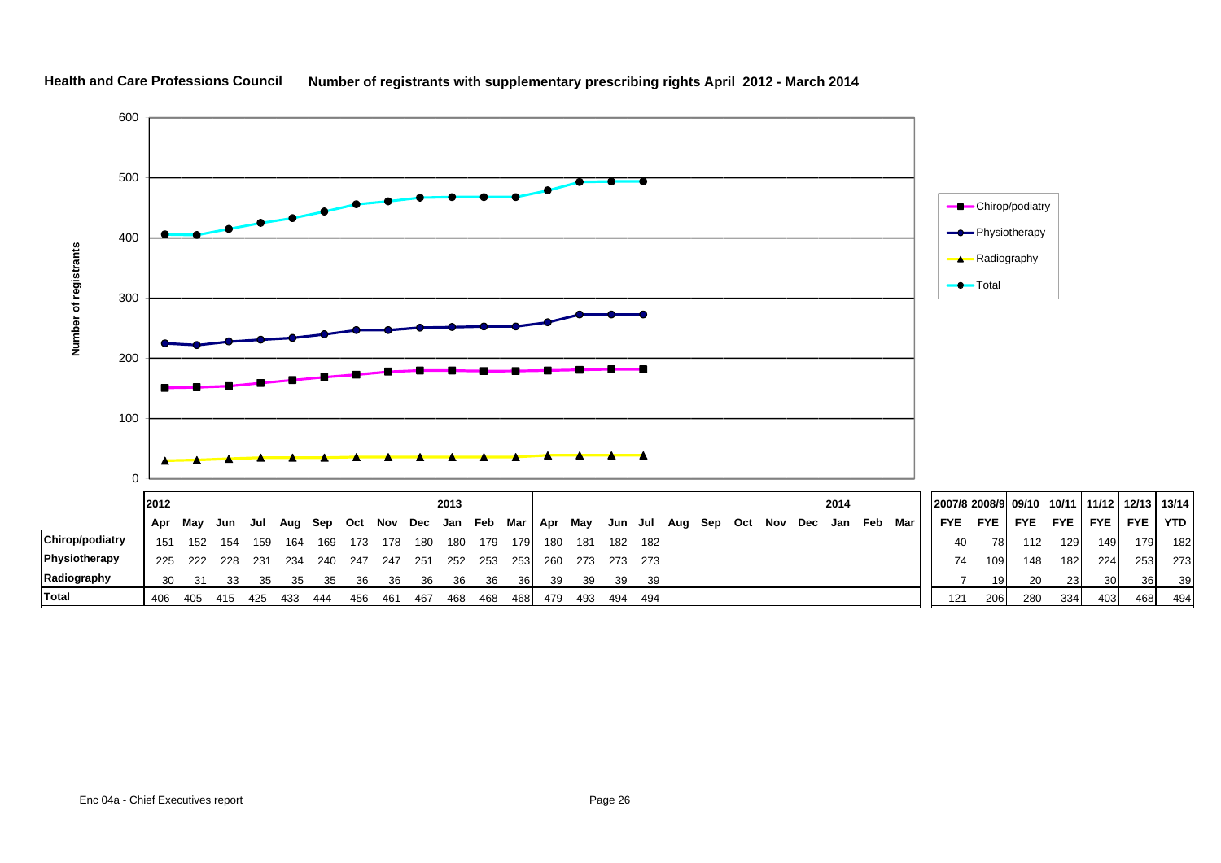**Health and Care Professions Council** **Number of registrants with supplementary prescribing rights April 2012 - March 2014**

Number of registrants

600
500
400
300
200
100
0

Chirop/podiatry
Physiotherapy
Radiography
Total

| | 2012 | | | | | | | | | 2013 | | | | | | | | | | | | | 2014 | | | | | | | | | | |
|---|---|---|---|---|---|---|---|---|---|---|---|---|---|---|---|---|---|---|---|---|---|---|---|---|---|---|---|---|---|---|---|---|---|
| | Apr | May | Jun | Jul | Aug | Sep | Oct | Nov | Dec | Jan | Feb | Mar | Apr | May | Jun | Jul | Aug | Sep | Oct | Nov | Dec | Jan | Feb | Mar | 2007/8 FYE | 2008/9 FYE | 09/10 FYE | 10/11 FYE | 11/12 FYE | 12/13 FYE | 13/14 YTD |
| **Chirop/podiatry** | 151 | 152 | 154 | 159 | 164 | 169 | 173 | 178 | 180 | 180 | 179 | 179 | 180 | 181 | 182 | 182 | | | | | | | | | 40 | 78 | 112 | 129 | 149 | 179 | 182 |
| **Physiotherapy** | 225 | 222 | 228 | 231 | 234 | 240 | 247 | 247 | 251 | 252 | 253 | 253 | 260 | 273 | 273 | 273 | | | | | | | | | 74 | 109 | 148 | 182 | 224 | 253 | 273 |
| **Radiography** | 30 | 31 | 33 | 35 | 35 | 35 | 36 | 36 | 36 | 36 | 36 | 36 | 39 | 39 | 39 | 39 | | | | | | | | | 7 | 19 | 20 | 23 | 30 | 36 | 39 |
| **Total** | 406 | 405 | 415 | 425 | 433 | 444 | 456 | 461 | 467 | 468 | 468 | 468 | 479 | 493 | 494 | 494 | | | | | | | | | 121 | 206 | 280 | 334 | 403 | 468 | 494 |

Enc 04a - Chief Executives report